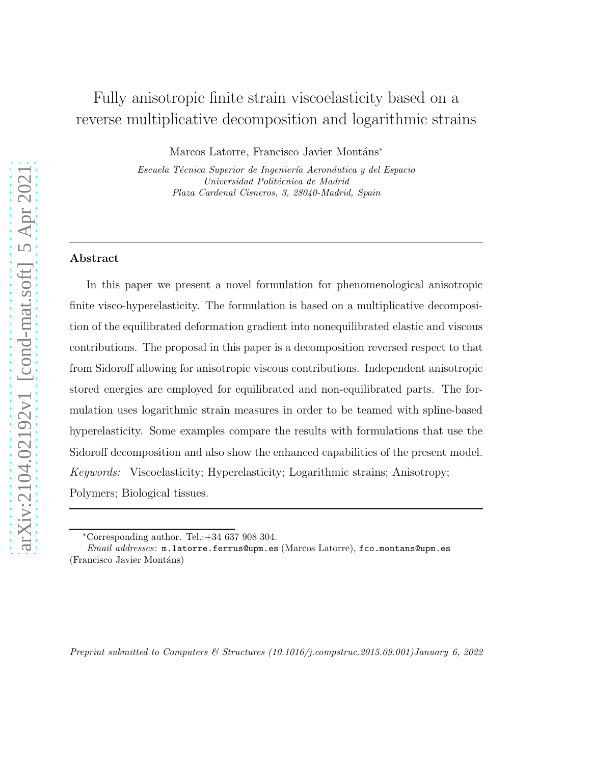# Fully anisotropic finite strain viscoelasticity based on a reverse multiplicative decomposition and logarithmic strains

Marcos Latorre, Francisco Javier Montáns*

*Escuela Técnica Superior de Ingeniería Aeronáutica y del Espacio*
*Universidad Politécnica de Madrid*
*Plaza Cardenal Cisneros, 3, 28040-Madrid, Spain*

---

## Abstract

In this paper we present a novel formulation for phenomenological anisotropic finite visco-hyperelasticity. The formulation is based on a multiplicative decomposition of the equilibrated deformation gradient into nonequilibrated elastic and viscous contributions. The proposal in this paper is a decomposition reversed respect to that from Sidoroff allowing for anisotropic viscous contributions. Independent anisotropic stored energies are employed for equilibrated and non-equilibrated parts. The formulation uses logarithmic strain measures in order to be teamed with spline-based hyperelasticity. Some examples compare the results with formulations that use the Sidoroff decomposition and also show the enhanced capabilities of the present model.

*Keywords:* Viscoelasticity; Hyperelasticity; Logarithmic strains; Anisotropy; Polymers; Biological tissues.

---

*Corresponding author. Tel.:+34 637 908 304.
*Email addresses:* m.latorre.ferrus@upm.es (Marcos Latorre), fco.montans@upm.es (Francisco Javier Montáns)

*Preprint submitted to Computers & Structures (10.1016/j.compstruc.2015.09.001) January 6, 2022*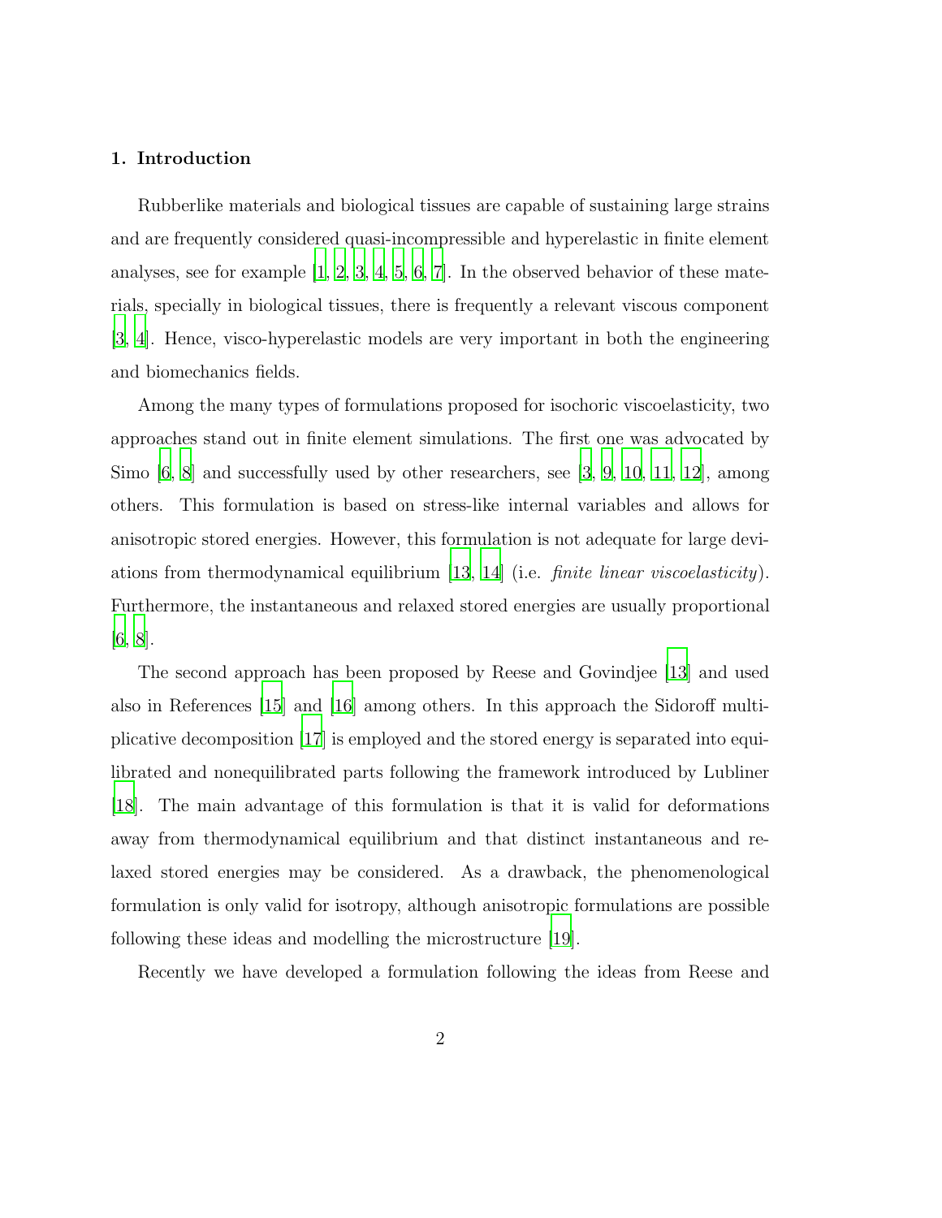## 1. Introduction

Rubberlike materials and biological tissues are capable of sustaining large strains and are frequently considered quasi-incompressible and hyperelastic in finite element analyses, see for example [1, 2, 3, 4, 5, 6, 7]. In the observed behavior of these materials, specially in biological tissues, there is frequently a relevant viscous component [3, 4]. Hence, visco-hyperelastic models are very important in both the engineering and biomechanics fields.

Among the many types of formulations proposed for isochoric viscoelasticity, two approaches stand out in finite element simulations. The first one was advocated by Simo [6, 8] and successfully used by other researchers, see [3, 9, 10, 11, 12], among others. This formulation is based on stress-like internal variables and allows for anisotropic stored energies. However, this formulation is not adequate for large deviations from thermodynamical equilibrium [13, 14] (i.e. *finite linear viscoelasticity*). Furthermore, the instantaneous and relaxed stored energies are usually proportional [6, 8].

The second approach has been proposed by Reese and Govindjee [13] and used also in References [15] and [16] among others. In this approach the Sidoroff multiplicative decomposition [17] is employed and the stored energy is separated into equilibrated and nonequilibrated parts following the framework introduced by Lubliner [18]. The main advantage of this formulation is that it is valid for deformations away from thermodynamical equilibrium and that distinct instantaneous and relaxed stored energies may be considered. As a drawback, the phenomenological formulation is only valid for isotropy, although anisotropic formulations are possible following these ideas and modelling the microstructure [19].

Recently we have developed a formulation following the ideas from Reese and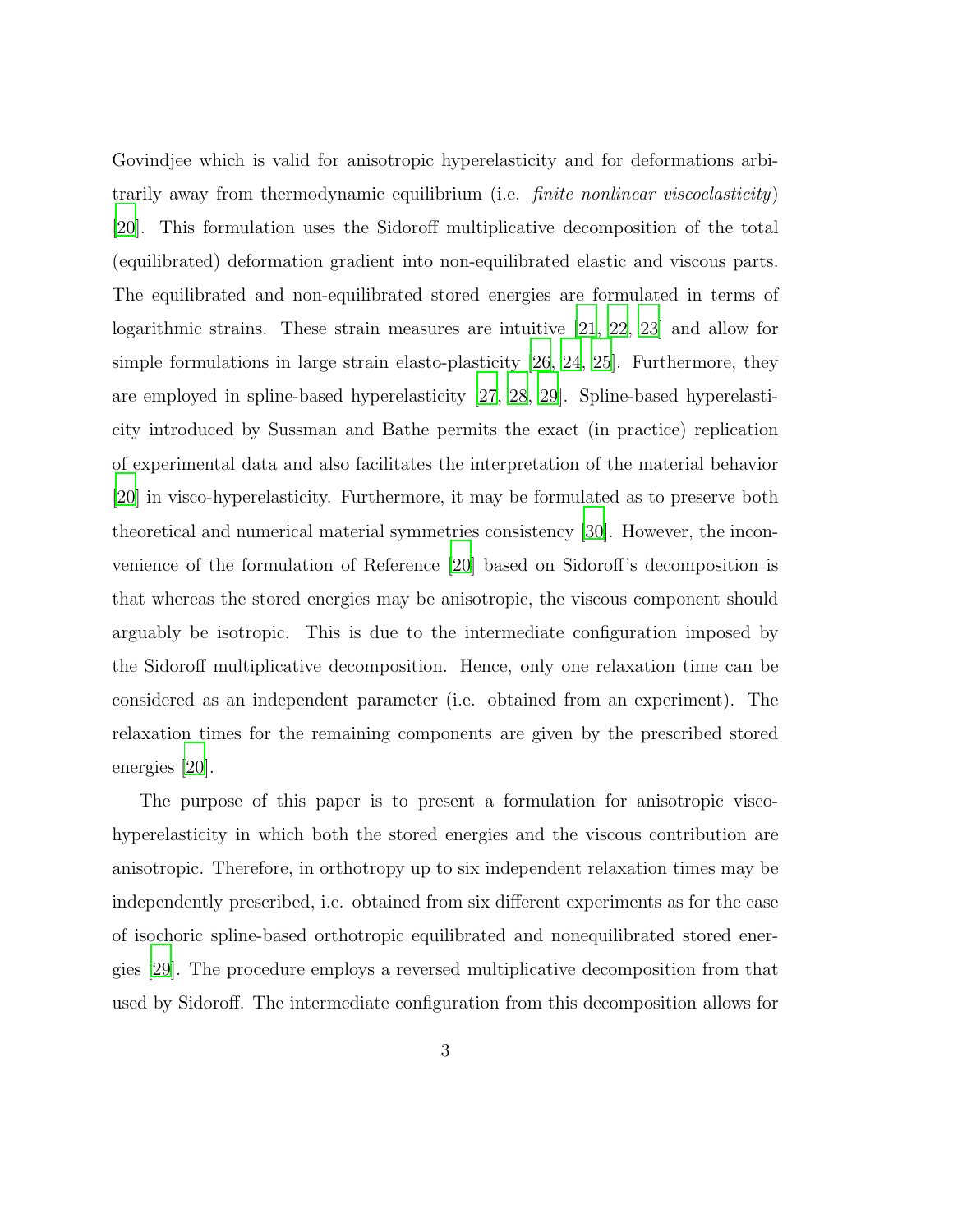Govindjee which is valid for anisotropic hyperelasticity and for deformations arbitrarily away from thermodynamic equilibrium (i.e. *finite nonlinear viscoelasticity*) [20]. This formulation uses the Sidoroff multiplicative decomposition of the total (equilibrated) deformation gradient into non-equilibrated elastic and viscous parts. The equilibrated and non-equilibrated stored energies are formulated in terms of logarithmic strains. These strain measures are intuitive [21, 22, 23] and allow for simple formulations in large strain elasto-plasticity [26, 24, 25]. Furthermore, they are employed in spline-based hyperelasticity [27, 28, 29]. Spline-based hyperelasticity introduced by Sussman and Bathe permits the exact (in practice) replication of experimental data and also facilitates the interpretation of the material behavior [20] in visco-hyperelasticity. Furthermore, it may be formulated as to preserve both theoretical and numerical material symmetries consistency [30]. However, the inconvenience of the formulation of Reference [20] based on Sidoroff's decomposition is that whereas the stored energies may be anisotropic, the viscous component should arguably be isotropic. This is due to the intermediate configuration imposed by the Sidoroff multiplicative decomposition. Hence, only one relaxation time can be considered as an independent parameter (i.e. obtained from an experiment). The relaxation times for the remaining components are given by the prescribed stored energies [20].

The purpose of this paper is to present a formulation for anisotropic visco-hyperelasticity in which both the stored energies and the viscous contribution are anisotropic. Therefore, in orthotropy up to six independent relaxation times may be independently prescribed, i.e. obtained from six different experiments as for the case of isochoric spline-based orthotropic equilibrated and nonequilibrated stored energies [29]. The procedure employs a reversed multiplicative decomposition from that used by Sidoroff. The intermediate configuration from this decomposition allows for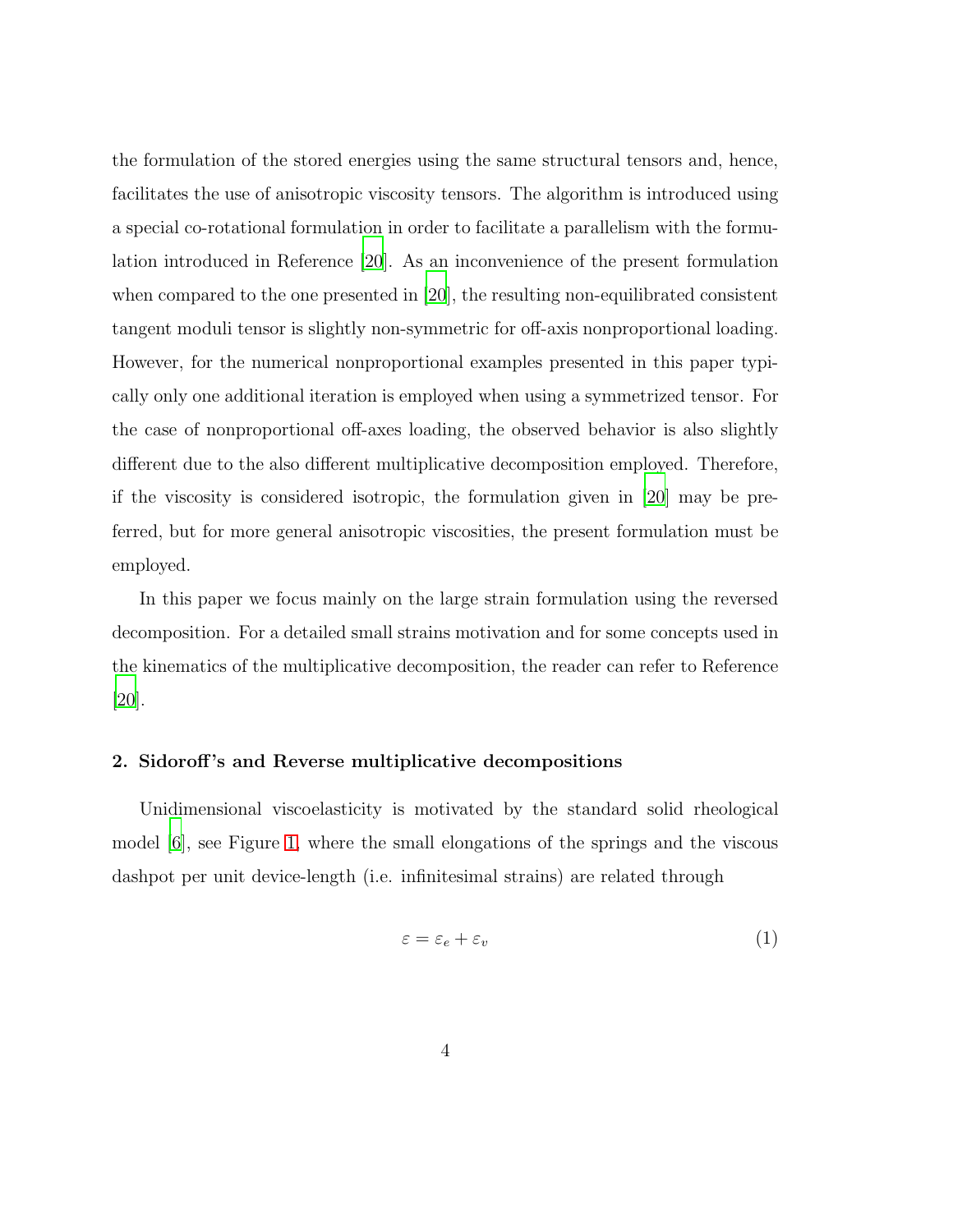the formulation of the stored energies using the same structural tensors and, hence, facilitates the use of anisotropic viscosity tensors. The algorithm is introduced using a special co-rotational formulation in order to facilitate a parallelism with the formulation introduced in Reference [20]. As an inconvenience of the present formulation when compared to the one presented in [20], the resulting non-equilibrated consistent tangent moduli tensor is slightly non-symmetric for off-axis nonproportional loading. However, for the numerical nonproportional examples presented in this paper typically only one additional iteration is employed when using a symmetrized tensor. For the case of nonproportional off-axes loading, the observed behavior is also slightly different due to the also different multiplicative decomposition employed. Therefore, if the viscosity is considered isotropic, the formulation given in [20] may be preferred, but for more general anisotropic viscosities, the present formulation must be employed.

In this paper we focus mainly on the large strain formulation using the reversed decomposition. For a detailed small strains motivation and for some concepts used in the kinematics of the multiplicative decomposition, the reader can refer to Reference [20].

## 2. Sidoroff's and Reverse multiplicative decompositions

Unidimensional viscoelasticity is motivated by the standard solid rheological model [6], see Figure 1, where the small elongations of the springs and the viscous dashpot per unit device-length (i.e. infinitesimal strains) are related through

$$\varepsilon = \varepsilon_e + \varepsilon_v \tag{1}$$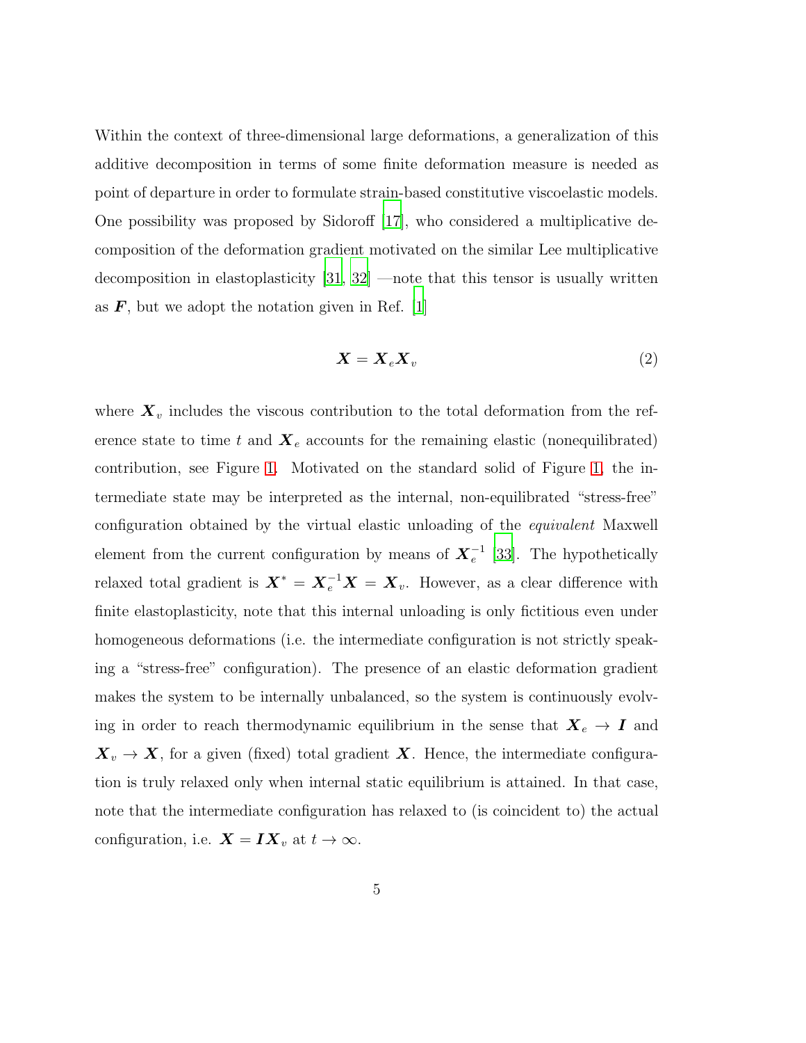Within the context of three-dimensional large deformations, a generalization of this additive decomposition in terms of some finite deformation measure is needed as point of departure in order to formulate strain-based constitutive viscoelastic models. One possibility was proposed by Sidoroff [17], who considered a multiplicative decomposition of the deformation gradient motivated on the similar Lee multiplicative decomposition in elastoplasticity [31, 32] —note that this tensor is usually written as $\boldsymbol{F}$, but we adopt the notation given in Ref. [1]

$$\boldsymbol{X} = \boldsymbol{X}_e \boldsymbol{X}_v \tag{2}$$

where $\boldsymbol{X}_v$ includes the viscous contribution to the total deformation from the reference state to time $t$ and $\boldsymbol{X}_e$ accounts for the remaining elastic (nonequilibrated) contribution, see Figure 1. Motivated on the standard solid of Figure 1, the intermediate state may be interpreted as the internal, non-equilibrated "stress-free" configuration obtained by the virtual elastic unloading of the *equivalent* Maxwell element from the current configuration by means of $\boldsymbol{X}_e^{-1}$ [33]. The hypothetically relaxed total gradient is $\boldsymbol{X}^* = \boldsymbol{X}_e^{-1}\boldsymbol{X} = \boldsymbol{X}_v$. However, as a clear difference with finite elastoplasticity, note that this internal unloading is only fictitious even under homogeneous deformations (i.e. the intermediate configuration is not strictly speaking a "stress-free" configuration). The presence of an elastic deformation gradient makes the system to be internally unbalanced, so the system is continuously evolving in order to reach thermodynamic equilibrium in the sense that $\boldsymbol{X}_e \to \boldsymbol{I}$ and $\boldsymbol{X}_v \to \boldsymbol{X}$, for a given (fixed) total gradient $\boldsymbol{X}$. Hence, the intermediate configuration is truly relaxed only when internal static equilibrium is attained. In that case, note that the intermediate configuration has relaxed to (is coincident to) the actual configuration, i.e. $\boldsymbol{X} = \boldsymbol{I}\boldsymbol{X}_v$ at $t \to \infty$.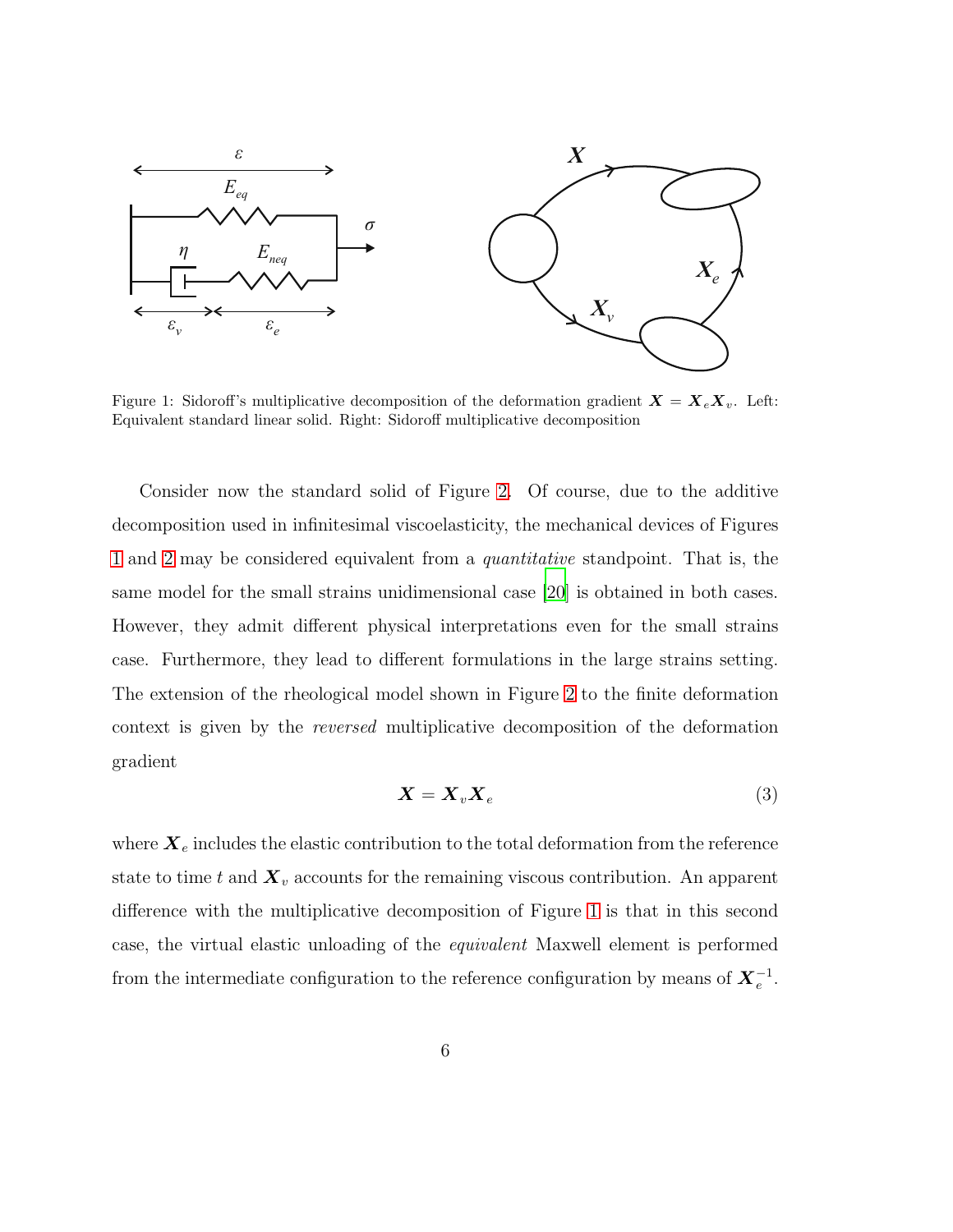Figure 1: Sidoroff's multiplicative decomposition of the deformation gradient $\boldsymbol{X} = \boldsymbol{X}_e \boldsymbol{X}_v$. Left: Equivalent standard linear solid. Right: Sidoroff multiplicative decomposition

Consider now the standard solid of Figure 2. Of course, due to the additive decomposition used in infinitesimal viscoelasticity, the mechanical devices of Figures 1 and 2 may be considered equivalent from a *quantitative* standpoint. That is, the same model for the small strains unidimensional case [20] is obtained in both cases. However, they admit different physical interpretations even for the small strains case. Furthermore, they lead to different formulations in the large strains setting. The extension of the rheological model shown in Figure 2 to the finite deformation context is given by the *reversed* multiplicative decomposition of the deformation gradient

$$\boldsymbol{X} = \boldsymbol{X}_v \boldsymbol{X}_e \tag{3}$$

where $\boldsymbol{X}_e$ includes the elastic contribution to the total deformation from the reference state to time $t$ and $\boldsymbol{X}_v$ accounts for the remaining viscous contribution. An apparent difference with the multiplicative decomposition of Figure 1 is that in this second case, the virtual elastic unloading of the *equivalent* Maxwell element is performed from the intermediate configuration to the reference configuration by means of $\boldsymbol{X}_e^{-1}$.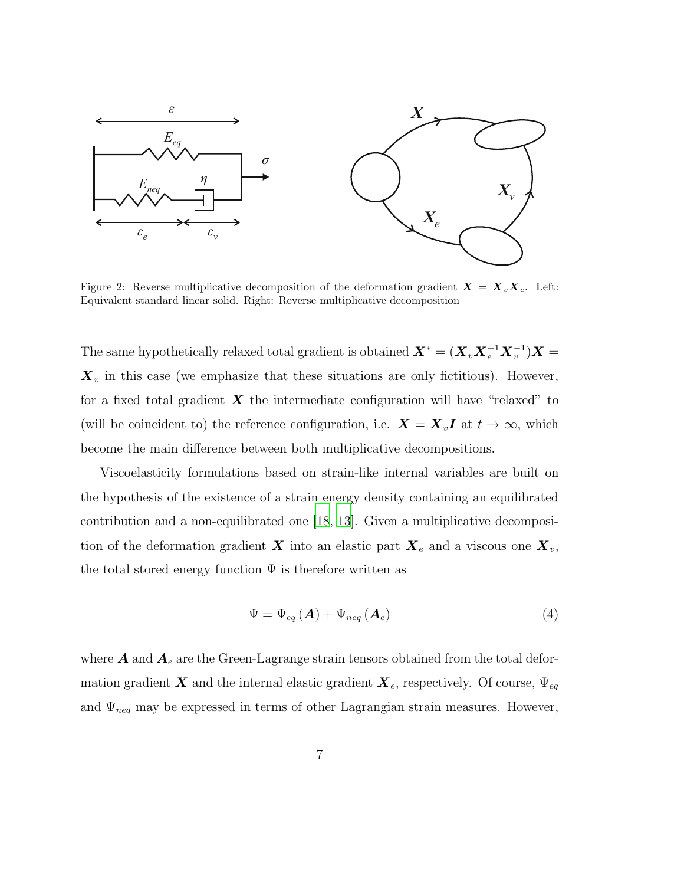Figure 2: Reverse multiplicative decomposition of the deformation gradient $\boldsymbol{X} = \boldsymbol{X}_v \boldsymbol{X}_e$. Left: Equivalent standard linear solid. Right: Reverse multiplicative decomposition

The same hypothetically relaxed total gradient is obtained $\boldsymbol{X}^* = (\boldsymbol{X}_v \boldsymbol{X}_e^{-1} \boldsymbol{X}_v^{-1})\boldsymbol{X} = \boldsymbol{X}_v$ in this case (we emphasize that these situations are only fictitious). However, for a fixed total gradient $\boldsymbol{X}$ the intermediate configuration will have "relaxed" to (will be coincident to) the reference configuration, i.e. $\boldsymbol{X} = \boldsymbol{X}_v \boldsymbol{I}$ at $t \to \infty$, which become the main difference between both multiplicative decompositions.

Viscoelasticity formulations based on strain-like internal variables are built on the hypothesis of the existence of a strain energy density containing an equilibrated contribution and a non-equilibrated one [18, 13]. Given a multiplicative decomposition of the deformation gradient $\boldsymbol{X}$ into an elastic part $\boldsymbol{X}_e$ and a viscous one $\boldsymbol{X}_v$, the total stored energy function $\Psi$ is therefore written as

$$\Psi = \Psi_{eq}\left(\boldsymbol{A}\right) + \Psi_{neq}\left(\boldsymbol{A}_e\right) \tag{4}$$

where $\boldsymbol{A}$ and $\boldsymbol{A}_e$ are the Green-Lagrange strain tensors obtained from the total deformation gradient $\boldsymbol{X}$ and the internal elastic gradient $\boldsymbol{X}_e$, respectively. Of course, $\Psi_{eq}$ and $\Psi_{neq}$ may be expressed in terms of other Lagrangian strain measures. However,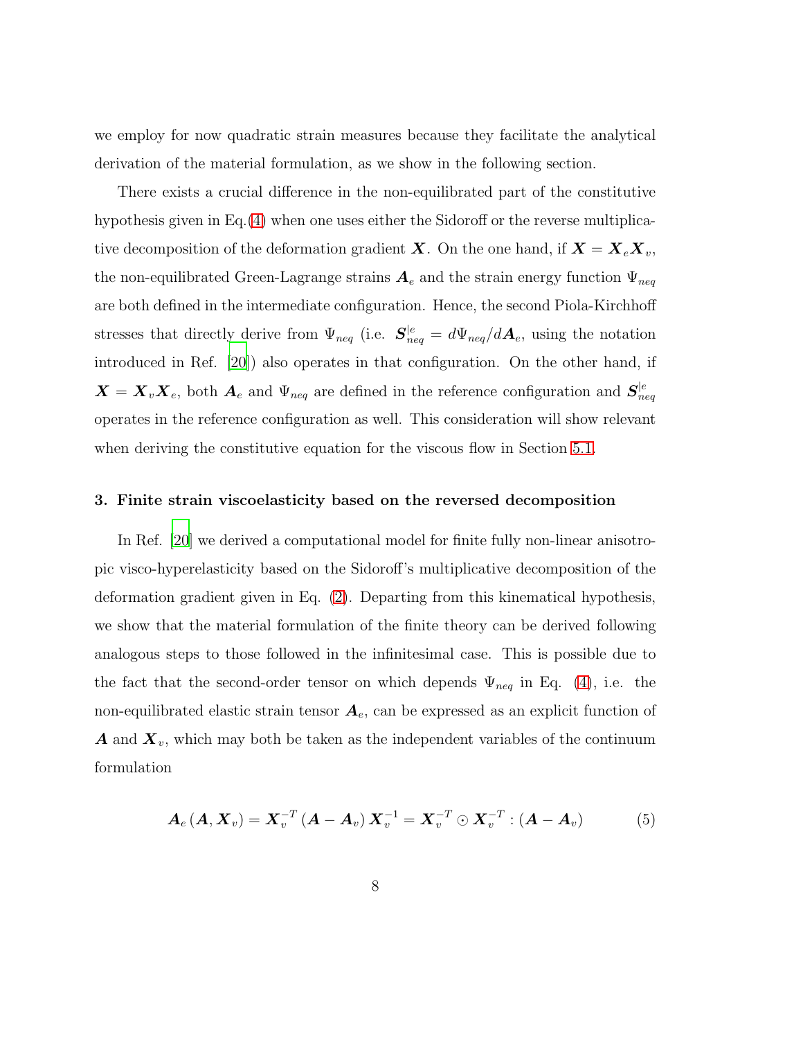we employ for now quadratic strain measures because they facilitate the analytical derivation of the material formulation, as we show in the following section.

There exists a crucial difference in the non-equilibrated part of the constitutive hypothesis given in Eq.(4) when one uses either the Sidoroff or the reverse multiplicative decomposition of the deformation gradient $\boldsymbol{X}$. On the one hand, if $\boldsymbol{X} = \boldsymbol{X}_e \boldsymbol{X}_v$, the non-equilibrated Green-Lagrange strains $\boldsymbol{A}_e$ and the strain energy function $\Psi_{neq}$ are both defined in the intermediate configuration. Hence, the second Piola-Kirchhoff stresses that directly derive from $\Psi_{neq}$ (i.e. $\boldsymbol{S}_{neq}^{|e} = d\Psi_{neq}/d\boldsymbol{A}_e$, using the notation introduced in Ref. [20]) also operates in that configuration. On the other hand, if $\boldsymbol{X} = \boldsymbol{X}_v \boldsymbol{X}_e$, both $\boldsymbol{A}_e$ and $\Psi_{neq}$ are defined in the reference configuration and $\boldsymbol{S}_{neq}^{|e}$ operates in the reference configuration as well. This consideration will show relevant when deriving the constitutive equation for the viscous flow in Section 5.1.

## 3. Finite strain viscoelasticity based on the reversed decomposition

In Ref. [20] we derived a computational model for finite fully non-linear anisotropic visco-hyperelasticity based on the Sidoroff's multiplicative decomposition of the deformation gradient given in Eq. (2). Departing from this kinematical hypothesis, we show that the material formulation of the finite theory can be derived following analogous steps to those followed in the infinitesimal case. This is possible due to the fact that the second-order tensor on which depends $\Psi_{neq}$ in Eq. (4), i.e. the non-equilibrated elastic strain tensor $\boldsymbol{A}_e$, can be expressed as an explicit function of $\boldsymbol{A}$ and $\boldsymbol{X}_v$, which may both be taken as the independent variables of the continuum formulation

$$\boldsymbol{A}_e(\boldsymbol{A}, \boldsymbol{X}_v) = \boldsymbol{X}_v^{-T}(\boldsymbol{A} - \boldsymbol{A}_v)\boldsymbol{X}_v^{-1} = \boldsymbol{X}_v^{-T} \odot \boldsymbol{X}_v^{-T} : (\boldsymbol{A} - \boldsymbol{A}_v) \tag{5}$$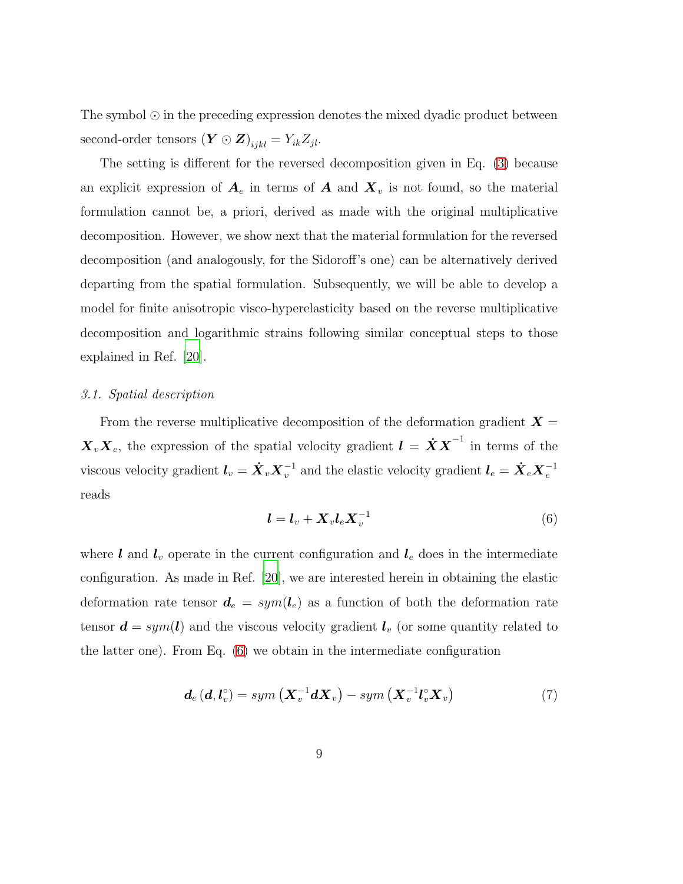The symbol $\odot$ in the preceding expression denotes the mixed dyadic product between second-order tensors $(\boldsymbol{Y} \odot \boldsymbol{Z})_{ijkl} = Y_{ik} Z_{jl}$.

The setting is different for the reversed decomposition given in Eq. (3) because an explicit expression of $\boldsymbol{A}_e$ in terms of $\boldsymbol{A}$ and $\boldsymbol{X}_v$ is not found, so the material formulation cannot be, a priori, derived as made with the original multiplicative decomposition. However, we show next that the material formulation for the reversed decomposition (and analogously, for the Sidoroff's one) can be alternatively derived departing from the spatial formulation. Subsequently, we will be able to develop a model for finite anisotropic visco-hyperelasticity based on the reverse multiplicative decomposition and logarithmic strains following similar conceptual steps to those explained in Ref. [20].

### 3.1. Spatial description

From the reverse multiplicative decomposition of the deformation gradient $\boldsymbol{X} = \boldsymbol{X}_v \boldsymbol{X}_e$, the expression of the spatial velocity gradient $\boldsymbol{l} = \dot{\boldsymbol{X}} \boldsymbol{X}^{-1}$ in terms of the viscous velocity gradient $\boldsymbol{l}_v = \dot{\boldsymbol{X}}_v \boldsymbol{X}_v^{-1}$ and the elastic velocity gradient $\boldsymbol{l}_e = \dot{\boldsymbol{X}}_e \boldsymbol{X}_e^{-1}$ reads

$$\boldsymbol{l} = \boldsymbol{l}_v + \boldsymbol{X}_v \boldsymbol{l}_e \boldsymbol{X}_v^{-1} \tag{6}$$

where $\boldsymbol{l}$ and $\boldsymbol{l}_v$ operate in the current configuration and $\boldsymbol{l}_e$ does in the intermediate configuration. As made in Ref. [20], we are interested herein in obtaining the elastic deformation rate tensor $\boldsymbol{d}_e = sym(\boldsymbol{l}_e)$ as a function of both the deformation rate tensor $\boldsymbol{d} = sym(\boldsymbol{l})$ and the viscous velocity gradient $\boldsymbol{l}_v$ (or some quantity related to the latter one). From Eq. (6) we obtain in the intermediate configuration

$$\boldsymbol{d}_e \left( \boldsymbol{d}, \boldsymbol{l}_v^{\circ} \right) = sym\left( \boldsymbol{X}_v^{-1} \boldsymbol{d} \boldsymbol{X}_v \right) - sym\left( \boldsymbol{X}_v^{-1} \boldsymbol{l}_v^{\circ} \boldsymbol{X}_v \right) \tag{7}$$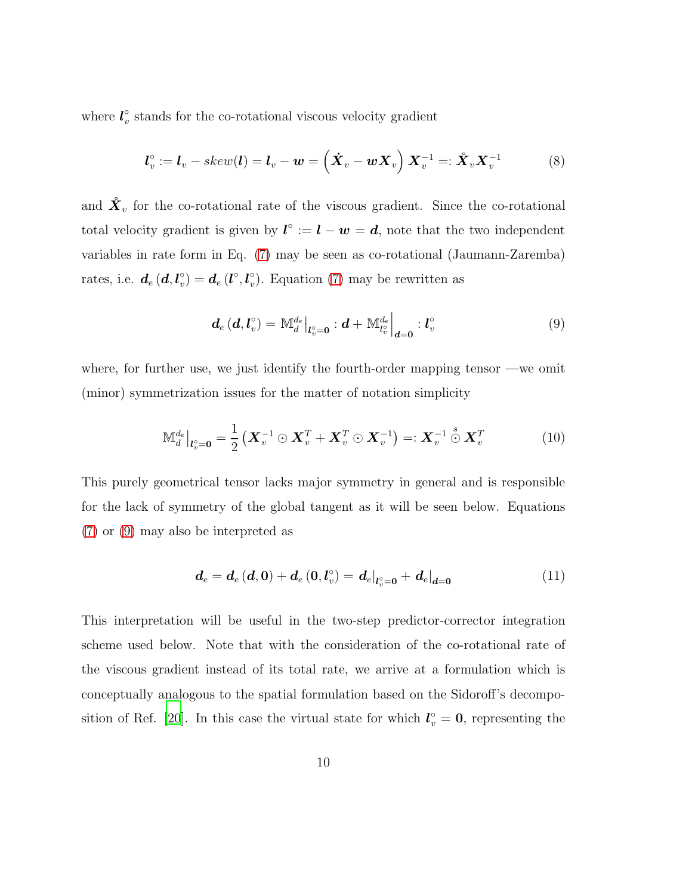where $\boldsymbol{l}_v^\circ$ stands for the co-rotational viscous velocity gradient

$$\boldsymbol{l}_v^\circ := \boldsymbol{l}_v - skew(\boldsymbol{l}) = \boldsymbol{l}_v - \boldsymbol{w} = \left(\dot{\boldsymbol{X}}_v - \boldsymbol{w}\boldsymbol{X}_v\right)\boldsymbol{X}_v^{-1} =: \mathring{\boldsymbol{X}}_v \boldsymbol{X}_v^{-1} \tag{8}$$

and $\mathring{\boldsymbol{X}}_v$ for the co-rotational rate of the viscous gradient. Since the co-rotational total velocity gradient is given by $\boldsymbol{l}^\circ := \boldsymbol{l} - \boldsymbol{w} = \boldsymbol{d}$, note that the two independent variables in rate form in Eq. (7) may be seen as co-rotational (Jaumann-Zaremba) rates, i.e. $\boldsymbol{d}_e\left(\boldsymbol{d}, \boldsymbol{l}_v^\circ\right) = \boldsymbol{d}_e\left(\boldsymbol{l}^\circ, \boldsymbol{l}_v^\circ\right)$. Equation (7) may be rewritten as

$$\boldsymbol{d}_e\left(\boldsymbol{d}, \boldsymbol{l}_v^\circ\right) = \left.\mathbb{M}_d^{d_e}\right|_{\boldsymbol{l}_v^\circ = \boldsymbol{0}} : \boldsymbol{d} + \left.\mathbb{M}_{l_v^\circ}^{d_e}\right|_{\boldsymbol{d}=\boldsymbol{0}} : \boldsymbol{l}_v^\circ \tag{9}$$

where, for further use, we just identify the fourth-order mapping tensor —we omit (minor) symmetrization issues for the matter of notation simplicity

$$\left.\mathbb{M}_d^{d_e}\right|_{\boldsymbol{l}_v^\circ = \boldsymbol{0}} = \frac{1}{2}\left(\boldsymbol{X}_v^{-1} \odot \boldsymbol{X}_v^T + \boldsymbol{X}_v^T \odot \boldsymbol{X}_v^{-1}\right) =: \boldsymbol{X}_v^{-1} \overset{s}{\odot} \boldsymbol{X}_v^T \tag{10}$$

This purely geometrical tensor lacks major symmetry in general and is responsible for the lack of symmetry of the global tangent as it will be seen below. Equations (7) or (9) may also be interpreted as

$$\boldsymbol{d}_e = \boldsymbol{d}_e\left(\boldsymbol{d}, \boldsymbol{0}\right) + \boldsymbol{d}_e\left(\boldsymbol{0}, \boldsymbol{l}_v^\circ\right) = \left.\boldsymbol{d}_e\right|_{\boldsymbol{l}_v^\circ = \boldsymbol{0}} + \left.\boldsymbol{d}_e\right|_{\boldsymbol{d}=\boldsymbol{0}} \tag{11}$$

This interpretation will be useful in the two-step predictor-corrector integration scheme used below. Note that with the consideration of the co-rotational rate of the viscous gradient instead of its total rate, we arrive at a formulation which is conceptually analogous to the spatial formulation based on the Sidoroff's decomposition of Ref. [20]. In this case the virtual state for which $\boldsymbol{l}_v^\circ = \boldsymbol{0}$, representing the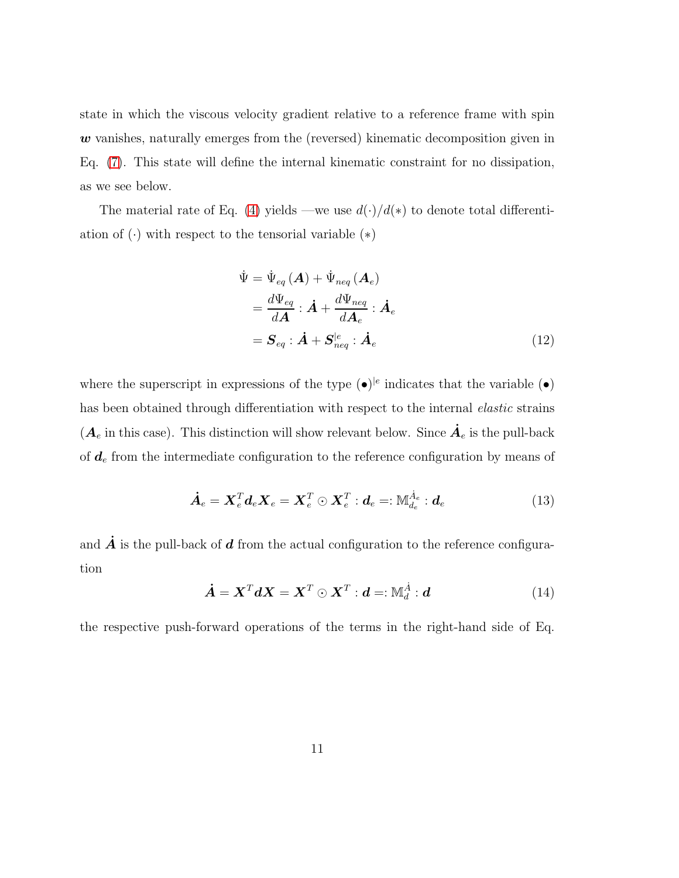state in which the viscous velocity gradient relative to a reference frame with spin $\boldsymbol{w}$ vanishes, naturally emerges from the (reversed) kinematic decomposition given in Eq. (7). This state will define the internal kinematic constraint for no dissipation, as we see below.

The material rate of Eq. (4) yields —we use $d(\cdot)/d(*)$ to denote total differentiation of $(\cdot)$ with respect to the tensorial variable $(*)$

$$
\begin{aligned}
\dot{\Psi} &= \dot{\Psi}_{eq}\left(\boldsymbol{A}\right) + \dot{\Psi}_{neq}\left(\boldsymbol{A}_e\right) \\
&= \frac{d\Psi_{eq}}{d\boldsymbol{A}} : \dot{\boldsymbol{A}} + \frac{d\Psi_{neq}}{d\boldsymbol{A}_e} : \dot{\boldsymbol{A}}_e \\
&= \boldsymbol{S}_{eq} : \dot{\boldsymbol{A}} + \boldsymbol{S}_{neq}^{|e} : \dot{\boldsymbol{A}}_e
\end{aligned}
\tag{12}
$$

where the superscript in expressions of the type $(\bullet)^{|e}$ indicates that the variable $(\bullet)$ has been obtained through differentiation with respect to the internal *elastic* strains ($\boldsymbol{A}_e$ in this case). This distinction will show relevant below. Since $\dot{\boldsymbol{A}}_e$ is the pull-back of $\boldsymbol{d}_e$ from the intermediate configuration to the reference configuration by means of

$$
\dot{\boldsymbol{A}}_e = \boldsymbol{X}_e^T \boldsymbol{d}_e \boldsymbol{X}_e = \boldsymbol{X}_e^T \odot \boldsymbol{X}_e^T : \boldsymbol{d}_e =: \mathbb{M}_{d_e}^{\dot{A}_e} : \boldsymbol{d}_e \tag{13}
$$

and $\dot{\boldsymbol{A}}$ is the pull-back of $\boldsymbol{d}$ from the actual configuration to the reference configuration

$$
\dot{\boldsymbol{A}} = \boldsymbol{X}^T \boldsymbol{d} \boldsymbol{X} = \boldsymbol{X}^T \odot \boldsymbol{X}^T : \boldsymbol{d} =: \mathbb{M}_{d}^{\dot{A}} : \boldsymbol{d} \tag{14}
$$

the respective push-forward operations of the terms in the right-hand side of Eq.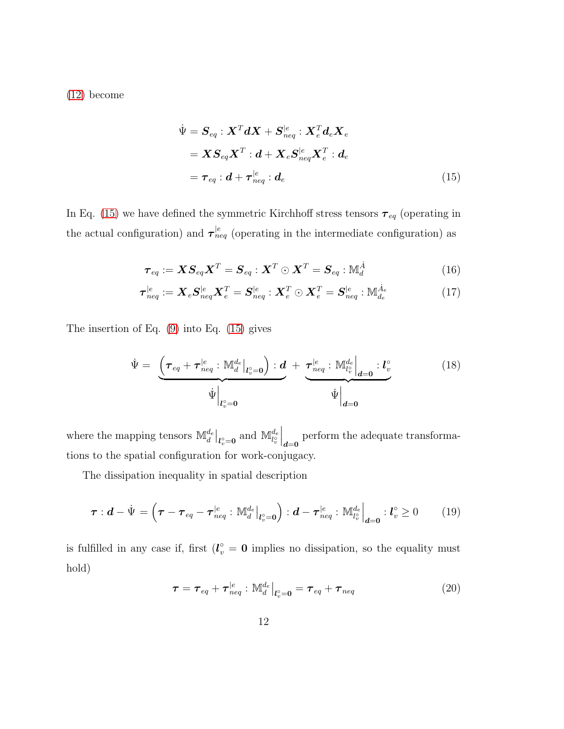(12) become

$$
\begin{aligned}
\dot{\Psi} &= \boldsymbol{S}_{eq} : \boldsymbol{X}^T \boldsymbol{d} \boldsymbol{X} + \boldsymbol{S}_{neq}^{|e} : \boldsymbol{X}_e^T \boldsymbol{d}_e \boldsymbol{X}_e \\
&= \boldsymbol{X} \boldsymbol{S}_{eq} \boldsymbol{X}^T : \boldsymbol{d} + \boldsymbol{X}_e \boldsymbol{S}_{neq}^{|e} \boldsymbol{X}_e^T : \boldsymbol{d}_e \\
&= \boldsymbol{\tau}_{eq} : \boldsymbol{d} + \boldsymbol{\tau}_{neq}^{|e} : \boldsymbol{d}_e
\end{aligned}
\tag{15}
$$

In Eq. (15) we have defined the symmetric Kirchhoff stress tensors $\boldsymbol{\tau}_{eq}$ (operating in the actual configuration) and $\boldsymbol{\tau}_{neq}^{|e}$ (operating in the intermediate configuration) as

$$
\boldsymbol{\tau}_{eq} := \boldsymbol{X} \boldsymbol{S}_{eq} \boldsymbol{X}^T = \boldsymbol{S}_{eq} : \boldsymbol{X}^T \odot \boldsymbol{X}^T = \boldsymbol{S}_{eq} : \mathbb{M}_d^{\dot{A}} \tag{16}
$$

$$
\boldsymbol{\tau}_{neq}^{|e} := \boldsymbol{X}_e \boldsymbol{S}_{neq}^{|e} \boldsymbol{X}_e^T = \boldsymbol{S}_{neq}^{|e} : \boldsymbol{X}_e^T \odot \boldsymbol{X}_e^T = \boldsymbol{S}_{neq}^{|e} : \mathbb{M}_{d_e}^{\dot{A}_e} \tag{17}
$$

The insertion of Eq. (9) into Eq. (15) gives

$$
\dot{\Psi} = \underbrace{\left( \boldsymbol{\tau}_{eq} + \boldsymbol{\tau}_{neq}^{|e} : \mathbb{M}_d^{d_e}\big|_{\boldsymbol{l}_v^{\circ} = \boldsymbol{0}} \right) : \boldsymbol{d}}_{\dot{\Psi}\big|_{\boldsymbol{l}_v^{\circ} = \boldsymbol{0}}} + \underbrace{\boldsymbol{\tau}_{neq}^{|e} : \mathbb{M}_{l_v^{\circ}}^{d_e}\Big|_{\boldsymbol{d} = \boldsymbol{0}} : \boldsymbol{l}_v^{\circ}}_{\dot{\Psi}\big|_{\boldsymbol{d} = \boldsymbol{0}}} \tag{18}
$$

where the mapping tensors $\mathbb{M}_d^{d_e}\big|_{\boldsymbol{l}_v^{\circ} = \boldsymbol{0}}$ and $\mathbb{M}_{l_v^{\circ}}^{d_e}\Big|_{\boldsymbol{d} = \boldsymbol{0}}$ perform the adequate transformations to the spatial configuration for work-conjugacy.

The dissipation inequality in spatial description

$$
\boldsymbol{\tau} : \boldsymbol{d} - \dot{\Psi} = \left( \boldsymbol{\tau} - \boldsymbol{\tau}_{eq} - \boldsymbol{\tau}_{neq}^{|e} : \mathbb{M}_d^{d_e}\big|_{\boldsymbol{l}_v^{\circ} = \boldsymbol{0}} \right) : \boldsymbol{d} - \boldsymbol{\tau}_{neq}^{|e} : \mathbb{M}_{l_v^{\circ}}^{d_e}\Big|_{\boldsymbol{d} = \boldsymbol{0}} : \boldsymbol{l}_v^{\circ} \geq 0 \tag{19}
$$

is fulfilled in any case if, first ($\boldsymbol{l}_v^{\circ} = \boldsymbol{0}$ implies no dissipation, so the equality must hold)

$$
\boldsymbol{\tau} = \boldsymbol{\tau}_{eq} + \boldsymbol{\tau}_{neq}^{|e} : \mathbb{M}_d^{d_e}\big|_{\boldsymbol{l}_v^{\circ} = \boldsymbol{0}} = \boldsymbol{\tau}_{eq} + \boldsymbol{\tau}_{neq} \tag{20}
$$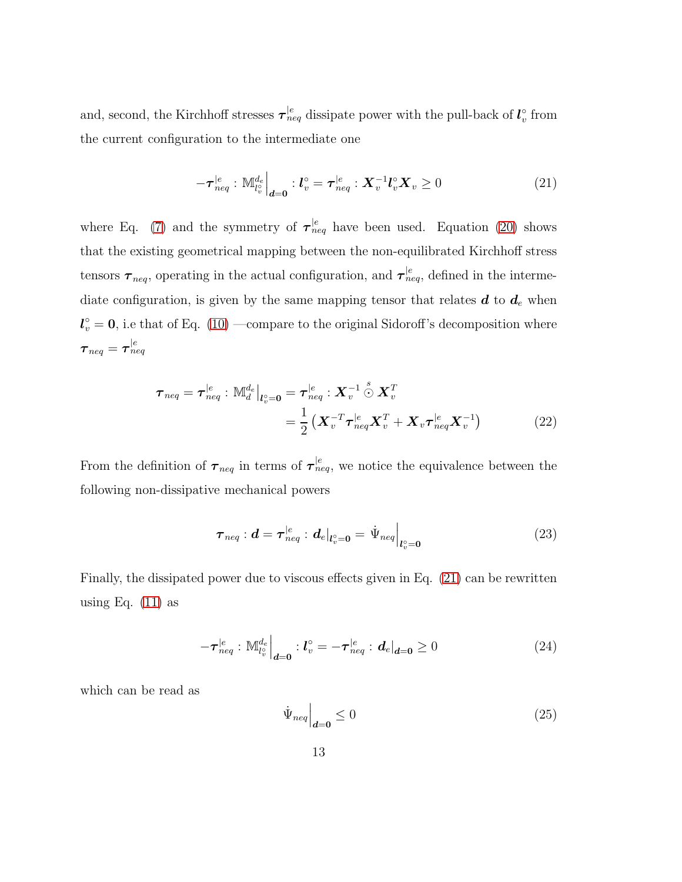and, second, the Kirchhoff stresses $\boldsymbol{\tau}_{neq}^{|e}$ dissipate power with the pull-back of $\boldsymbol{l}_v^\circ$ from the current configuration to the intermediate one

$$-\boldsymbol{\tau}_{neq}^{|e} : \mathbb{M}_{l_v^\circ}^{d_e}\Big|_{\boldsymbol{d}=\boldsymbol{0}} : \boldsymbol{l}_v^\circ = \boldsymbol{\tau}_{neq}^{|e} : \boldsymbol{X}_v^{-1}\boldsymbol{l}_v^\circ \boldsymbol{X}_v \geq 0 \tag{21}$$

where Eq. (7) and the symmetry of $\boldsymbol{\tau}_{neq}^{|e}$ have been used. Equation (20) shows that the existing geometrical mapping between the non-equilibrated Kirchhoff stress tensors $\boldsymbol{\tau}_{neq}$, operating in the actual configuration, and $\boldsymbol{\tau}_{neq}^{|e}$, defined in the intermediate configuration, is given by the same mapping tensor that relates $\boldsymbol{d}$ to $\boldsymbol{d}_e$ when $\boldsymbol{l}_v^\circ = \boldsymbol{0}$, i.e that of Eq. (10) —compare to the original Sidoroff's decomposition where $\boldsymbol{\tau}_{neq} = \boldsymbol{\tau}_{neq}^{|e}$

$$\begin{aligned}\boldsymbol{\tau}_{neq} = \boldsymbol{\tau}_{neq}^{|e} : \mathbb{M}_d^{d_e}\big|_{\boldsymbol{l}_v^\circ=\boldsymbol{0}} &= \boldsymbol{\tau}_{neq}^{|e} : \boldsymbol{X}_v^{-1} \overset{s}{\odot} \boldsymbol{X}_v^T \\ &= \frac{1}{2}\left(\boldsymbol{X}_v^{-T}\boldsymbol{\tau}_{neq}^{|e}\boldsymbol{X}_v^T + \boldsymbol{X}_v\boldsymbol{\tau}_{neq}^{|e}\boldsymbol{X}_v^{-1}\right)\end{aligned} \tag{22}$$

From the definition of $\boldsymbol{\tau}_{neq}$ in terms of $\boldsymbol{\tau}_{neq}^{|e}$, we notice the equivalence between the following non-dissipative mechanical powers

$$\boldsymbol{\tau}_{neq} : \boldsymbol{d} = \boldsymbol{\tau}_{neq}^{|e} : \boldsymbol{d}_e\big|_{\boldsymbol{l}_v^\circ=\boldsymbol{0}} = \dot{\Psi}_{neq}\Big|_{\boldsymbol{l}_v^\circ=\boldsymbol{0}} \tag{23}$$

Finally, the dissipated power due to viscous effects given in Eq. (21) can be rewritten using Eq. (11) as

$$-\boldsymbol{\tau}_{neq}^{|e} : \mathbb{M}_{l_v^\circ}^{d_e}\Big|_{\boldsymbol{d}=\boldsymbol{0}} : \boldsymbol{l}_v^\circ = -\boldsymbol{\tau}_{neq}^{|e} : \boldsymbol{d}_e\big|_{\boldsymbol{d}=\boldsymbol{0}} \geq 0 \tag{24}$$

which can be read as

$$\dot{\Psi}_{neq}\Big|_{\boldsymbol{d}=\boldsymbol{0}} \leq 0 \tag{25}$$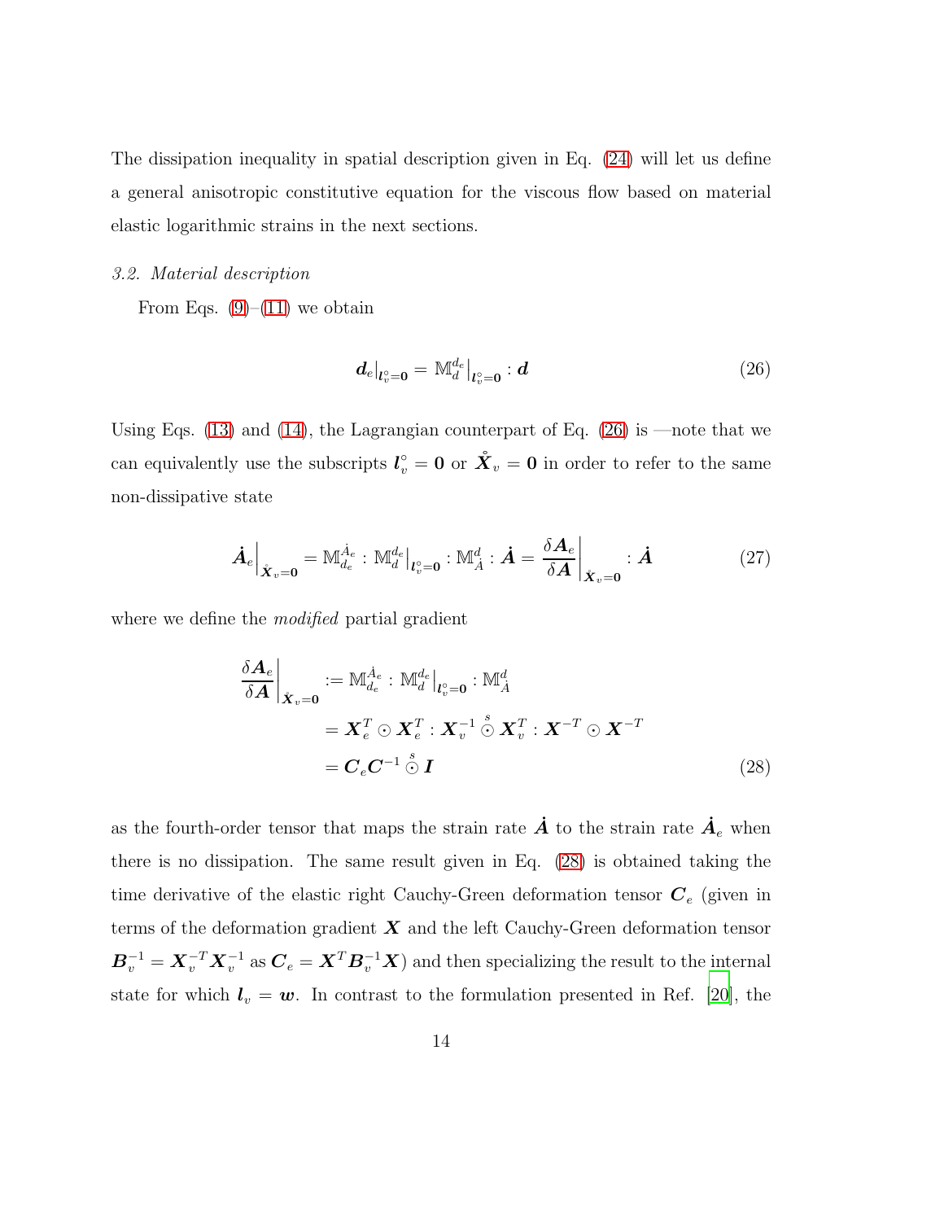The dissipation inequality in spatial description given in Eq. (24) will let us define a general anisotropic constitutive equation for the viscous flow based on material elastic logarithmic strains in the next sections.

### 3.2. Material description

From Eqs. (9)–(11) we obtain

$$
\boldsymbol{d}_e|_{\boldsymbol{l}_v^\circ=\boldsymbol{0}} = \mathbb{M}_d^{d_e}\big|_{\boldsymbol{l}_v^\circ=\boldsymbol{0}} : \boldsymbol{d} \tag{26}
$$

Using Eqs. (13) and (14), the Lagrangian counterpart of Eq. (26) is —note that we can equivalently use the subscripts $\boldsymbol{l}_v^\circ = \boldsymbol{0}$ or $\mathring{\boldsymbol{X}}_v = \boldsymbol{0}$ in order to refer to the same non-dissipative state

$$
\dot{\boldsymbol{A}}_e\Big|_{\mathring{\boldsymbol{X}}_v=\boldsymbol{0}} = \mathbb{M}_{d_e}^{\dot{A}_e} : \mathbb{M}_d^{d_e}\big|_{\boldsymbol{l}_v^\circ=\boldsymbol{0}} : \mathbb{M}_{\dot{A}}^{d} : \dot{\boldsymbol{A}} = \left.\frac{\delta \boldsymbol{A}_e}{\delta \boldsymbol{A}}\right|_{\mathring{\boldsymbol{X}}_v=\boldsymbol{0}} : \dot{\boldsymbol{A}} \tag{27}
$$

where we define the *modified* partial gradient

$$
\begin{aligned}
\left.\frac{\delta \boldsymbol{A}_e}{\delta \boldsymbol{A}}\right|_{\mathring{\boldsymbol{X}}_v=\boldsymbol{0}} &:= \mathbb{M}_{d_e}^{\dot{A}_e} : \mathbb{M}_d^{d_e}\big|_{\boldsymbol{l}_v^\circ=\boldsymbol{0}} : \mathbb{M}_{\dot{A}}^{d} \\
&= \boldsymbol{X}_e^T \odot \boldsymbol{X}_e^T : \boldsymbol{X}_v^{-1} \overset{s}{\odot} \boldsymbol{X}_v^T : \boldsymbol{X}^{-T} \odot \boldsymbol{X}^{-T} \\
&= \boldsymbol{C}_e \boldsymbol{C}^{-1} \overset{s}{\odot} \boldsymbol{I}
\end{aligned} \tag{28}
$$

as the fourth-order tensor that maps the strain rate $\dot{\boldsymbol{A}}$ to the strain rate $\dot{\boldsymbol{A}}_e$ when there is no dissipation. The same result given in Eq. (28) is obtained taking the time derivative of the elastic right Cauchy-Green deformation tensor $\boldsymbol{C}_e$ (given in terms of the deformation gradient $\boldsymbol{X}$ and the left Cauchy-Green deformation tensor $\boldsymbol{B}_v^{-1} = \boldsymbol{X}_v^{-T}\boldsymbol{X}_v^{-1}$ as $\boldsymbol{C}_e = \boldsymbol{X}^T\boldsymbol{B}_v^{-1}\boldsymbol{X}$) and then specializing the result to the internal state for which $\boldsymbol{l}_v = \boldsymbol{w}$. In contrast to the formulation presented in Ref. [20], the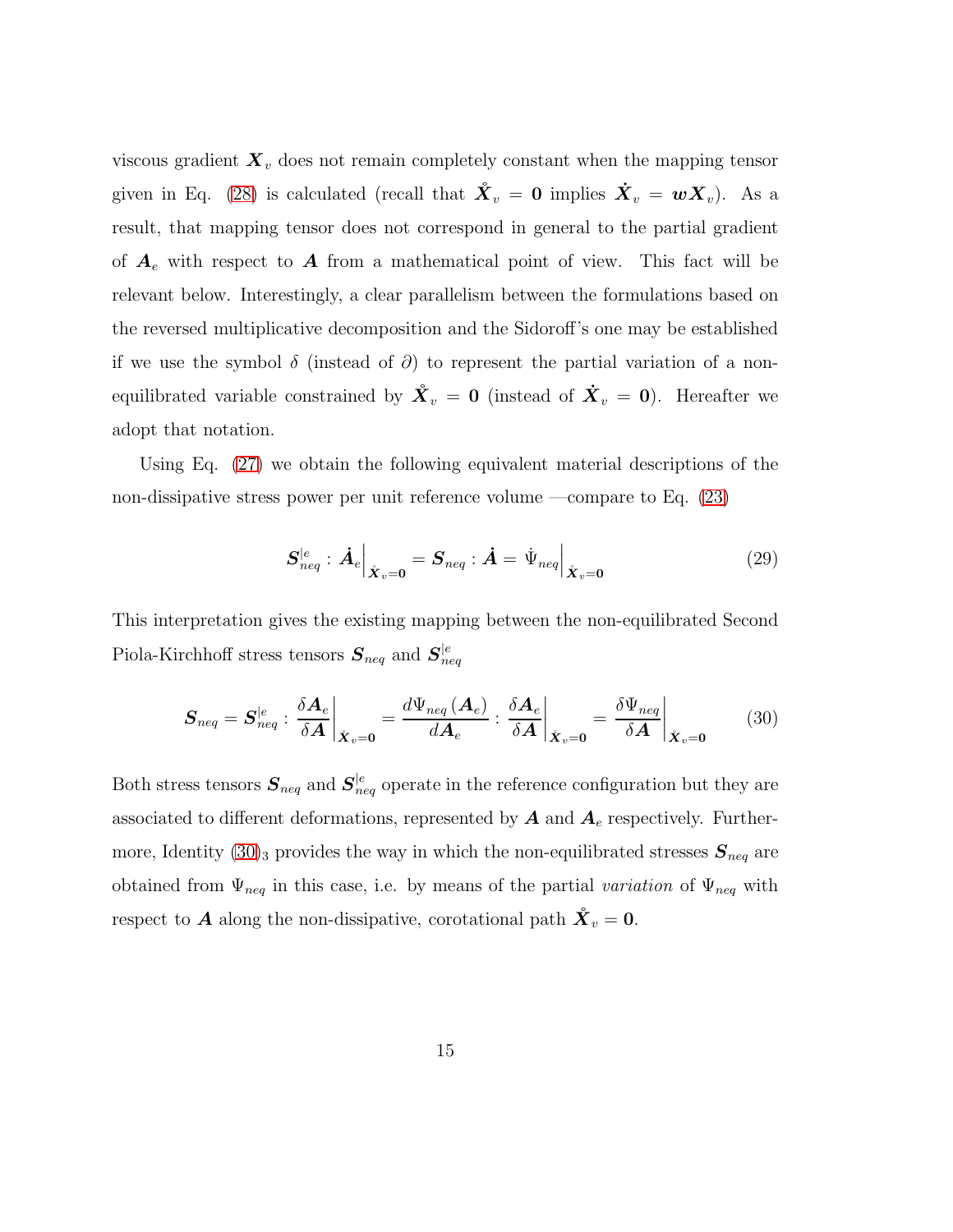viscous gradient $\boldsymbol{X}_v$ does not remain completely constant when the mapping tensor given in Eq. (28) is calculated (recall that $\mathring{\boldsymbol{X}}_v = \boldsymbol{0}$ implies $\dot{\boldsymbol{X}}_v = \boldsymbol{w}\boldsymbol{X}_v$). As a result, that mapping tensor does not correspond in general to the partial gradient of $\boldsymbol{A}_e$ with respect to $\boldsymbol{A}$ from a mathematical point of view. This fact will be relevant below. Interestingly, a clear parallelism between the formulations based on the reversed multiplicative decomposition and the Sidoroff's one may be established if we use the symbol $\delta$ (instead of $\partial$) to represent the partial variation of a non-equilibrated variable constrained by $\mathring{\boldsymbol{X}}_v = \boldsymbol{0}$ (instead of $\dot{\boldsymbol{X}}_v = \boldsymbol{0}$). Hereafter we adopt that notation.

Using Eq. (27) we obtain the following equivalent material descriptions of the non-dissipative stress power per unit reference volume —compare to Eq. (23)

$$\boldsymbol{S}_{neq}^{|e} : \dot{\boldsymbol{A}}_e \Big|_{\mathring{\boldsymbol{X}}_v = \boldsymbol{0}} = \boldsymbol{S}_{neq} : \dot{\boldsymbol{A}} = \dot{\Psi}_{neq} \Big|_{\mathring{\boldsymbol{X}}_v = \boldsymbol{0}} \tag{29}$$

This interpretation gives the existing mapping between the non-equilibrated Second Piola-Kirchhoff stress tensors $\boldsymbol{S}_{neq}$ and $\boldsymbol{S}_{neq}^{|e}$

$$\boldsymbol{S}_{neq} = \boldsymbol{S}_{neq}^{|e} : \frac{\delta \boldsymbol{A}_e}{\delta \boldsymbol{A}} \bigg|_{\mathring{\boldsymbol{X}}_v = \boldsymbol{0}} = \frac{d\Psi_{neq}(\boldsymbol{A}_e)}{d\boldsymbol{A}_e} : \frac{\delta \boldsymbol{A}_e}{\delta \boldsymbol{A}} \bigg|_{\mathring{\boldsymbol{X}}_v = \boldsymbol{0}} = \frac{\delta \Psi_{neq}}{\delta \boldsymbol{A}} \bigg|_{\mathring{\boldsymbol{X}}_v = \boldsymbol{0}} \tag{30}$$

Both stress tensors $\boldsymbol{S}_{neq}$ and $\boldsymbol{S}_{neq}^{|e}$ operate in the reference configuration but they are associated to different deformations, represented by $\boldsymbol{A}$ and $\boldsymbol{A}_e$ respectively. Furthermore, Identity $(30)_3$ provides the way in which the non-equilibrated stresses $\boldsymbol{S}_{neq}$ are obtained from $\Psi_{neq}$ in this case, i.e. by means of the partial *variation* of $\Psi_{neq}$ with respect to $\boldsymbol{A}$ along the non-dissipative, corotational path $\mathring{\boldsymbol{X}}_v = \boldsymbol{0}$.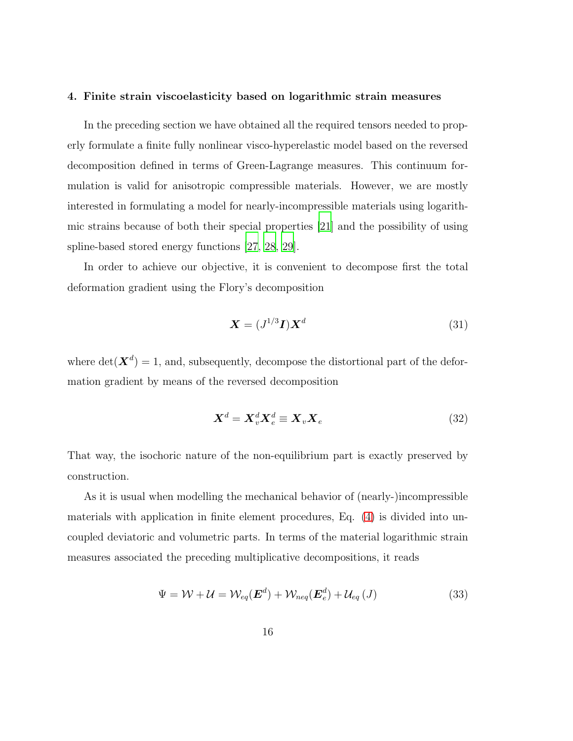## 4. Finite strain viscoelasticity based on logarithmic strain measures

In the preceding section we have obtained all the required tensors needed to properly formulate a finite fully nonlinear visco-hyperelastic model based on the reversed decomposition defined in terms of Green-Lagrange measures. This continuum formulation is valid for anisotropic compressible materials. However, we are mostly interested in formulating a model for nearly-incompressible materials using logarithmic strains because of both their special properties [21] and the possibility of using spline-based stored energy functions [27, 28, 29].

In order to achieve our objective, it is convenient to decompose first the total deformation gradient using the Flory's decomposition

$$\boldsymbol{X} = (J^{1/3}\boldsymbol{I})\boldsymbol{X}^d \tag{31}$$

where $\det(\boldsymbol{X}^d) = 1$, and, subsequently, decompose the distortional part of the deformation gradient by means of the reversed decomposition

$$\boldsymbol{X}^d = \boldsymbol{X}_v^d \boldsymbol{X}_e^d \equiv \boldsymbol{X}_v \boldsymbol{X}_e \tag{32}$$

That way, the isochoric nature of the non-equilibrium part is exactly preserved by construction.

As it is usual when modelling the mechanical behavior of (nearly-)incompressible materials with application in finite element procedures, Eq. (4) is divided into uncoupled deviatoric and volumetric parts. In terms of the material logarithmic strain measures associated the preceding multiplicative decompositions, it reads

$$\Psi = \mathcal{W} + \mathcal{U} = \mathcal{W}_{eq}(\boldsymbol{E}^d) + \mathcal{W}_{neq}(\boldsymbol{E}_e^d) + \mathcal{U}_{eq}\left(J\right) \tag{33}$$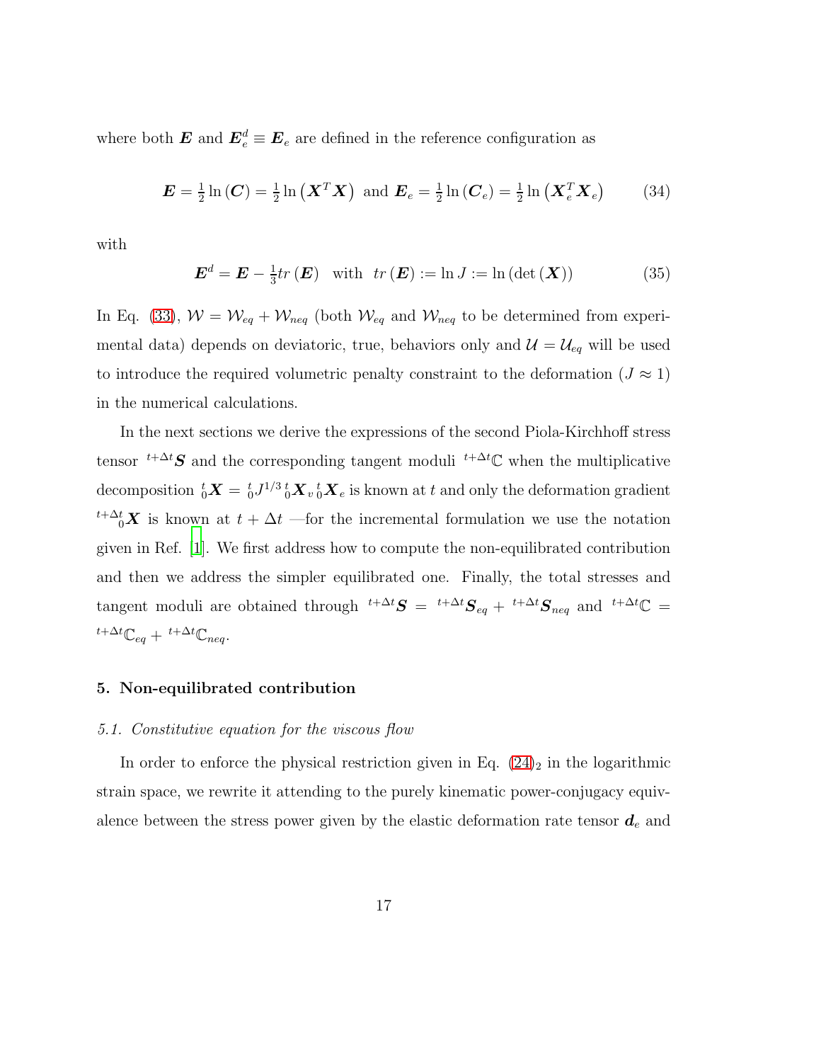where both $\boldsymbol{E}$ and $\boldsymbol{E}_e^d \equiv \boldsymbol{E}_e$ are defined in the reference configuration as

$$\boldsymbol{E} = \tfrac{1}{2}\ln(\boldsymbol{C}) = \tfrac{1}{2}\ln\left(\boldsymbol{X}^T\boldsymbol{X}\right) \text{ and } \boldsymbol{E}_e = \tfrac{1}{2}\ln(\boldsymbol{C}_e) = \tfrac{1}{2}\ln\left(\boldsymbol{X}_e^T\boldsymbol{X}_e\right) \tag{34}$$

with

$$\boldsymbol{E}^d = \boldsymbol{E} - \tfrac{1}{3}tr(\boldsymbol{E}) \quad \text{with} \quad tr(\boldsymbol{E}) := \ln J := \ln(\det(\boldsymbol{X})) \tag{35}$$

In Eq. (33), $\mathcal{W} = \mathcal{W}_{eq} + \mathcal{W}_{neq}$ (both $\mathcal{W}_{eq}$ and $\mathcal{W}_{neq}$ to be determined from experimental data) depends on deviatoric, true, behaviors only and $\mathcal{U} = \mathcal{U}_{eq}$ will be used to introduce the required volumetric penalty constraint to the deformation ($J \approx 1$) in the numerical calculations.

In the next sections we derive the expressions of the second Piola-Kirchhoff stress tensor ${}^{t+\Delta t}\boldsymbol{S}$ and the corresponding tangent moduli ${}^{t+\Delta t}\mathbb{C}$ when the multiplicative decomposition ${}^{t}_{0}\boldsymbol{X} = {}^{t}_{0}J^{1/3}\,{}^{t}_{0}\boldsymbol{X}_v\,{}^{t}_{0}\boldsymbol{X}_e$ is known at $t$ and only the deformation gradient ${}^{t+\Delta t}_{\phantom{t+}0}\boldsymbol{X}$ is known at $t + \Delta t$ —for the incremental formulation we use the notation given in Ref. [1]. We first address how to compute the non-equilibrated contribution and then we address the simpler equilibrated one. Finally, the total stresses and tangent moduli are obtained through ${}^{t+\Delta t}\boldsymbol{S} = {}^{t+\Delta t}\boldsymbol{S}_{eq} + {}^{t+\Delta t}\boldsymbol{S}_{neq}$ and ${}^{t+\Delta t}\mathbb{C} = {}^{t+\Delta t}\mathbb{C}_{eq} + {}^{t+\Delta t}\mathbb{C}_{neq}$.

## 5. Non-equilibrated contribution

### *5.1. Constitutive equation for the viscous flow*

In order to enforce the physical restriction given in Eq. $(24)_2$ in the logarithmic strain space, we rewrite it attending to the purely kinematic power-conjugacy equivalence between the stress power given by the elastic deformation rate tensor $\boldsymbol{d}_e$ and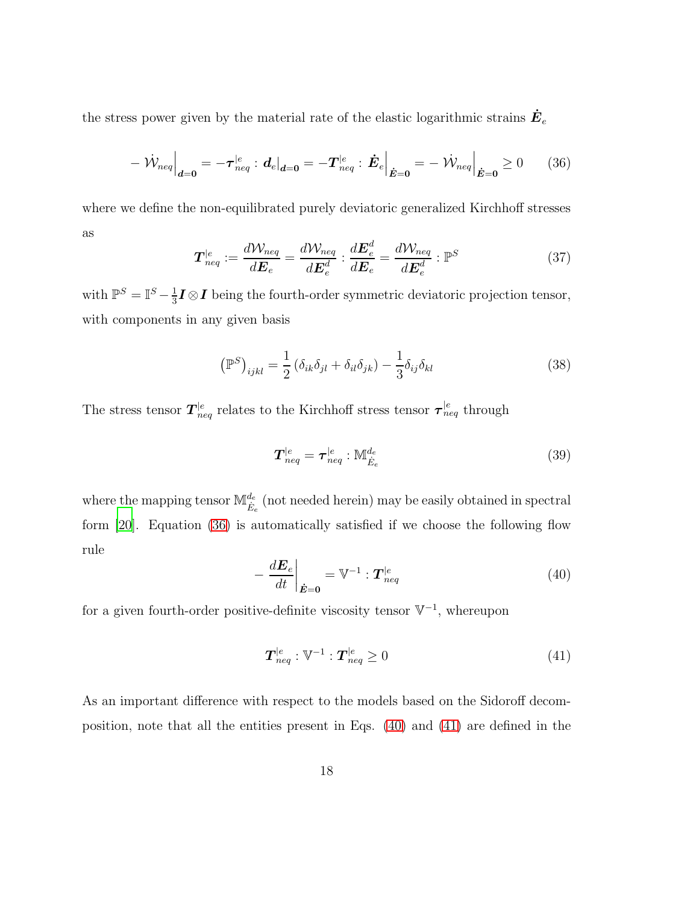the stress power given by the material rate of the elastic logarithmic strains $\dot{\boldsymbol{E}}_e$

$$-\left.\dot{\mathcal{W}}_{neq}\right|_{\boldsymbol{d}=\boldsymbol{0}} = -\boldsymbol{\tau}_{neq}^{|e} : \left.\boldsymbol{d}_e\right|_{\boldsymbol{d}=\boldsymbol{0}} = -\boldsymbol{T}_{neq}^{|e} : \left.\dot{\boldsymbol{E}}_e\right|_{\dot{\boldsymbol{E}}=\boldsymbol{0}} = -\left.\dot{\mathcal{W}}_{neq}\right|_{\dot{\boldsymbol{E}}=\boldsymbol{0}} \geq 0 \tag{36}$$

where we define the non-equilibrated purely deviatoric generalized Kirchhoff stresses as

$$\boldsymbol{T}_{neq}^{|e} := \frac{d\mathcal{W}_{neq}}{d\boldsymbol{E}_e} = \frac{d\mathcal{W}_{neq}}{d\boldsymbol{E}_e^d} : \frac{d\boldsymbol{E}_e^d}{d\boldsymbol{E}_e} = \frac{d\mathcal{W}_{neq}}{d\boldsymbol{E}_e^d} : \mathbb{P}^S \tag{37}$$

with $\mathbb{P}^S = \mathbb{I}^S - \frac{1}{3}\boldsymbol{I} \otimes \boldsymbol{I}$ being the fourth-order symmetric deviatoric projection tensor, with components in any given basis

$$\left(\mathbb{P}^S\right)_{ijkl} = \frac{1}{2}\left(\delta_{ik}\delta_{jl} + \delta_{il}\delta_{jk}\right) - \frac{1}{3}\delta_{ij}\delta_{kl} \tag{38}$$

The stress tensor $\boldsymbol{T}_{neq}^{|e}$ relates to the Kirchhoff stress tensor $\boldsymbol{\tau}_{neq}^{|e}$ through

$$\boldsymbol{T}_{neq}^{|e} = \boldsymbol{\tau}_{neq}^{|e} : \mathbb{M}_{\dot{E}_e}^{d_e} \tag{39}$$

where the mapping tensor $\mathbb{M}_{\dot{E}_e}^{d_e}$ (not needed herein) may be easily obtained in spectral form [20]. Equation (36) is automatically satisfied if we choose the following flow rule

$$-\left.\frac{d\boldsymbol{E}_e}{dt}\right|_{\dot{\boldsymbol{E}}=\boldsymbol{0}} = \mathbb{V}^{-1} : \boldsymbol{T}_{neq}^{|e} \tag{40}$$

for a given fourth-order positive-definite viscosity tensor $\mathbb{V}^{-1}$, whereupon

$$\boldsymbol{T}_{neq}^{|e} : \mathbb{V}^{-1} : \boldsymbol{T}_{neq}^{|e} \geq 0 \tag{41}$$

As an important difference with respect to the models based on the Sidoroff decomposition, note that all the entities present in Eqs. (40) and (41) are defined in the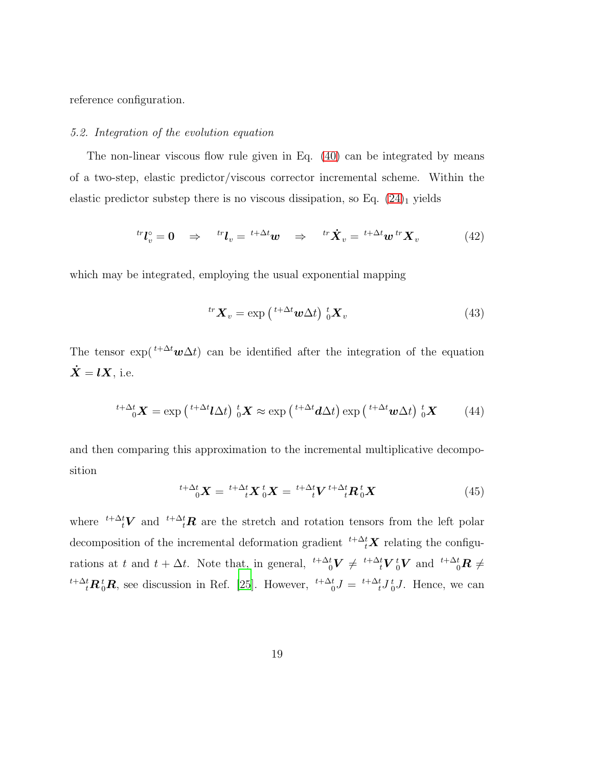reference configuration.

### *5.2. Integration of the evolution equation*

The non-linear viscous flow rule given in Eq. (40) can be integrated by means of a two-step, elastic predictor/viscous corrector incremental scheme. Within the elastic predictor substep there is no viscous dissipation, so Eq. $(24)_1$ yields

$$
{}^{tr}\boldsymbol{l}_v^{\circ} = \boldsymbol{0} \quad \Rightarrow \quad {}^{tr}\boldsymbol{l}_v = {}^{t+\Delta t}\boldsymbol{w} \quad \Rightarrow \quad {}^{tr}\dot{\boldsymbol{X}}_v = {}^{t+\Delta t}\boldsymbol{w}\,{}^{tr}\boldsymbol{X}_v \tag{42}
$$

which may be integrated, employing the usual exponential mapping

$$
{}^{tr}\boldsymbol{X}_v = \exp\left({}^{t+\Delta t}\boldsymbol{w}\Delta t\right)\,{}^{t}_{0}\boldsymbol{X}_v \tag{43}
$$

The tensor $\exp({}^{t+\Delta t}\boldsymbol{w}\Delta t)$ can be identified after the integration of the equation $\dot{\boldsymbol{X}} = \boldsymbol{l}\boldsymbol{X}$, i.e.

$$
{}^{t+\Delta t}_{\phantom{t+}0}\boldsymbol{X} = \exp\left({}^{t+\Delta t}\boldsymbol{l}\Delta t\right)\,{}^{t}_{0}\boldsymbol{X} \approx \exp\left({}^{t+\Delta t}\boldsymbol{d}\Delta t\right)\exp\left({}^{t+\Delta t}\boldsymbol{w}\Delta t\right)\,{}^{t}_{0}\boldsymbol{X} \tag{44}
$$

and then comparing this approximation to the incremental multiplicative decomposition

$$
{}^{t+\Delta t}_{\phantom{t+}0}\boldsymbol{X} = {}^{t+\Delta t}_{\phantom{t+}t}\boldsymbol{X}\,{}^{t}_{0}\boldsymbol{X} = {}^{t+\Delta t}_{\phantom{t+}t}\boldsymbol{V}\,{}^{t+\Delta t}_{\phantom{t+}t}\boldsymbol{R}\,{}^{t}_{0}\boldsymbol{X} \tag{45}
$$

where ${}^{t+\Delta t}_{\phantom{t+}t}\boldsymbol{V}$ and ${}^{t+\Delta t}_{\phantom{t+}t}\boldsymbol{R}$ are the stretch and rotation tensors from the left polar decomposition of the incremental deformation gradient ${}^{t+\Delta t}_{\phantom{t+}t}\boldsymbol{X}$ relating the configurations at $t$ and $t+\Delta t$. Note that, in general, ${}^{t+\Delta t}_{\phantom{t+}0}\boldsymbol{V} \neq {}^{t+\Delta t}_{\phantom{t+}t}\boldsymbol{V}\,{}^{t}_{0}\boldsymbol{V}$ and ${}^{t+\Delta t}_{\phantom{t+}0}\boldsymbol{R} \neq {}^{t+\Delta t}_{\phantom{t+}t}\boldsymbol{R}\,{}^{t}_{0}\boldsymbol{R}$, see discussion in Ref. [25]. However, ${}^{t+\Delta t}_{\phantom{t+}0}J = {}^{t+\Delta t}_{\phantom{t+}t}J\,{}^{t}_{0}J$. Hence, we can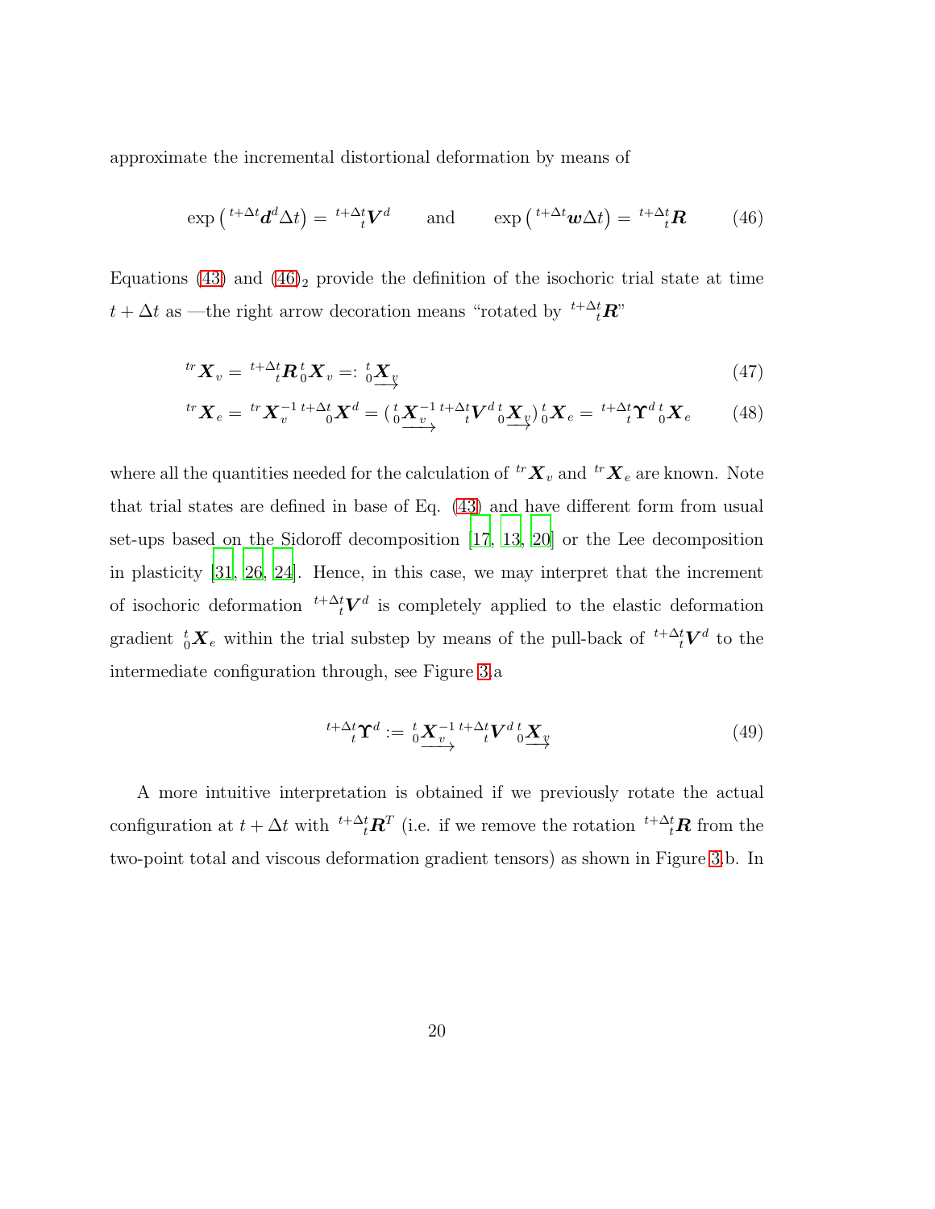approximate the incremental distortional deformation by means of

$$\exp\left( {}^{t+\Delta t}\boldsymbol{d}^d \Delta t \right) = {}^{t+\Delta t}_{\phantom{t+}t}\boldsymbol{V}^d \qquad \text{and} \qquad \exp\left( {}^{t+\Delta t}\boldsymbol{w} \Delta t \right) = {}^{t+\Delta t}_{\phantom{t+}t}\boldsymbol{R} \tag{46}$$

Equations (43) and $(46)_2$ provide the definition of the isochoric trial state at time $t + \Delta t$ as —the right arrow decoration means "rotated by ${}^{t+\Delta t}_{\phantom{t+}t}\boldsymbol{R}$"

$${}^{tr}\boldsymbol{X}_v = {}^{t+\Delta t}_{\phantom{t+}t}\boldsymbol{R}\, {}^{t}_{0}\boldsymbol{X}_v =: {}^{t}_{0}\underrightarrow{\boldsymbol{X}_v} \tag{47}$$

$${}^{tr}\boldsymbol{X}_e = {}^{tr}\boldsymbol{X}_v^{-1}\, {}^{t+\Delta t}_{\phantom{t+}0}\boldsymbol{X}^d = \left( {}^{t}_{0}\underrightarrow{\boldsymbol{X}_v}^{-1}\, {}^{t+\Delta t}_{\phantom{t+}t}\boldsymbol{V}^d\, {}^{t}_{0}\underrightarrow{\boldsymbol{X}_v} \right) {}^{t}_{0}\boldsymbol{X}_e = {}^{t+\Delta t}_{\phantom{t+}t}\boldsymbol{\Upsilon}^d\, {}^{t}_{0}\boldsymbol{X}_e \tag{48}$$

where all the quantities needed for the calculation of ${}^{tr}\boldsymbol{X}_v$ and ${}^{tr}\boldsymbol{X}_e$ are known. Note that trial states are defined in base of Eq. (43) and have different form from usual set-ups based on the Sidoroff decomposition [17, 13, 20] or the Lee decomposition in plasticity [31, 26, 24]. Hence, in this case, we may interpret that the increment of isochoric deformation ${}^{t+\Delta t}_{\phantom{t+}t}\boldsymbol{V}^d$ is completely applied to the elastic deformation gradient ${}^{t}_{0}\boldsymbol{X}_e$ within the trial substep by means of the pull-back of ${}^{t+\Delta t}_{\phantom{t+}t}\boldsymbol{V}^d$ to the intermediate configuration through, see Figure 3.a

$${}^{t+\Delta t}_{\phantom{t+}t}\boldsymbol{\Upsilon}^d := {}^{t}_{0}\underrightarrow{\boldsymbol{X}_v}^{-1}\, {}^{t+\Delta t}_{\phantom{t+}t}\boldsymbol{V}^d\, {}^{t}_{0}\underrightarrow{\boldsymbol{X}_v} \tag{49}$$

A more intuitive interpretation is obtained if we previously rotate the actual configuration at $t + \Delta t$ with ${}^{t+\Delta t}_{\phantom{t+}t}\boldsymbol{R}^T$ (i.e. if we remove the rotation ${}^{t+\Delta t}_{\phantom{t+}t}\boldsymbol{R}$ from the two-point total and viscous deformation gradient tensors) as shown in Figure 3.b. In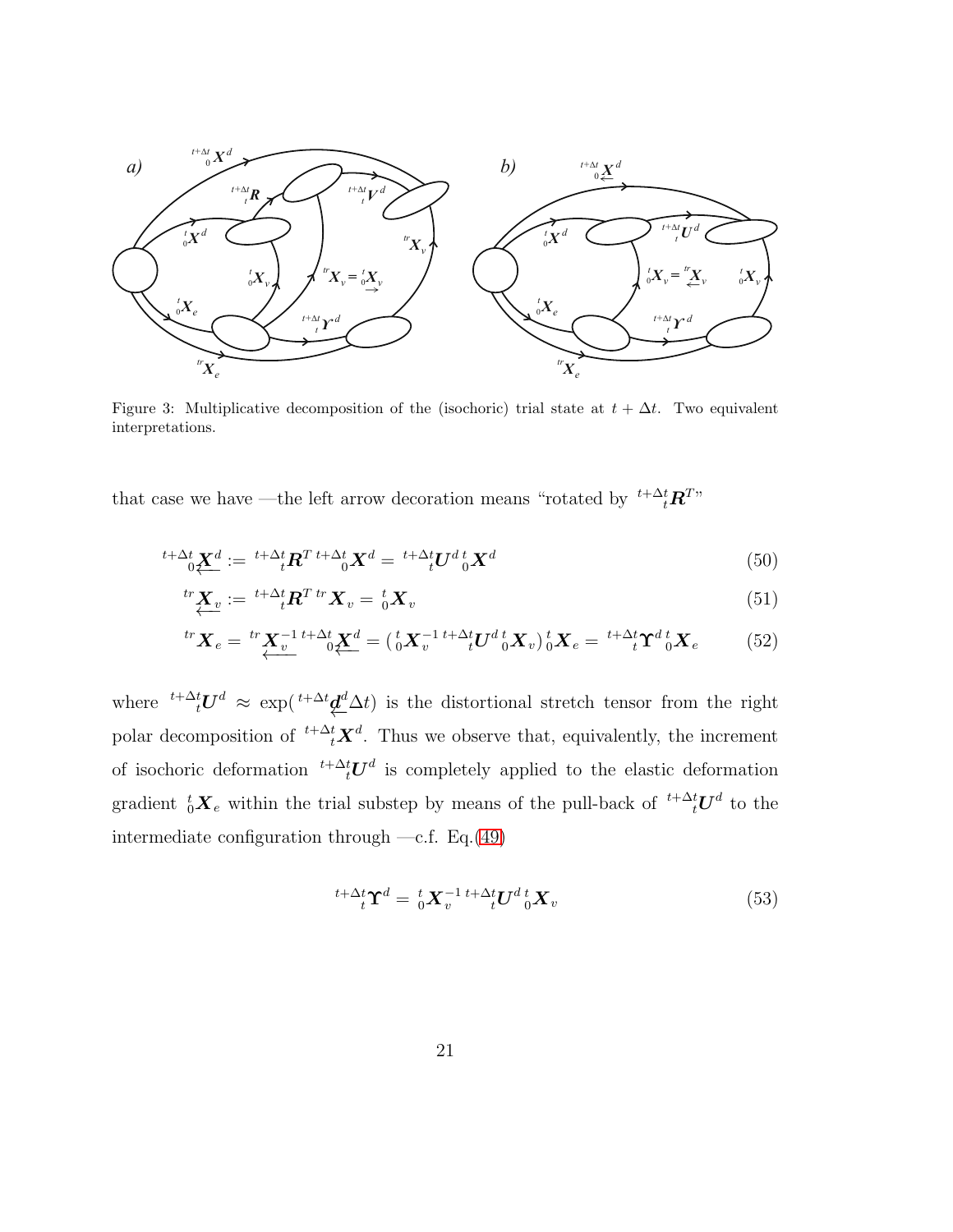Figure 3: Multiplicative decomposition of the (isochoric) trial state at $t+\Delta t$. Two equivalent interpretations.

that case we have —the left arrow decoration means "rotated by ${}^{t+\Delta t}_{\;\;\;\;t}\boldsymbol{R}^T$"

$$
{}^{t+\Delta t}_{\;\;\;\;0}\underset{\longleftarrow}{\boldsymbol{X}}^{d} := {}^{t+\Delta t}_{\;\;\;\;t}\boldsymbol{R}^{T}\,{}^{t+\Delta t}_{\;\;\;\;0}\boldsymbol{X}^{d} = {}^{t+\Delta t}_{\;\;\;\;t}\boldsymbol{U}^{d}\,{}^{t}_{0}\boldsymbol{X}^{d} \tag{50}
$$

$$
{}^{tr}\underset{\longleftarrow}{\boldsymbol{X}}_{v} := {}^{t+\Delta t}_{\;\;\;\;t}\boldsymbol{R}^{T}\,{}^{tr}\boldsymbol{X}_{v} = {}^{t}_{0}\boldsymbol{X}_{v} \tag{51}
$$

$$
{}^{tr}\boldsymbol{X}_{e} = {}^{tr}\underset{\longleftarrow}{\boldsymbol{X}}_{v}^{-1}\,{}^{t+\Delta t}_{\;\;\;\;0}\underset{\longleftarrow}{\boldsymbol{X}}^{d} = \left({}^{t}_{0}\boldsymbol{X}_{v}^{-1}\,{}^{t+\Delta t}_{\;\;\;\;t}\boldsymbol{U}^{d}\,{}^{t}_{0}\boldsymbol{X}_{v}\right){}^{t}_{0}\boldsymbol{X}_{e} = {}^{t+\Delta t}_{\;\;\;\;t}\boldsymbol{\Upsilon}^{d}\,{}^{t}_{0}\boldsymbol{X}_{e} \tag{52}
$$

where ${}^{t+\Delta t}_{\;\;\;\;t}\boldsymbol{U}^{d} \approx \exp({}^{t+\Delta t}\underset{\longleftarrow}{\boldsymbol{d}}^{d}\Delta t)$ is the distortional stretch tensor from the right polar decomposition of ${}^{t+\Delta t}_{\;\;\;\;t}\boldsymbol{X}^{d}$. Thus we observe that, equivalently, the increment of isochoric deformation ${}^{t+\Delta t}_{\;\;\;\;t}\boldsymbol{U}^{d}$ is completely applied to the elastic deformation gradient ${}^{t}_{0}\boldsymbol{X}_{e}$ within the trial substep by means of the pull-back of ${}^{t+\Delta t}_{\;\;\;\;t}\boldsymbol{U}^{d}$ to the intermediate configuration through —c.f. Eq.(49)

$$
{}^{t+\Delta t}_{\;\;\;\;t}\boldsymbol{\Upsilon}^{d} = {}^{t}_{0}\boldsymbol{X}_{v}^{-1}\,{}^{t+\Delta t}_{\;\;\;\;t}\boldsymbol{U}^{d}\,{}^{t}_{0}\boldsymbol{X}_{v} \tag{53}
$$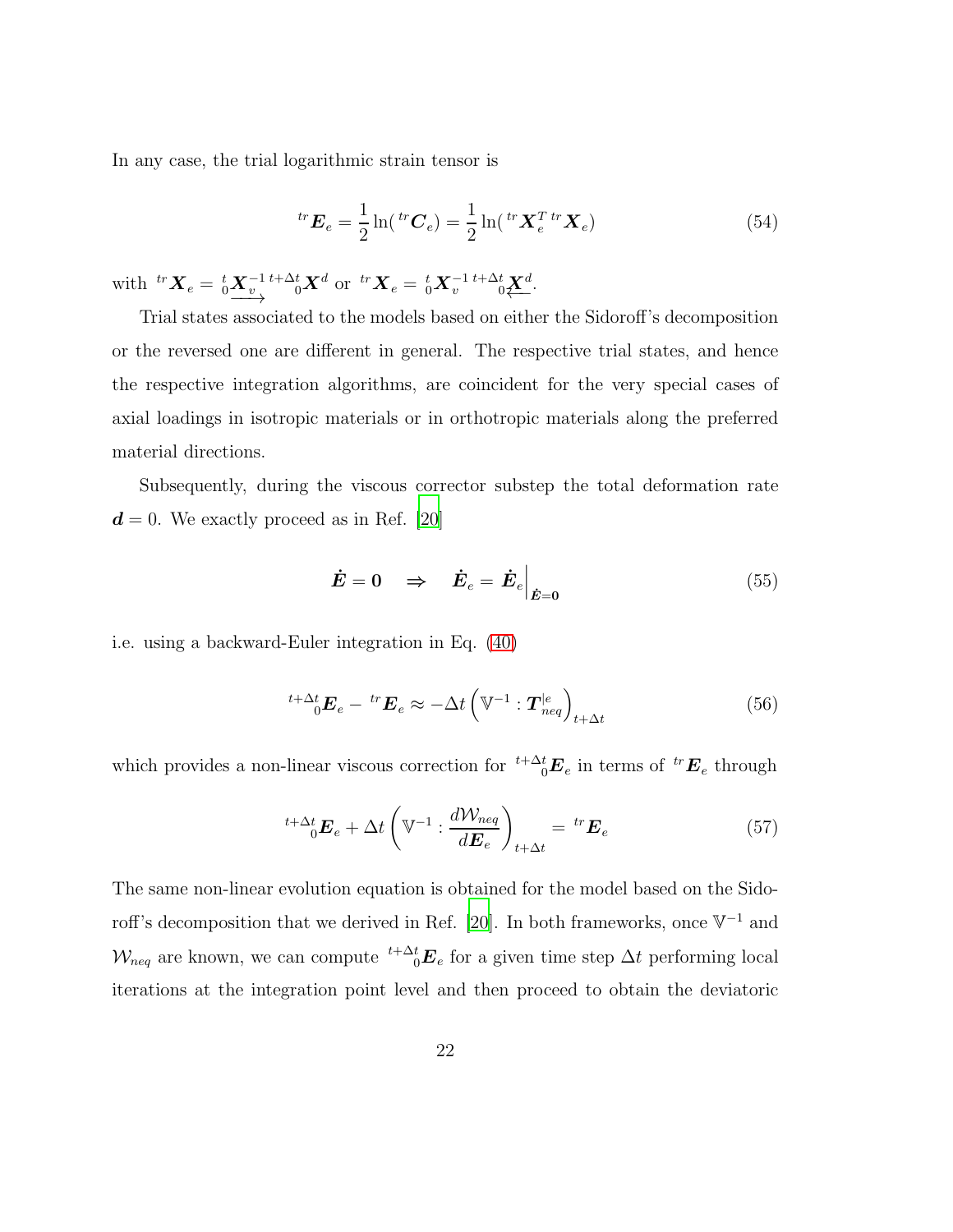In any case, the trial logarithmic strain tensor is

$$ {}^{tr}\boldsymbol{E}_e = \frac{1}{2}\ln({}^{tr}\boldsymbol{C}_e) = \frac{1}{2}\ln({}^{tr}\boldsymbol{X}_e^T\,{}^{tr}\boldsymbol{X}_e) \tag{54} $$

with ${}^{tr}\boldsymbol{X}_e = {}^{t}_{0}\underset{\longrightarrow}{\boldsymbol{X}_v^{-1}}\,{}^{t+\Delta t}_{\ 0}\boldsymbol{X}^d$ or ${}^{tr}\boldsymbol{X}_e = {}^{t}_{0}\boldsymbol{X}_v^{-1}\,{}^{t+\Delta t}_{\ 0}\underset{\longleftarrow}{\boldsymbol{X}^d}$.

Trial states associated to the models based on either the Sidoroff's decomposition or the reversed one are different in general. The respective trial states, and hence the respective integration algorithms, are coincident for the very special cases of axial loadings in isotropic materials or in orthotropic materials along the preferred material directions.

Subsequently, during the viscous corrector substep the total deformation rate $\boldsymbol{d} = 0$. We exactly proceed as in Ref. [20]

$$ \dot{\boldsymbol{E}} = \boldsymbol{0} \quad \Rightarrow \quad \dot{\boldsymbol{E}}_e = \dot{\boldsymbol{E}}_e\Big|_{\dot{\boldsymbol{E}}=\boldsymbol{0}} \tag{55} $$

i.e. using a backward-Euler integration in Eq. (40)

$$ {}^{t+\Delta t}_{\ \ 0}\boldsymbol{E}_e - {}^{tr}\boldsymbol{E}_e \approx -\Delta t\left(\mathbb{V}^{-1} : \boldsymbol{T}^{|e}_{neq}\right)_{t+\Delta t} \tag{56} $$

which provides a non-linear viscous correction for ${}^{t+\Delta t}_{\ \ 0}\boldsymbol{E}_e$ in terms of ${}^{tr}\boldsymbol{E}_e$ through

$$ {}^{t+\Delta t}_{\ \ 0}\boldsymbol{E}_e + \Delta t\left(\mathbb{V}^{-1} : \frac{d\mathcal{W}_{neq}}{d\boldsymbol{E}_e}\right)_{t+\Delta t} = {}^{tr}\boldsymbol{E}_e \tag{57} $$

The same non-linear evolution equation is obtained for the model based on the Sidoroff's decomposition that we derived in Ref. [20]. In both frameworks, once $\mathbb{V}^{-1}$ and $\mathcal{W}_{neq}$ are known, we can compute ${}^{t+\Delta t}_{\ \ 0}\boldsymbol{E}_e$ for a given time step $\Delta t$ performing local iterations at the integration point level and then proceed to obtain the deviatoric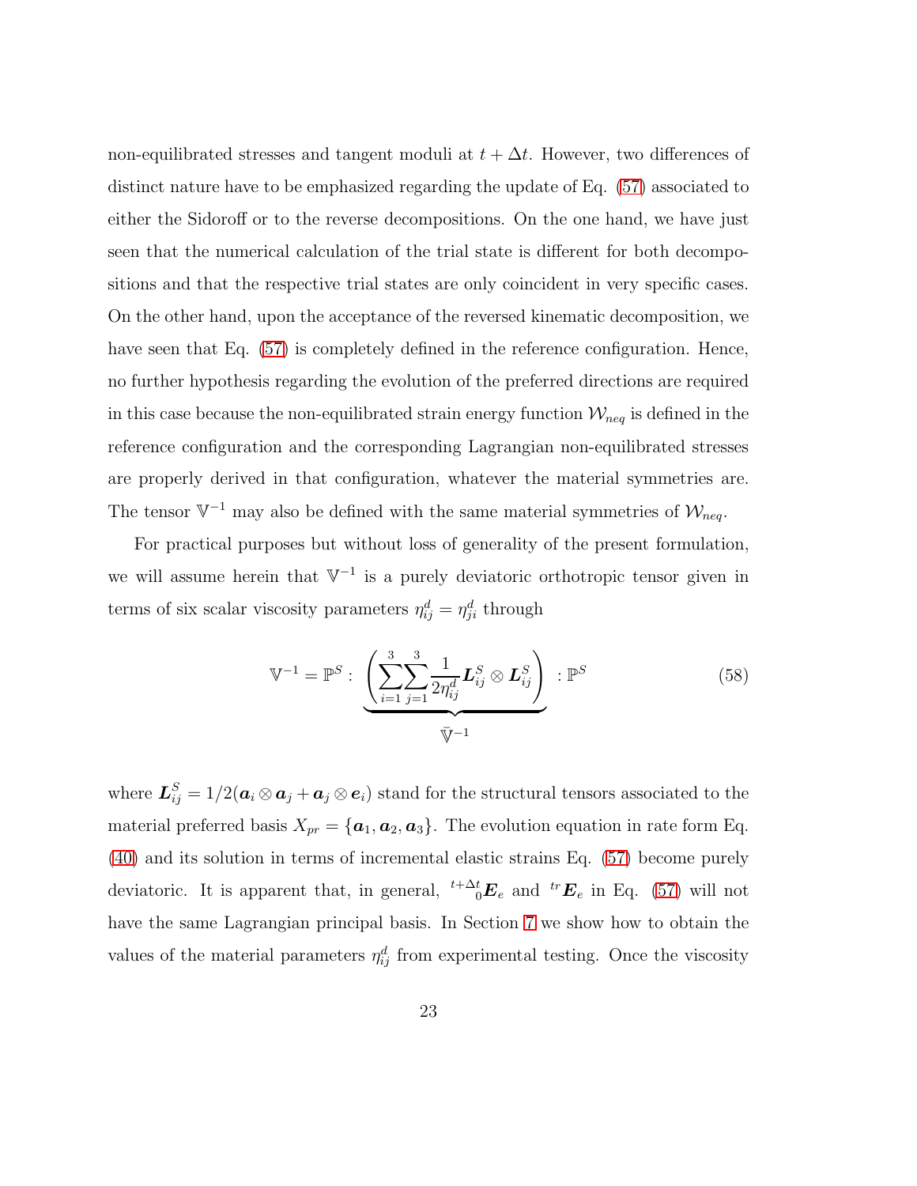non-equilibrated stresses and tangent moduli at $t + \Delta t$. However, two differences of distinct nature have to be emphasized regarding the update of Eq. (57) associated to either the Sidoroff or to the reverse decompositions. On the one hand, we have just seen that the numerical calculation of the trial state is different for both decompositions and that the respective trial states are only coincident in very specific cases. On the other hand, upon the acceptance of the reversed kinematic decomposition, we have seen that Eq. (57) is completely defined in the reference configuration. Hence, no further hypothesis regarding the evolution of the preferred directions are required in this case because the non-equilibrated strain energy function $\mathcal{W}_{neq}$ is defined in the reference configuration and the corresponding Lagrangian non-equilibrated stresses are properly derived in that configuration, whatever the material symmetries are. The tensor $\mathbb{V}^{-1}$ may also be defined with the same material symmetries of $\mathcal{W}_{neq}$.

For practical purposes but without loss of generality of the present formulation, we will assume herein that $\mathbb{V}^{-1}$ is a purely deviatoric orthotropic tensor given in terms of six scalar viscosity parameters $\eta^d_{ij} = \eta^d_{ji}$ through

$$\mathbb{V}^{-1} = \mathbb{P}^S : \underbrace{\left( \sum_{i=1}^{3} \sum_{j=1}^{3} \frac{1}{2\eta^d_{ij}} \boldsymbol{L}^S_{ij} \otimes \boldsymbol{L}^S_{ij} \right)}_{\bar{\mathbb{V}}^{-1}} : \mathbb{P}^S \tag{58}$$

where $\boldsymbol{L}^S_{ij} = 1/2(\boldsymbol{a}_i \otimes \boldsymbol{a}_j + \boldsymbol{a}_j \otimes \boldsymbol{e}_i)$ stand for the structural tensors associated to the material preferred basis $X_{pr} = \{\boldsymbol{a}_1, \boldsymbol{a}_2, \boldsymbol{a}_3\}$. The evolution equation in rate form Eq. (40) and its solution in terms of incremental elastic strains Eq. (57) become purely deviatoric. It is apparent that, in general, ${}^{t+\Delta t}_{0}\boldsymbol{E}_e$ and ${}^{tr}\boldsymbol{E}_e$ in Eq. (57) will not have the same Lagrangian principal basis. In Section 7 we show how to obtain the values of the material parameters $\eta^d_{ij}$ from experimental testing. Once the viscosity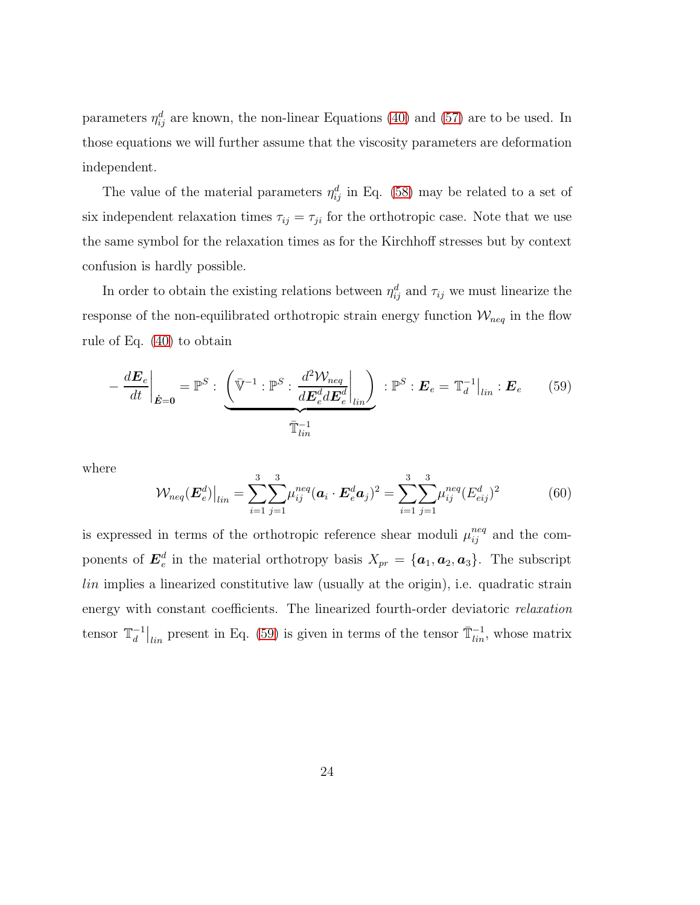parameters $\eta_{ij}^d$ are known, the non-linear Equations (40) and (57) are to be used. In those equations we will further assume that the viscosity parameters are deformation independent.

The value of the material parameters $\eta_{ij}^d$ in Eq. (58) may be related to a set of six independent relaxation times $\tau_{ij} = \tau_{ji}$ for the orthotropic case. Note that we use the same symbol for the relaxation times as for the Kirchhoff stresses but by context confusion is hardly possible.

In order to obtain the existing relations between $\eta_{ij}^d$ and $\tau_{ij}$ we must linearize the response of the non-equilibrated orthotropic strain energy function $\mathcal{W}_{neq}$ in the flow rule of Eq. (40) to obtain

$$-\left.\frac{d\boldsymbol{E}_e}{dt}\right|_{\dot{\boldsymbol{E}}=\boldsymbol{0}} = \mathbb{P}^S : \underbrace{\left(\bar{\mathbb{V}}^{-1} : \mathbb{P}^S : \left.\frac{d^2\mathcal{W}_{neq}}{d\boldsymbol{E}_e^d d\boldsymbol{E}_e^d}\right|_{lin}\right)}_{\bar{\mathbb{T}}_{lin}^{-1}} : \mathbb{P}^S : \boldsymbol{E}_e = \left.\mathbb{T}_d^{-1}\right|_{lin} : \boldsymbol{E}_e \qquad (59)$$

where

$$\left.\mathcal{W}_{neq}(\boldsymbol{E}_e^d)\right|_{lin} = \sum_{i=1}^{3}\sum_{j=1}^{3}\mu_{ij}^{neq}(\boldsymbol{a}_i \cdot \boldsymbol{E}_e^d \boldsymbol{a}_j)^2 = \sum_{i=1}^{3}\sum_{j=1}^{3}\mu_{ij}^{neq}(E_{eij}^d)^2 \qquad (60)$$

is expressed in terms of the orthotropic reference shear moduli $\mu_{ij}^{neq}$ and the components of $\boldsymbol{E}_e^d$ in the material orthotropy basis $X_{pr} = \{\boldsymbol{a}_1, \boldsymbol{a}_2, \boldsymbol{a}_3\}$. The subscript *lin* implies a linearized constitutive law (usually at the origin), i.e. quadratic strain energy with constant coefficients. The linearized fourth-order deviatoric *relaxation* tensor $\left.\mathbb{T}_d^{-1}\right|_{lin}$ present in Eq. (59) is given in terms of the tensor $\bar{\mathbb{T}}_{lin}^{-1}$, whose matrix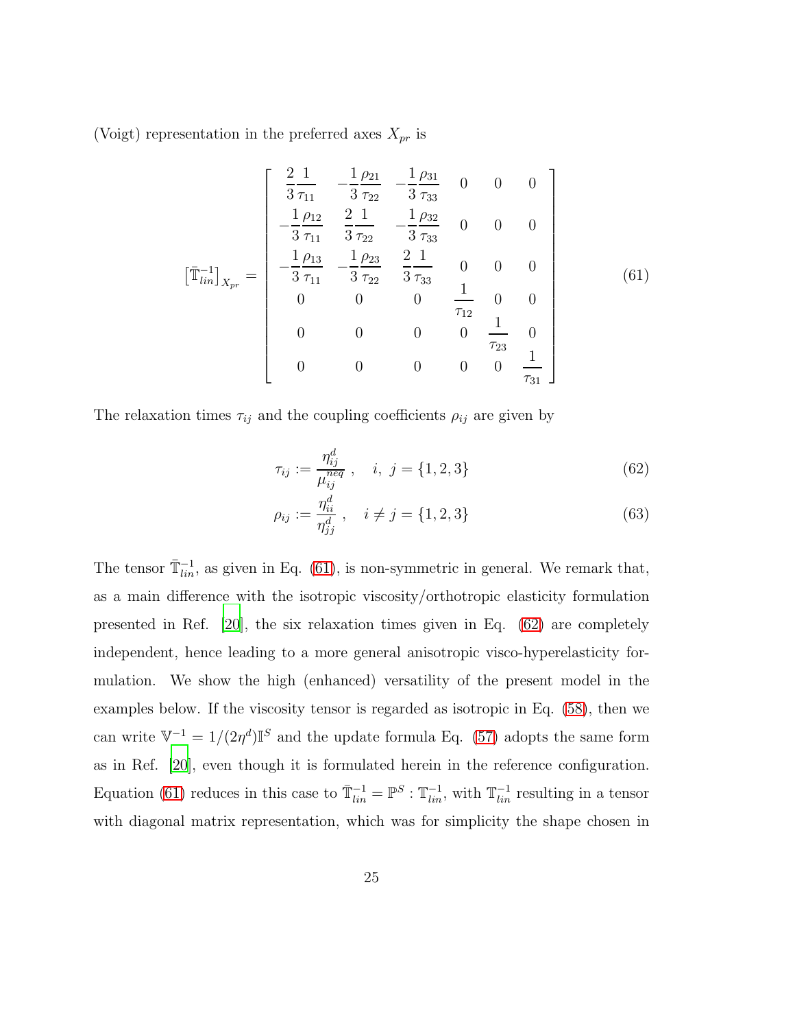(Voigt) representation in the preferred axes $X_{pr}$ is

$$
\left[\bar{\mathbb{T}}_{lin}^{-1}\right]_{X_{pr}} = \begin{bmatrix} \frac{2}{3}\frac{1}{\tau_{11}} & -\frac{1}{3}\frac{\rho_{21}}{\tau_{22}} & -\frac{1}{3}\frac{\rho_{31}}{\tau_{33}} & 0 & 0 & 0 \\ -\frac{1}{3}\frac{\rho_{12}}{\tau_{11}} & \frac{2}{3}\frac{1}{\tau_{22}} & -\frac{1}{3}\frac{\rho_{32}}{\tau_{33}} & 0 & 0 & 0 \\ -\frac{1}{3}\frac{\rho_{13}}{\tau_{11}} & -\frac{1}{3}\frac{\rho_{23}}{\tau_{22}} & \frac{2}{3}\frac{1}{\tau_{33}} & 0 & 0 & 0 \\ 0 & 0 & 0 & \frac{1}{\tau_{12}} & 0 & 0 \\ 0 & 0 & 0 & 0 & \frac{1}{\tau_{23}} & 0 \\ 0 & 0 & 0 & 0 & 0 & \frac{1}{\tau_{31}} \end{bmatrix} \tag{61}
$$

The relaxation times $\tau_{ij}$ and the coupling coefficients $\rho_{ij}$ are given by

$$
\tau_{ij} := \frac{\eta_{ij}^{d}}{\mu_{ij}^{neq}}\ , \quad i,\ j = \{1,2,3\} \tag{62}
$$

$$
\rho_{ij} := \frac{\eta_{ii}^{d}}{\eta_{jj}^{d}}\ , \quad i \neq j = \{1,2,3\} \tag{63}
$$

The tensor $\bar{\mathbb{T}}_{lin}^{-1}$, as given in Eq. (61), is non-symmetric in general. We remark that, as a main difference with the isotropic viscosity/orthotropic elasticity formulation presented in Ref. [20], the six relaxation times given in Eq. (62) are completely independent, hence leading to a more general anisotropic visco-hyperelasticity formulation. We show the high (enhanced) versatility of the present model in the examples below. If the viscosity tensor is regarded as isotropic in Eq. (58), then we can write $\mathbb{V}^{-1} = 1/(2\eta^{d})\mathbb{I}^{S}$ and the update formula Eq. (57) adopts the same form as in Ref. [20], even though it is formulated herein in the reference configuration. Equation (61) reduces in this case to $\bar{\mathbb{T}}_{lin}^{-1} = \mathbb{P}^{S} : \mathbb{T}_{lin}^{-1}$, with $\mathbb{T}_{lin}^{-1}$ resulting in a tensor with diagonal matrix representation, which was for simplicity the shape chosen in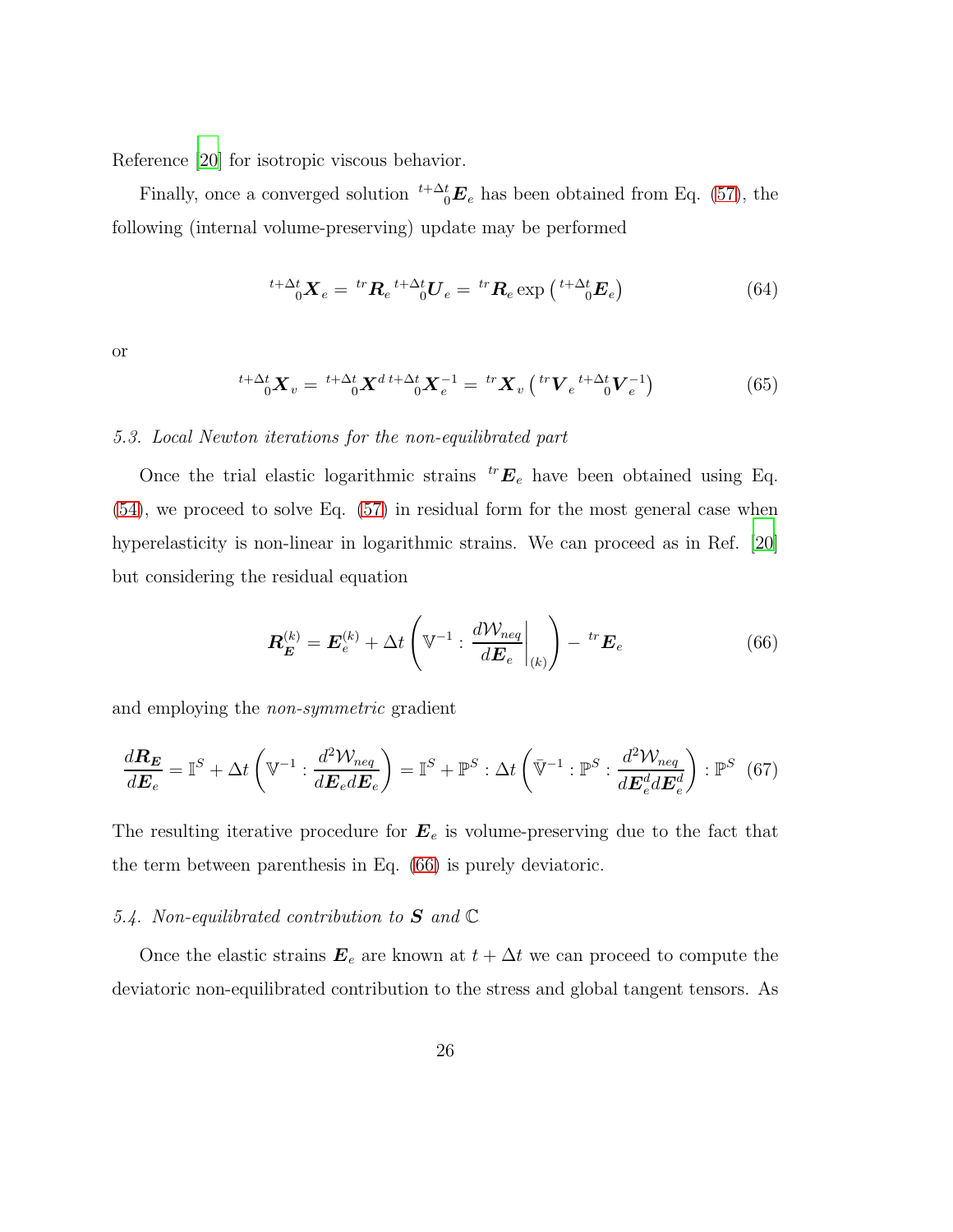Reference [20] for isotropic viscous behavior.

Finally, once a converged solution ${}^{t+\Delta t}_{\phantom{t+}0}\boldsymbol{E}_e$ has been obtained from Eq. (57), the following (internal volume-preserving) update may be performed

$$
{}^{t+\Delta t}_{\phantom{t+}0}\boldsymbol{X}_e = {}^{tr}\boldsymbol{R}_e \, {}^{t+\Delta t}_{\phantom{t+}0}\boldsymbol{U}_e = {}^{tr}\boldsymbol{R}_e \exp\left({}^{t+\Delta t}_{\phantom{t+}0}\boldsymbol{E}_e\right) \tag{64}
$$

or

$$
{}^{t+\Delta t}_{\phantom{t+}0}\boldsymbol{X}_v = {}^{t+\Delta t}_{\phantom{t+}0}\boldsymbol{X}^d \, {}^{t+\Delta t}_{\phantom{t+}0}\boldsymbol{X}_e^{-1} = {}^{tr}\boldsymbol{X}_v \left({}^{tr}\boldsymbol{V}_e \, {}^{t+\Delta t}_{\phantom{t+}0}\boldsymbol{V}_e^{-1}\right) \tag{65}
$$

### *5.3. Local Newton iterations for the non-equilibrated part*

Once the trial elastic logarithmic strains ${}^{tr}\boldsymbol{E}_e$ have been obtained using Eq. (54), we proceed to solve Eq. (57) in residual form for the most general case when hyperelasticity is non-linear in logarithmic strains. We can proceed as in Ref. [20] but considering the residual equation

$$
\boldsymbol{R}_{\boldsymbol{E}}^{(k)} = \boldsymbol{E}_e^{(k)} + \Delta t \left(\mathbb{V}^{-1} : \left.\frac{d\mathcal{W}_{neq}}{d\boldsymbol{E}_e}\right|_{(k)}\right) - {}^{tr}\boldsymbol{E}_e \tag{66}
$$

and employing the *non-symmetric* gradient

$$
\frac{d\boldsymbol{R}_{\boldsymbol{E}}}{d\boldsymbol{E}_e} = \mathbb{I}^S + \Delta t \left(\mathbb{V}^{-1} : \frac{d^2\mathcal{W}_{neq}}{d\boldsymbol{E}_e d\boldsymbol{E}_e}\right) = \mathbb{I}^S + \mathbb{P}^S : \Delta t \left(\bar{\mathbb{V}}^{-1} : \mathbb{P}^S : \frac{d^2\mathcal{W}_{neq}}{d\boldsymbol{E}_e^d d\boldsymbol{E}_e^d}\right) : \mathbb{P}^S \tag{67}
$$

The resulting iterative procedure for $\boldsymbol{E}_e$ is volume-preserving due to the fact that the term between parenthesis in Eq. (66) is purely deviatoric.

### *5.4. Non-equilibrated contribution to $\boldsymbol{S}$ and $\mathbb{C}$*

Once the elastic strains $\boldsymbol{E}_e$ are known at $t + \Delta t$ we can proceed to compute the deviatoric non-equilibrated contribution to the stress and global tangent tensors. As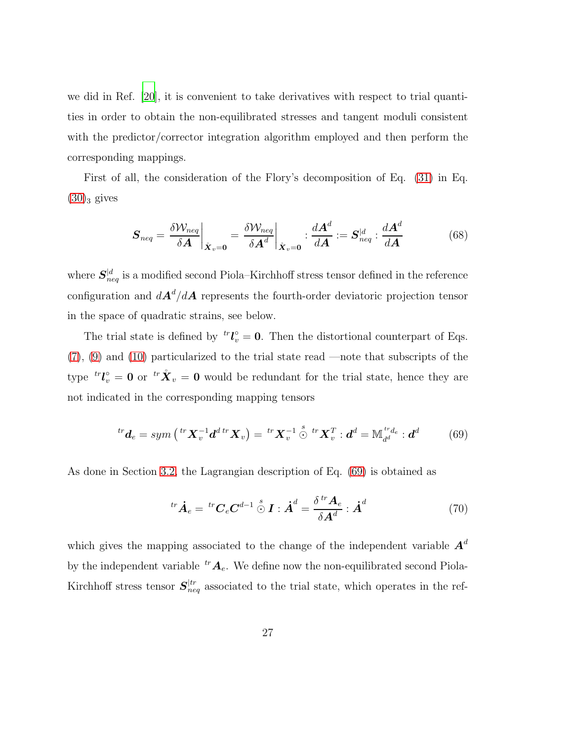we did in Ref. [20], it is convenient to take derivatives with respect to trial quantities in order to obtain the non-equilibrated stresses and tangent moduli consistent with the predictor/corrector integration algorithm employed and then perform the corresponding mappings.

First of all, the consideration of the Flory's decomposition of Eq. (31) in Eq. $(30)_3$ gives

$$\boldsymbol{S}_{neq} = \left.\frac{\delta \mathcal{W}_{neq}}{\delta \boldsymbol{A}}\right|_{\mathring{\boldsymbol{X}}_v=\boldsymbol{0}} = \left.\frac{\delta \mathcal{W}_{neq}}{\delta \boldsymbol{A}^d}\right|_{\mathring{\boldsymbol{X}}_v=\boldsymbol{0}} : \frac{d\boldsymbol{A}^d}{d\boldsymbol{A}} := \boldsymbol{S}_{neq}^{|d} : \frac{d\boldsymbol{A}^d}{d\boldsymbol{A}} \tag{68}$$

where $\boldsymbol{S}_{neq}^{|d}$ is a modified second Piola–Kirchhoff stress tensor defined in the reference configuration and $d\boldsymbol{A}^d/d\boldsymbol{A}$ represents the fourth-order deviatoric projection tensor in the space of quadratic strains, see below.

The trial state is defined by ${}^{tr}\boldsymbol{l}_v^{\circ} = \boldsymbol{0}$. Then the distortional counterpart of Eqs. (7), (9) and (10) particularized to the trial state read —note that subscripts of the type ${}^{tr}\boldsymbol{l}_v^{\circ} = \boldsymbol{0}$ or ${}^{tr}\mathring{\boldsymbol{X}}_v = \boldsymbol{0}$ would be redundant for the trial state, hence they are not indicated in the corresponding mapping tensors

$$ {}^{tr}\boldsymbol{d}_e = sym\left({}^{tr}\boldsymbol{X}_v^{-1}\boldsymbol{d}^d\,{}^{tr}\boldsymbol{X}_v\right) = {}^{tr}\boldsymbol{X}_v^{-1} \overset{s}{\odot} {}^{tr}\boldsymbol{X}_v^T : \boldsymbol{d}^d = \mathbb{M}_{d^d}^{{}^{tr}d_e} : \boldsymbol{d}^d \tag{69}$$

As done in Section 3.2, the Lagrangian description of Eq. (69) is obtained as

$$ {}^{tr}\dot{\boldsymbol{A}}_e = {}^{tr}\boldsymbol{C}_e\boldsymbol{C}^{d-1} \overset{s}{\odot} \boldsymbol{I} : \dot{\boldsymbol{A}}^d = \frac{\delta\, {}^{tr}\boldsymbol{A}_e}{\delta \boldsymbol{A}^d} : \dot{\boldsymbol{A}}^d \tag{70}$$

which gives the mapping associated to the change of the independent variable $\boldsymbol{A}^d$ by the independent variable ${}^{tr}\boldsymbol{A}_e$. We define now the non-equilibrated second Piola-Kirchhoff stress tensor $\boldsymbol{S}_{neq}^{|tr}$ associated to the trial state, which operates in the ref-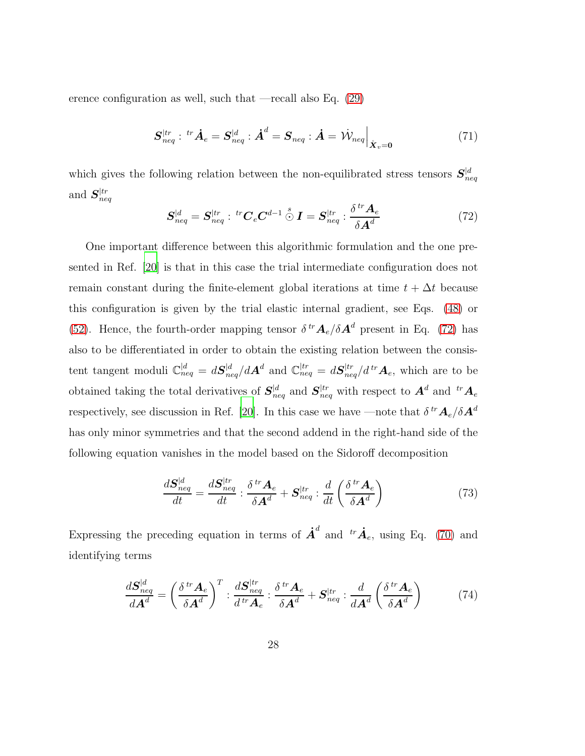erence configuration as well, such that —recall also Eq. (29)

$$
\boldsymbol{S}_{neq}^{|tr} : {}^{tr}\dot{\boldsymbol{A}}_e = \boldsymbol{S}_{neq}^{|d} : \dot{\boldsymbol{A}}^d = \boldsymbol{S}_{neq} : \dot{\boldsymbol{A}} = \dot{\mathcal{W}}_{neq}\Big|_{\dot{\boldsymbol{X}}_v=\boldsymbol{0}} \tag{71}
$$

which gives the following relation between the non-equilibrated stress tensors $\boldsymbol{S}_{neq}^{|d}$ and $\boldsymbol{S}_{neq}^{|tr}$

$$
\boldsymbol{S}_{neq}^{|d} = \boldsymbol{S}_{neq}^{|tr} : {}^{tr}\boldsymbol{C}_e \boldsymbol{C}^{d-1} \overset{s}{\odot} \boldsymbol{I} = \boldsymbol{S}_{neq}^{|tr} : \frac{\delta\, {}^{tr}\boldsymbol{A}_e}{\delta \boldsymbol{A}^d} \tag{72}
$$

One important difference between this algorithmic formulation and the one presented in Ref. [20] is that in this case the trial intermediate configuration does not remain constant during the finite-element global iterations at time $t + \Delta t$ because this configuration is given by the trial elastic internal gradient, see Eqs. (48) or (52). Hence, the fourth-order mapping tensor $\delta\, {}^{tr}\boldsymbol{A}_e / \delta \boldsymbol{A}^d$ present in Eq. (72) has also to be differentiated in order to obtain the existing relation between the consistent tangent moduli $\mathbb{C}_{neq}^{|d} = d\boldsymbol{S}_{neq}^{|d} / d\boldsymbol{A}^d$ and $\mathbb{C}_{neq}^{|tr} = d\boldsymbol{S}_{neq}^{|tr} / d\, {}^{tr}\boldsymbol{A}_e$, which are to be obtained taking the total derivatives of $\boldsymbol{S}_{neq}^{|d}$ and $\boldsymbol{S}_{neq}^{|tr}$ with respect to $\boldsymbol{A}^d$ and ${}^{tr}\boldsymbol{A}_e$ respectively, see discussion in Ref. [20]. In this case we have —note that $\delta\, {}^{tr}\boldsymbol{A}_e / \delta \boldsymbol{A}^d$ has only minor symmetries and that the second addend in the right-hand side of the following equation vanishes in the model based on the Sidoroff decomposition

$$
\frac{d\boldsymbol{S}_{neq}^{|d}}{dt} = \frac{d\boldsymbol{S}_{neq}^{|tr}}{dt} : \frac{\delta\, {}^{tr}\boldsymbol{A}_e}{\delta \boldsymbol{A}^d} + \boldsymbol{S}_{neq}^{|tr} : \frac{d}{dt}\left(\frac{\delta\, {}^{tr}\boldsymbol{A}_e}{\delta \boldsymbol{A}^d}\right) \tag{73}
$$

Expressing the preceding equation in terms of $\dot{\boldsymbol{A}}^d$ and ${}^{tr}\dot{\boldsymbol{A}}_e$, using Eq. (70) and identifying terms

$$
\frac{d\boldsymbol{S}_{neq}^{|d}}{d\boldsymbol{A}^d} = \left(\frac{\delta\, {}^{tr}\boldsymbol{A}_e}{\delta \boldsymbol{A}^d}\right)^T : \frac{d\boldsymbol{S}_{neq}^{|tr}}{d\, {}^{tr}\boldsymbol{A}_e} : \frac{\delta\, {}^{tr}\boldsymbol{A}_e}{\delta \boldsymbol{A}^d} + \boldsymbol{S}_{neq}^{|tr} : \frac{d}{d\boldsymbol{A}^d}\left(\frac{\delta\, {}^{tr}\boldsymbol{A}_e}{\delta \boldsymbol{A}^d}\right) \tag{74}
$$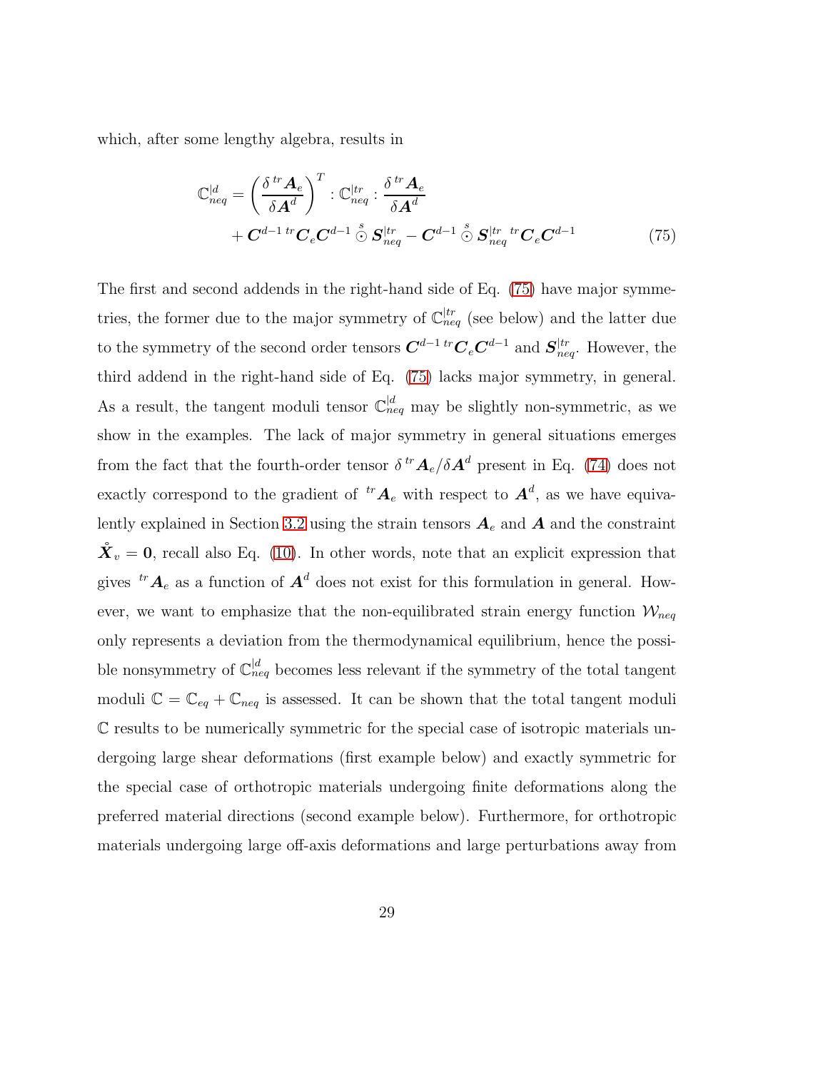which, after some lengthy algebra, results in

$$
\begin{aligned}
\mathbb{C}_{neq}^{|d} = & \left( \frac{\delta \, {}^{tr}\boldsymbol{A}_e}{\delta \boldsymbol{A}^d} \right)^T : \mathbb{C}_{neq}^{|tr} : \frac{\delta \, {}^{tr}\boldsymbol{A}_e}{\delta \boldsymbol{A}^d} \\
& + \boldsymbol{C}^{d-1} \, {}^{tr}\boldsymbol{C}_e \boldsymbol{C}^{d-1} \overset{s}{\odot} \boldsymbol{S}_{neq}^{|tr} - \boldsymbol{C}^{d-1} \overset{s}{\odot} \boldsymbol{S}_{neq}^{|tr} \, {}^{tr}\boldsymbol{C}_e \boldsymbol{C}^{d-1}
\end{aligned} \tag{75}
$$

The first and second addends in the right-hand side of Eq. (75) have major symmetries, the former due to the major symmetry of $\mathbb{C}_{neq}^{|tr}$ (see below) and the latter due to the symmetry of the second order tensors $\boldsymbol{C}^{d-1} \, {}^{tr}\boldsymbol{C}_e \boldsymbol{C}^{d-1}$ and $\boldsymbol{S}_{neq}^{|tr}$. However, the third addend in the right-hand side of Eq. (75) lacks major symmetry, in general. As a result, the tangent moduli tensor $\mathbb{C}_{neq}^{|d}$ may be slightly non-symmetric, as we show in the examples. The lack of major symmetry in general situations emerges from the fact that the fourth-order tensor $\delta \, {}^{tr}\boldsymbol{A}_e / \delta \boldsymbol{A}^d$ present in Eq. (74) does not exactly correspond to the gradient of ${}^{tr}\boldsymbol{A}_e$ with respect to $\boldsymbol{A}^d$, as we have equivalently explained in Section 3.2 using the strain tensors $\boldsymbol{A}_e$ and $\boldsymbol{A}$ and the constraint $\mathring{\boldsymbol{X}}_v = \boldsymbol{0}$, recall also Eq. (10). In other words, note that an explicit expression that gives ${}^{tr}\boldsymbol{A}_e$ as a function of $\boldsymbol{A}^d$ does not exist for this formulation in general. However, we want to emphasize that the non-equilibrated strain energy function $\mathcal{W}_{neq}$ only represents a deviation from the thermodynamical equilibrium, hence the possible nonsymmetry of $\mathbb{C}_{neq}^{|d}$ becomes less relevant if the symmetry of the total tangent moduli $\mathbb{C} = \mathbb{C}_{eq} + \mathbb{C}_{neq}$ is assessed. It can be shown that the total tangent moduli $\mathbb{C}$ results to be numerically symmetric for the special case of isotropic materials undergoing large shear deformations (first example below) and exactly symmetric for the special case of orthotropic materials undergoing finite deformations along the preferred material directions (second example below). Furthermore, for orthotropic materials undergoing large off-axis deformations and large perturbations away from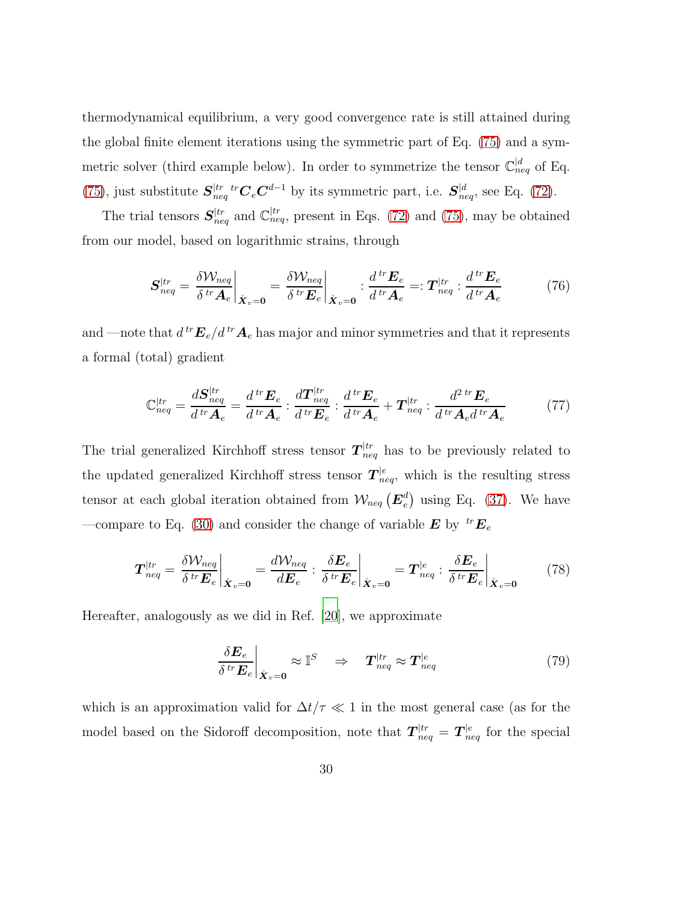thermodynamical equilibrium, a very good convergence rate is still attained during the global finite element iterations using the symmetric part of Eq. (75) and a symmetric solver (third example below). In order to symmetrize the tensor $\mathbb{C}^{|d}_{neq}$ of Eq. (75), just substitute $\boldsymbol{S}^{|tr}_{neq}\, {}^{tr}\boldsymbol{C}_e \boldsymbol{C}^{d-1}$ by its symmetric part, i.e. $\boldsymbol{S}^{|d}_{neq}$, see Eq. (72).

The trial tensors $\boldsymbol{S}^{|tr}_{neq}$ and $\mathbb{C}^{|tr}_{neq}$, present in Eqs. (72) and (75), may be obtained from our model, based on logarithmic strains, through

$$
\boldsymbol{S}^{|tr}_{neq} = \left.\frac{\delta \mathcal{W}_{neq}}{\delta\, {}^{tr}\boldsymbol{A}_e}\right|_{\mathring{\boldsymbol{X}}_v=\boldsymbol{0}} = \left.\frac{\delta \mathcal{W}_{neq}}{\delta\, {}^{tr}\boldsymbol{E}_e}\right|_{\mathring{\boldsymbol{X}}_v=\boldsymbol{0}} : \frac{d\, {}^{tr}\boldsymbol{E}_e}{d\, {}^{tr}\boldsymbol{A}_e} =: \boldsymbol{T}^{|tr}_{neq} : \frac{d\, {}^{tr}\boldsymbol{E}_e}{d\, {}^{tr}\boldsymbol{A}_e} \tag{76}
$$

and —note that $d\, {}^{tr}\boldsymbol{E}_e / d\, {}^{tr}\boldsymbol{A}_e$ has major and minor symmetries and that it represents a formal (total) gradient

$$
\mathbb{C}^{|tr}_{neq} = \frac{d\boldsymbol{S}^{|tr}_{neq}}{d\, {}^{tr}\boldsymbol{A}_e} = \frac{d\, {}^{tr}\boldsymbol{E}_e}{d\, {}^{tr}\boldsymbol{A}_e} : \frac{d\boldsymbol{T}^{|tr}_{neq}}{d\, {}^{tr}\boldsymbol{E}_e} : \frac{d\, {}^{tr}\boldsymbol{E}_e}{d\, {}^{tr}\boldsymbol{A}_e} + \boldsymbol{T}^{|tr}_{neq} : \frac{d^2\, {}^{tr}\boldsymbol{E}_e}{d\, {}^{tr}\boldsymbol{A}_e d\, {}^{tr}\boldsymbol{A}_e} \tag{77}
$$

The trial generalized Kirchhoff stress tensor $\boldsymbol{T}^{|tr}_{neq}$ has to be previously related to the updated generalized Kirchhoff stress tensor $\boldsymbol{T}^{|e}_{neq}$, which is the resulting stress tensor at each global iteration obtained from $\mathcal{W}_{neq}\left(\boldsymbol{E}^d_e\right)$ using Eq. (37). We have —compare to Eq. (30) and consider the change of variable $\boldsymbol{E}$ by ${}^{tr}\boldsymbol{E}_e$

$$
\boldsymbol{T}^{|tr}_{neq} = \left.\frac{\delta \mathcal{W}_{neq}}{\delta\, {}^{tr}\boldsymbol{E}_e}\right|_{\mathring{\boldsymbol{X}}_v=\boldsymbol{0}} = \frac{d\mathcal{W}_{neq}}{d\boldsymbol{E}_e} : \left.\frac{\delta \boldsymbol{E}_e}{\delta\, {}^{tr}\boldsymbol{E}_e}\right|_{\mathring{\boldsymbol{X}}_v=\boldsymbol{0}} = \boldsymbol{T}^{|e}_{neq} : \left.\frac{\delta \boldsymbol{E}_e}{\delta\, {}^{tr}\boldsymbol{E}_e}\right|_{\mathring{\boldsymbol{X}}_v=\boldsymbol{0}} \tag{78}
$$

Hereafter, analogously as we did in Ref. [20], we approximate

$$
\left.\frac{\delta \boldsymbol{E}_e}{\delta\, {}^{tr}\boldsymbol{E}_e}\right|_{\mathring{\boldsymbol{X}}_v=\boldsymbol{0}} \approx \mathbb{I}^S \quad \Rightarrow \quad \boldsymbol{T}^{|tr}_{neq} \approx \boldsymbol{T}^{|e}_{neq} \tag{79}
$$

which is an approximation valid for $\Delta t/\tau \ll 1$ in the most general case (as for the model based on the Sidoroff decomposition, note that $\boldsymbol{T}^{|tr}_{neq} = \boldsymbol{T}^{|e}_{neq}$ for the special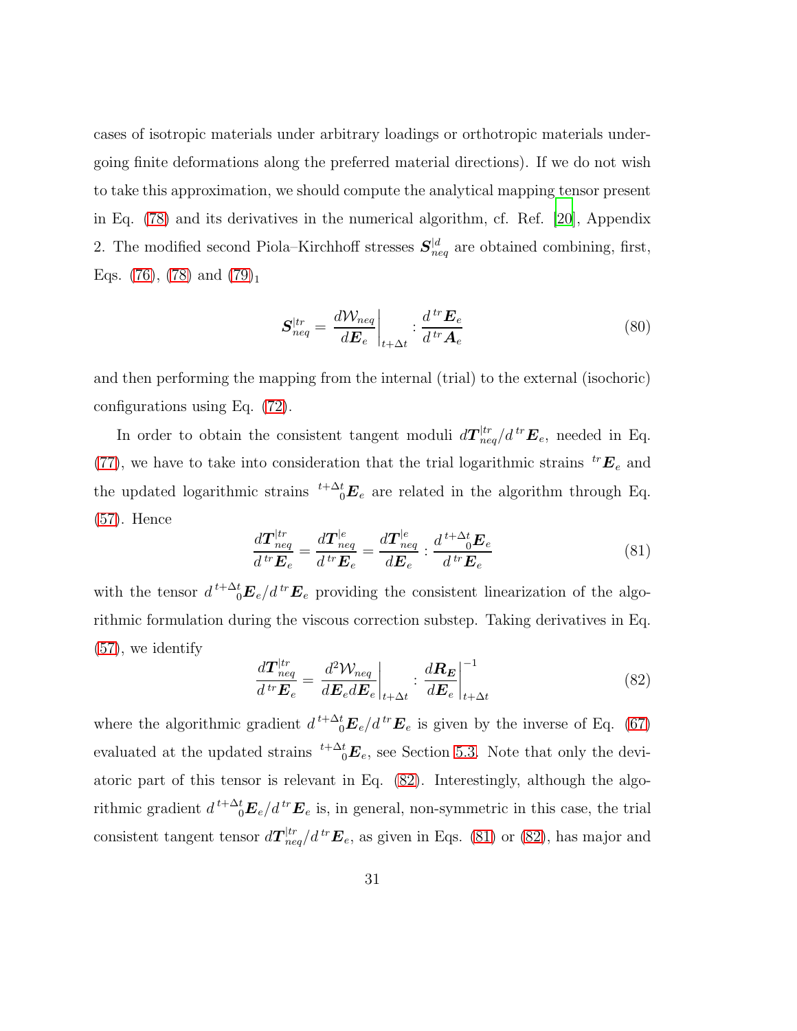cases of isotropic materials under arbitrary loadings or orthotropic materials undergoing finite deformations along the preferred material directions). If we do not wish to take this approximation, we should compute the analytical mapping tensor present in Eq. (78) and its derivatives in the numerical algorithm, cf. Ref. [20], Appendix 2. The modified second Piola–Kirchhoff stresses $\boldsymbol{S}_{neq}^{|d}$ are obtained combining, first, Eqs. (76), (78) and (79)$_1$

$$
\boldsymbol{S}_{neq}^{|tr} = \left.\frac{d\mathcal{W}_{neq}}{d\boldsymbol{E}_e}\right|_{t+\Delta t} : \frac{d\,{}^{tr}\boldsymbol{E}_e}{d\,{}^{tr}\boldsymbol{A}_e} \tag{80}
$$

and then performing the mapping from the internal (trial) to the external (isochoric) configurations using Eq. (72).

In order to obtain the consistent tangent moduli $d\boldsymbol{T}_{neq}^{|tr}/d\,{}^{tr}\boldsymbol{E}_e$, needed in Eq. (77), we have to take into consideration that the trial logarithmic strains ${}^{tr}\boldsymbol{E}_e$ and the updated logarithmic strains ${}^{t+\Delta t}_{\phantom{t+}0}\boldsymbol{E}_e$ are related in the algorithm through Eq. (57). Hence

$$
\frac{d\boldsymbol{T}_{neq}^{|tr}}{d\,{}^{tr}\boldsymbol{E}_e} = \frac{d\boldsymbol{T}_{neq}^{|e}}{d\,{}^{tr}\boldsymbol{E}_e} = \frac{d\boldsymbol{T}_{neq}^{|e}}{d\boldsymbol{E}_e} : \frac{d\,{}^{t+\Delta t}_{\phantom{t+}0}\boldsymbol{E}_e}{d\,{}^{tr}\boldsymbol{E}_e} \tag{81}
$$

with the tensor $d\,{}^{t+\Delta t}_{\phantom{t+}0}\boldsymbol{E}_e/d\,{}^{tr}\boldsymbol{E}_e$ providing the consistent linearization of the algorithmic formulation during the viscous correction substep. Taking derivatives in Eq. (57), we identify

$$
\frac{d\boldsymbol{T}_{neq}^{|tr}}{d\,{}^{tr}\boldsymbol{E}_e} = \left.\frac{d^2\mathcal{W}_{neq}}{d\boldsymbol{E}_e d\boldsymbol{E}_e}\right|_{t+\Delta t} : \left.\frac{d\boldsymbol{R}_{\boldsymbol{E}}}{d\boldsymbol{E}_e}\right|_{t+\Delta t}^{-1} \tag{82}
$$

where the algorithmic gradient $d\,{}^{t+\Delta t}_{\phantom{t+}0}\boldsymbol{E}_e/d\,{}^{tr}\boldsymbol{E}_e$ is given by the inverse of Eq. (67) evaluated at the updated strains ${}^{t+\Delta t}_{\phantom{t+}0}\boldsymbol{E}_e$, see Section 5.3. Note that only the deviatoric part of this tensor is relevant in Eq. (82). Interestingly, although the algorithmic gradient $d\,{}^{t+\Delta t}_{\phantom{t+}0}\boldsymbol{E}_e/d\,{}^{tr}\boldsymbol{E}_e$ is, in general, non-symmetric in this case, the trial consistent tangent tensor $d\boldsymbol{T}_{neq}^{|tr}/d\,{}^{tr}\boldsymbol{E}_e$, as given in Eqs. (81) or (82), has major and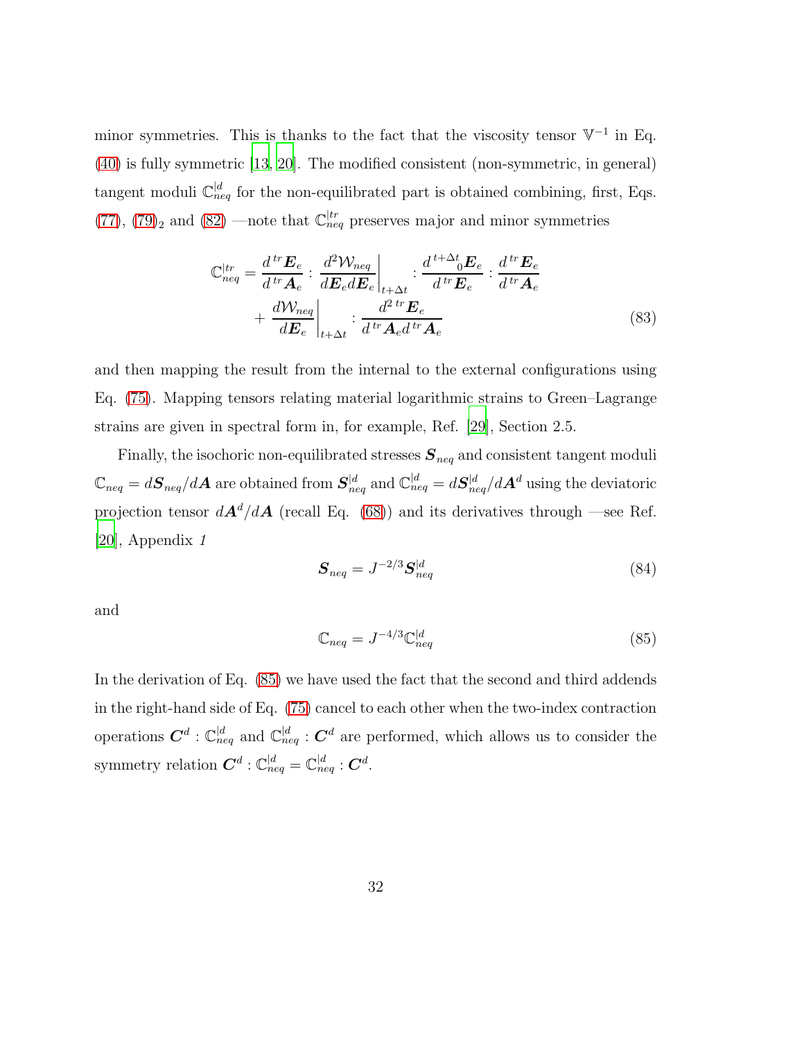minor symmetries. This is thanks to the fact that the viscosity tensor $\mathbb{V}^{-1}$ in Eq. (40) is fully symmetric [13, 20]. The modified consistent (non-symmetric, in general) tangent moduli $\mathbb{C}_{neq}^{|d}$ for the non-equilibrated part is obtained combining, first, Eqs. (77), (79)$_2$ and (82) —note that $\mathbb{C}_{neq}^{|tr}$ preserves major and minor symmetries

$$
\begin{aligned}
\mathbb{C}_{neq}^{|tr} = \frac{d\,{}^{tr}\boldsymbol{E}_e}{d\,{}^{tr}\boldsymbol{A}_e} : \left.\frac{d^2\mathcal{W}_{neq}}{d\boldsymbol{E}_e d\boldsymbol{E}_e}\right|_{t+\Delta t} : \frac{d\,{}^{t+\Delta t}{}_0\boldsymbol{E}_e}{d\,{}^{tr}\boldsymbol{E}_e} : \frac{d\,{}^{tr}\boldsymbol{E}_e}{d\,{}^{tr}\boldsymbol{A}_e} \\
+ \left.\frac{d\mathcal{W}_{neq}}{d\boldsymbol{E}_e}\right|_{t+\Delta t} : \frac{d^2\,{}^{tr}\boldsymbol{E}_e}{d\,{}^{tr}\boldsymbol{A}_e d\,{}^{tr}\boldsymbol{A}_e}
\end{aligned}
\tag{83}
$$

and then mapping the result from the internal to the external configurations using Eq. (75). Mapping tensors relating material logarithmic strains to Green–Lagrange strains are given in spectral form in, for example, Ref. [29], Section 2.5.

Finally, the isochoric non-equilibrated stresses $\boldsymbol{S}_{neq}$ and consistent tangent moduli $\mathbb{C}_{neq} = d\boldsymbol{S}_{neq}/d\boldsymbol{A}$ are obtained from $\boldsymbol{S}_{neq}^{|d}$ and $\mathbb{C}_{neq}^{|d} = d\boldsymbol{S}_{neq}^{|d}/d\boldsymbol{A}^d$ using the deviatoric projection tensor $d\boldsymbol{A}^d/d\boldsymbol{A}$ (recall Eq. (68)) and its derivatives through —see Ref. [20], Appendix *1*

$$
\boldsymbol{S}_{neq} = J^{-2/3}\boldsymbol{S}_{neq}^{|d}
\tag{84}
$$

and

$$
\mathbb{C}_{neq} = J^{-4/3}\mathbb{C}_{neq}^{|d}
\tag{85}
$$

In the derivation of Eq. (85) we have used the fact that the second and third addends in the right-hand side of Eq. (75) cancel to each other when the two-index contraction operations $\boldsymbol{C}^d : \mathbb{C}_{neq}^{|d}$ and $\mathbb{C}_{neq}^{|d} : \boldsymbol{C}^d$ are performed, which allows us to consider the symmetry relation $\boldsymbol{C}^d : \mathbb{C}_{neq}^{|d} = \mathbb{C}_{neq}^{|d} : \boldsymbol{C}^d$.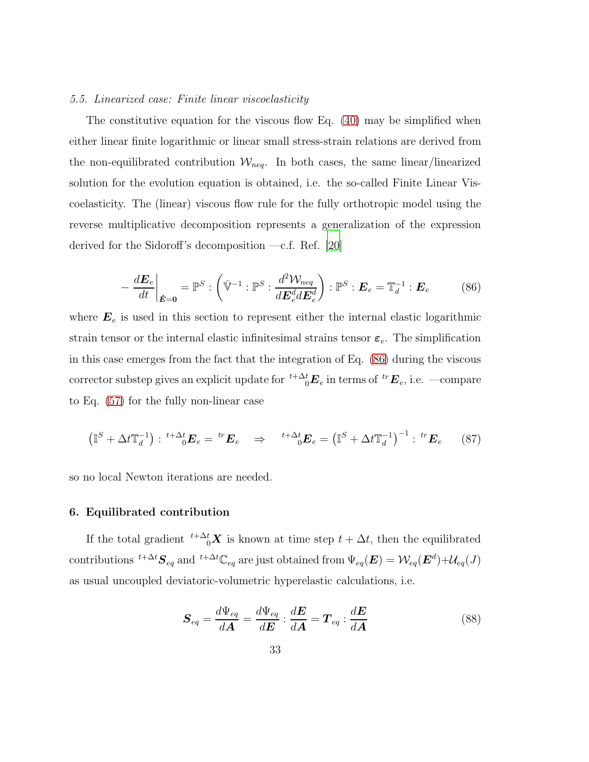### 5.5. Linearized case: Finite linear viscoelasticity

The constitutive equation for the viscous flow Eq. (40) may be simplified when either linear finite logarithmic or linear small stress-strain relations are derived from the non-equilibrated contribution $\mathcal{W}_{neq}$. In both cases, the same linear/linearized solution for the evolution equation is obtained, i.e. the so-called Finite Linear Viscoelasticity. The (linear) viscous flow rule for the fully orthotropic model using the reverse multiplicative decomposition represents a generalization of the expression derived for the Sidoroff's decomposition —c.f. Ref. [20]

$$
- \left. \frac{d\boldsymbol{E}_e}{dt} \right|_{\dot{\boldsymbol{E}}=\boldsymbol{0}} = \mathbb{P}^S : \left( \bar{\mathbb{V}}^{-1} : \mathbb{P}^S : \frac{d^2 \mathcal{W}_{neq}}{d\boldsymbol{E}_e^d d\boldsymbol{E}_e^d} \right) : \mathbb{P}^S : \boldsymbol{E}_e = \mathbb{T}_d^{-1} : \boldsymbol{E}_e \tag{86}
$$

where $\boldsymbol{E}_e$ is used in this section to represent either the internal elastic logarithmic strain tensor or the internal elastic infinitesimal strains tensor $\boldsymbol{\varepsilon}_e$. The simplification in this case emerges from the fact that the integration of Eq. (86) during the viscous corrector substep gives an explicit update for ${}^{t+\Delta t}_{\ \ \ 0}\boldsymbol{E}_e$ in terms of ${}^{tr}\boldsymbol{E}_e$, i.e. —compare to Eq. (57) for the fully non-linear case

$$
\left( \mathbb{I}^S + \Delta t \mathbb{T}_d^{-1} \right) : {}^{t+\Delta t}_{\ \ \ 0}\boldsymbol{E}_e = {}^{tr}\boldsymbol{E}_e \quad \Rightarrow \quad {}^{t+\Delta t}_{\ \ \ 0}\boldsymbol{E}_e = \left( \mathbb{I}^S + \Delta t \mathbb{T}_d^{-1} \right)^{-1} : {}^{tr}\boldsymbol{E}_e \tag{87}
$$

so no local Newton iterations are needed.

## 6. Equilibrated contribution

If the total gradient ${}^{t+\Delta t}_{\ \ \ 0}\boldsymbol{X}$ is known at time step $t + \Delta t$, then the equilibrated contributions ${}^{t+\Delta t}\boldsymbol{S}_{eq}$ and ${}^{t+\Delta t}\mathbb{C}_{eq}$ are just obtained from $\Psi_{eq}(\boldsymbol{E}) = \mathcal{W}_{eq}(\boldsymbol{E}^d) + \mathcal{U}_{eq}(J)$ as usual uncoupled deviatoric-volumetric hyperelastic calculations, i.e.

$$
\boldsymbol{S}_{eq} = \frac{d\Psi_{eq}}{d\boldsymbol{A}} = \frac{d\Psi_{eq}}{d\boldsymbol{E}} : \frac{d\boldsymbol{E}}{d\boldsymbol{A}} = \boldsymbol{T}_{eq} : \frac{d\boldsymbol{E}}{d\boldsymbol{A}} \tag{88}
$$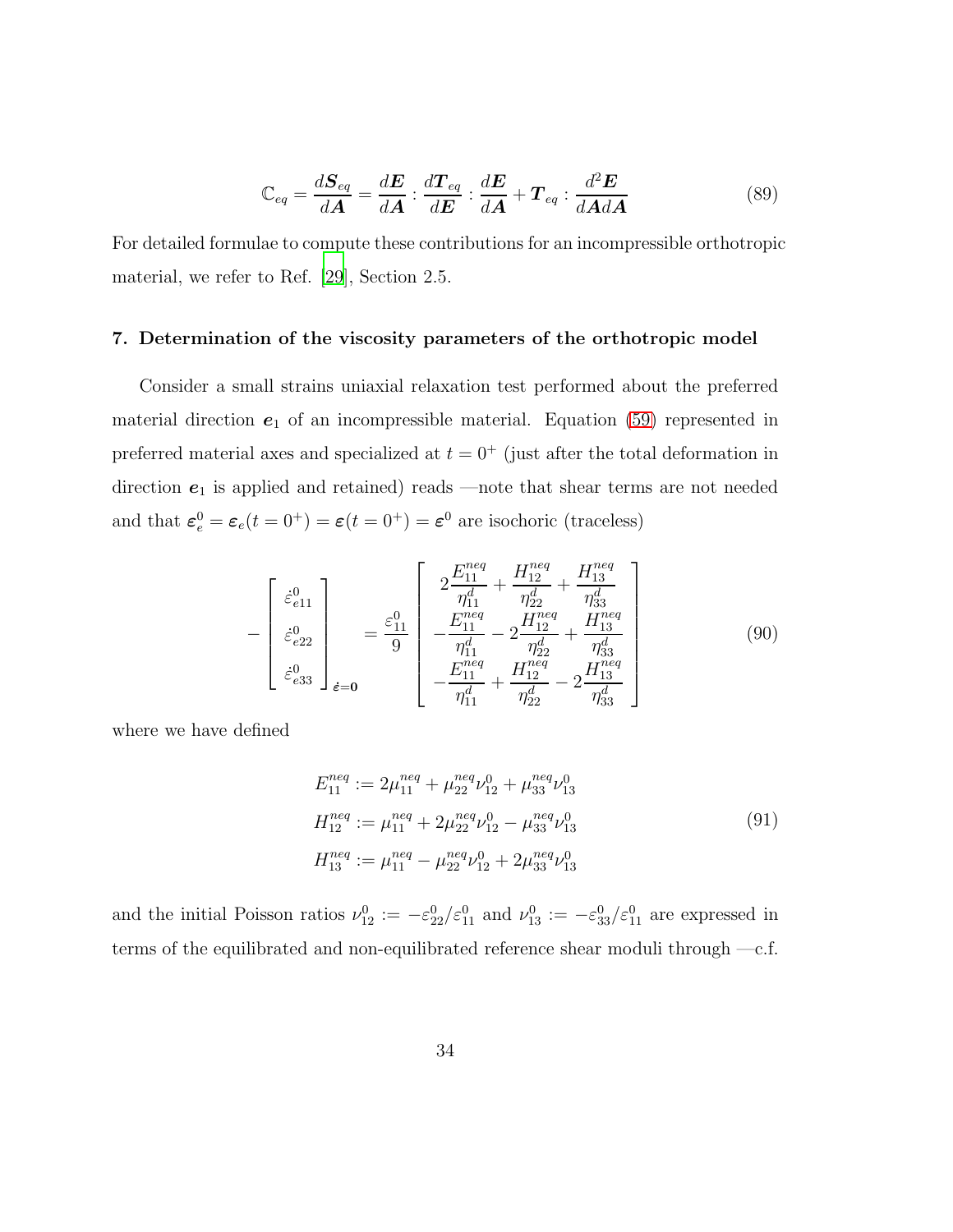$$\mathbb{C}_{eq} = \frac{d\boldsymbol{S}_{eq}}{d\boldsymbol{A}} = \frac{d\boldsymbol{E}}{d\boldsymbol{A}} : \frac{d\boldsymbol{T}_{eq}}{d\boldsymbol{E}} : \frac{d\boldsymbol{E}}{d\boldsymbol{A}} + \boldsymbol{T}_{eq} : \frac{d^2\boldsymbol{E}}{d\boldsymbol{A}d\boldsymbol{A}} \tag{89}$$

For detailed formulae to compute these contributions for an incompressible orthotropic material, we refer to Ref. [29], Section 2.5.

## 7. Determination of the viscosity parameters of the orthotropic model

Consider a small strains uniaxial relaxation test performed about the preferred material direction $\boldsymbol{e}_1$ of an incompressible material. Equation (59) represented in preferred material axes and specialized at $t = 0^+$ (just after the total deformation in direction $\boldsymbol{e}_1$ is applied and retained) reads —note that shear terms are not needed and that $\boldsymbol{\varepsilon}_e^0 = \boldsymbol{\varepsilon}_e(t = 0^+) = \boldsymbol{\varepsilon}(t = 0^+) = \boldsymbol{\varepsilon}^0$ are isochoric (traceless)

$$-\begin{bmatrix} \dot{\varepsilon}_{e11}^0 \\ \dot{\varepsilon}_{e22}^0 \\ \dot{\varepsilon}_{e33}^0 \end{bmatrix}_{\dot{\boldsymbol{\varepsilon}}=\boldsymbol{0}} = \frac{\varepsilon_{11}^0}{9} \begin{bmatrix} 2\dfrac{E_{11}^{neq}}{\eta_{11}^d} + \dfrac{H_{12}^{neq}}{\eta_{22}^d} + \dfrac{H_{13}^{neq}}{\eta_{33}^d} \\ -\dfrac{E_{11}^{neq}}{\eta_{11}^d} - 2\dfrac{H_{12}^{neq}}{\eta_{22}^d} + \dfrac{H_{13}^{neq}}{\eta_{33}^d} \\ -\dfrac{E_{11}^{neq}}{\eta_{11}^d} + \dfrac{H_{12}^{neq}}{\eta_{22}^d} - 2\dfrac{H_{13}^{neq}}{\eta_{33}^d} \end{bmatrix} \tag{90}$$

where we have defined

$$\begin{aligned} E_{11}^{neq} &:= 2\mu_{11}^{neq} + \mu_{22}^{neq}\nu_{12}^0 + \mu_{33}^{neq}\nu_{13}^0 \\ H_{12}^{neq} &:= \mu_{11}^{neq} + 2\mu_{22}^{neq}\nu_{12}^0 - \mu_{33}^{neq}\nu_{13}^0 \\ H_{13}^{neq} &:= \mu_{11}^{neq} - \mu_{22}^{neq}\nu_{12}^0 + 2\mu_{33}^{neq}\nu_{13}^0 \end{aligned} \tag{91}$$

and the initial Poisson ratios $\nu_{12}^0 := -\varepsilon_{22}^0/\varepsilon_{11}^0$ and $\nu_{13}^0 := -\varepsilon_{33}^0/\varepsilon_{11}^0$ are expressed in terms of the equilibrated and non-equilibrated reference shear moduli through —c.f.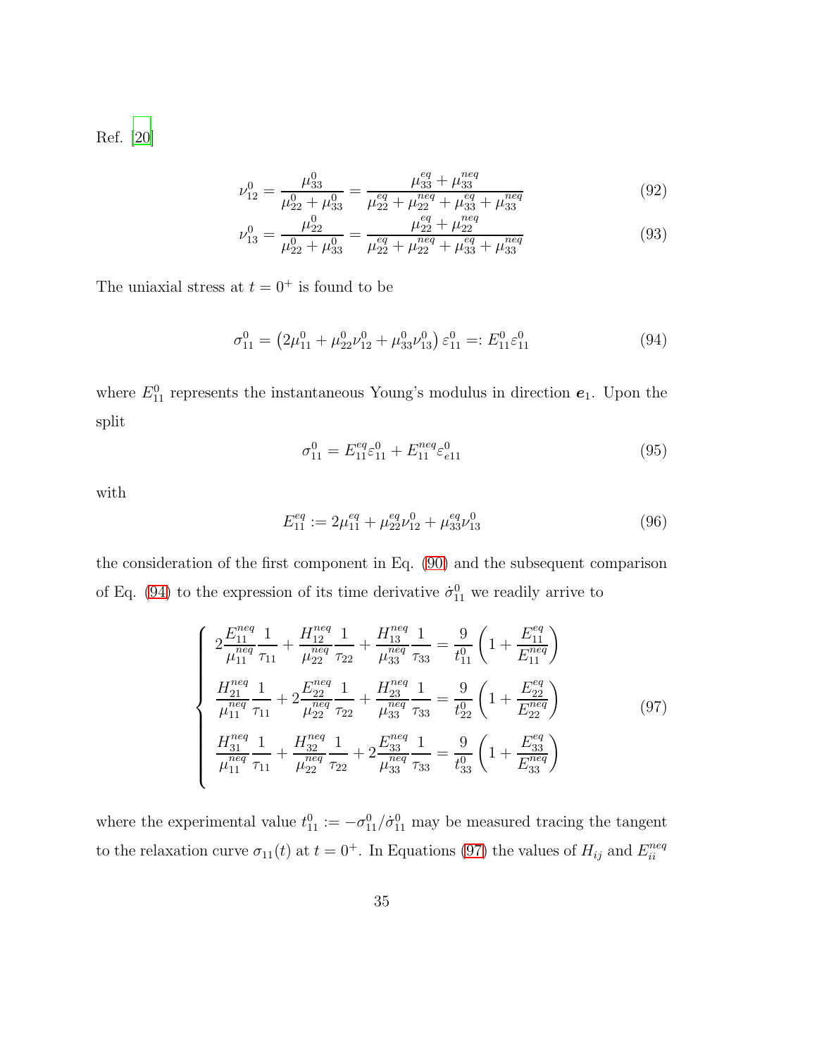Ref. [20]

$$
\nu_{12}^0 = \frac{\mu_{33}^0}{\mu_{22}^0 + \mu_{33}^0} = \frac{\mu_{33}^{eq} + \mu_{33}^{neq}}{\mu_{22}^{eq} + \mu_{22}^{neq} + \mu_{33}^{eq} + \mu_{33}^{neq}} \tag{92}
$$

$$
\nu_{13}^0 = \frac{\mu_{22}^0}{\mu_{22}^0 + \mu_{33}^0} = \frac{\mu_{22}^{eq} + \mu_{22}^{neq}}{\mu_{22}^{eq} + \mu_{22}^{neq} + \mu_{33}^{eq} + \mu_{33}^{neq}} \tag{93}
$$

The uniaxial stress at $t = 0^+$ is found to be

$$
\sigma_{11}^0 = \left(2\mu_{11}^0 + \mu_{22}^0\nu_{12}^0 + \mu_{33}^0\nu_{13}^0\right)\varepsilon_{11}^0 =: E_{11}^0\varepsilon_{11}^0 \tag{94}
$$

where $E_{11}^0$ represents the instantaneous Young's modulus in direction $\boldsymbol{e}_1$. Upon the split

$$
\sigma_{11}^0 = E_{11}^{eq}\varepsilon_{11}^0 + E_{11}^{neq}\varepsilon_{e11}^0 \tag{95}
$$

with

$$
E_{11}^{eq} := 2\mu_{11}^{eq} + \mu_{22}^{eq}\nu_{12}^0 + \mu_{33}^{eq}\nu_{13}^0 \tag{96}
$$

the consideration of the first component in Eq. (90) and the subsequent comparison of Eq. (94) to the expression of its time derivative $\dot{\sigma}_{11}^0$ we readily arrive to

$$
\begin{cases}
2\dfrac{E_{11}^{neq}}{\mu_{11}^{neq}}\dfrac{1}{\tau_{11}} + \dfrac{H_{12}^{neq}}{\mu_{22}^{neq}}\dfrac{1}{\tau_{22}} + \dfrac{H_{13}^{neq}}{\mu_{33}^{neq}}\dfrac{1}{\tau_{33}} = \dfrac{9}{t_{11}^0}\left(1 + \dfrac{E_{11}^{eq}}{E_{11}^{neq}}\right) \\[2ex]
\dfrac{H_{21}^{neq}}{\mu_{11}^{neq}}\dfrac{1}{\tau_{11}} + 2\dfrac{E_{22}^{neq}}{\mu_{22}^{neq}}\dfrac{1}{\tau_{22}} + \dfrac{H_{23}^{neq}}{\mu_{33}^{neq}}\dfrac{1}{\tau_{33}} = \dfrac{9}{t_{22}^0}\left(1 + \dfrac{E_{22}^{eq}}{E_{22}^{neq}}\right) \\[2ex]
\dfrac{H_{31}^{neq}}{\mu_{11}^{neq}}\dfrac{1}{\tau_{11}} + \dfrac{H_{32}^{neq}}{\mu_{22}^{neq}}\dfrac{1}{\tau_{22}} + 2\dfrac{E_{33}^{neq}}{\mu_{33}^{neq}}\dfrac{1}{\tau_{33}} = \dfrac{9}{t_{33}^0}\left(1 + \dfrac{E_{33}^{eq}}{E_{33}^{neq}}\right)
\end{cases} \tag{97}
$$

where the experimental value $t_{11}^0 := -\sigma_{11}^0/\dot{\sigma}_{11}^0$ may be measured tracing the tangent to the relaxation curve $\sigma_{11}(t)$ at $t = 0^+$. In Equations (97) the values of $H_{ij}$ and $E_{ii}^{neq}$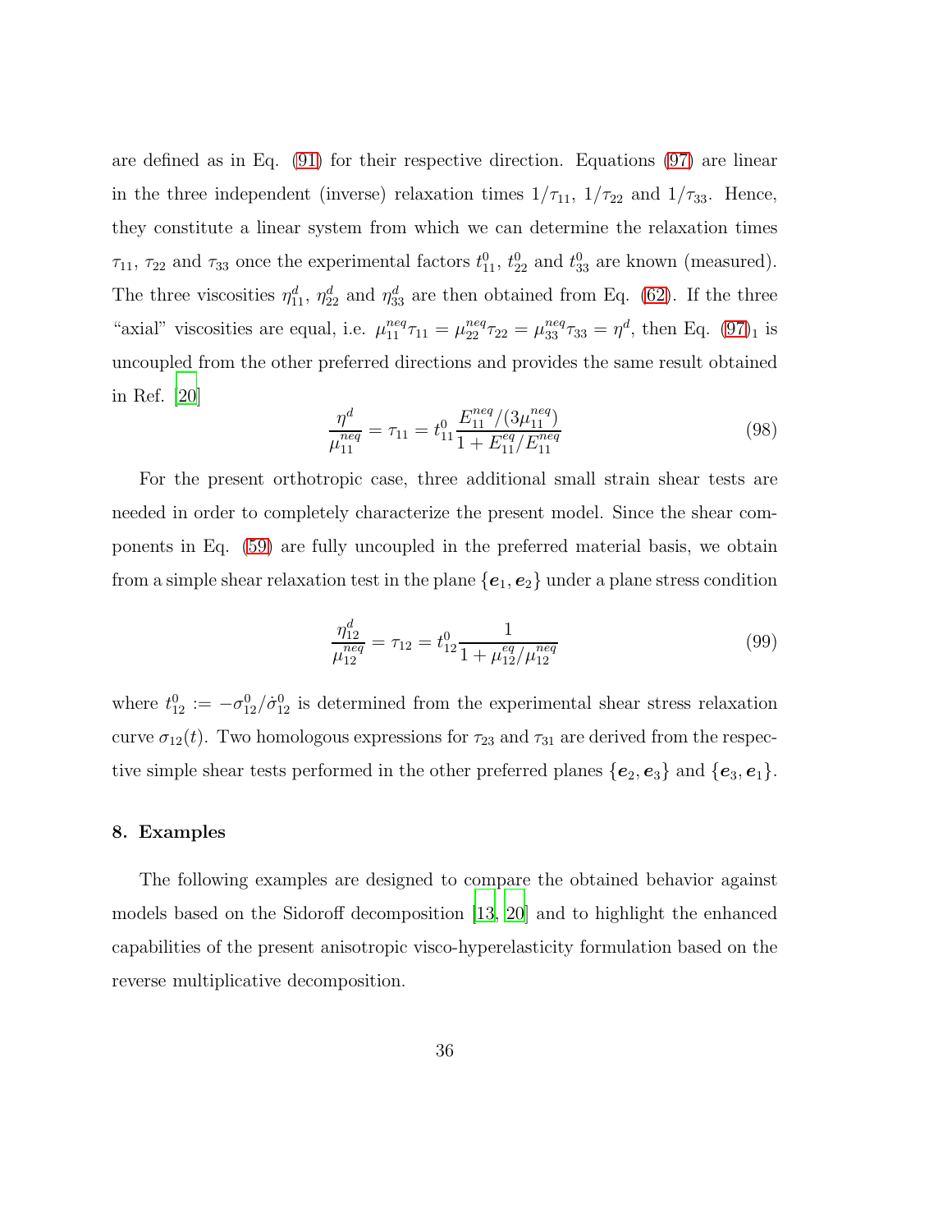are defined as in Eq. (91) for their respective direction. Equations (97) are linear in the three independent (inverse) relaxation times $1/\tau_{11}$, $1/\tau_{22}$ and $1/\tau_{33}$. Hence, they constitute a linear system from which we can determine the relaxation times $\tau_{11}$, $\tau_{22}$ and $\tau_{33}$ once the experimental factors $t^0_{11}$, $t^0_{22}$ and $t^0_{33}$ are known (measured). The three viscosities $\eta^d_{11}$, $\eta^d_{22}$ and $\eta^d_{33}$ are then obtained from Eq. (62). If the three "axial" viscosities are equal, i.e. $\mu^{neq}_{11}\tau_{11} = \mu^{neq}_{22}\tau_{22} = \mu^{neq}_{33}\tau_{33} = \eta^d$, then Eq. $(97)_1$ is uncoupled from the other preferred directions and provides the same result obtained in Ref. [20]

$$\frac{\eta^d}{\mu^{neq}_{11}} = \tau_{11} = t^0_{11} \frac{E^{neq}_{11}/(3\mu^{neq}_{11})}{1 + E^{eq}_{11}/E^{neq}_{11}} \tag{98}$$

For the present orthotropic case, three additional small strain shear tests are needed in order to completely characterize the present model. Since the shear components in Eq. (59) are fully uncoupled in the preferred material basis, we obtain from a simple shear relaxation test in the plane $\{\boldsymbol{e}_1, \boldsymbol{e}_2\}$ under a plane stress condition

$$\frac{\eta^d_{12}}{\mu^{neq}_{12}} = \tau_{12} = t^0_{12} \frac{1}{1 + \mu^{eq}_{12}/\mu^{neq}_{12}} \tag{99}$$

where $t^0_{12} := -\sigma^0_{12}/\dot{\sigma}^0_{12}$ is determined from the experimental shear stress relaxation curve $\sigma_{12}(t)$. Two homologous expressions for $\tau_{23}$ and $\tau_{31}$ are derived from the respective simple shear tests performed in the other preferred planes $\{\boldsymbol{e}_2, \boldsymbol{e}_3\}$ and $\{\boldsymbol{e}_3, \boldsymbol{e}_1\}$.

## 8. Examples

The following examples are designed to compare the obtained behavior against models based on the Sidoroff decomposition [13, 20] and to highlight the enhanced capabilities of the present anisotropic visco-hyperelasticity formulation based on the reverse multiplicative decomposition.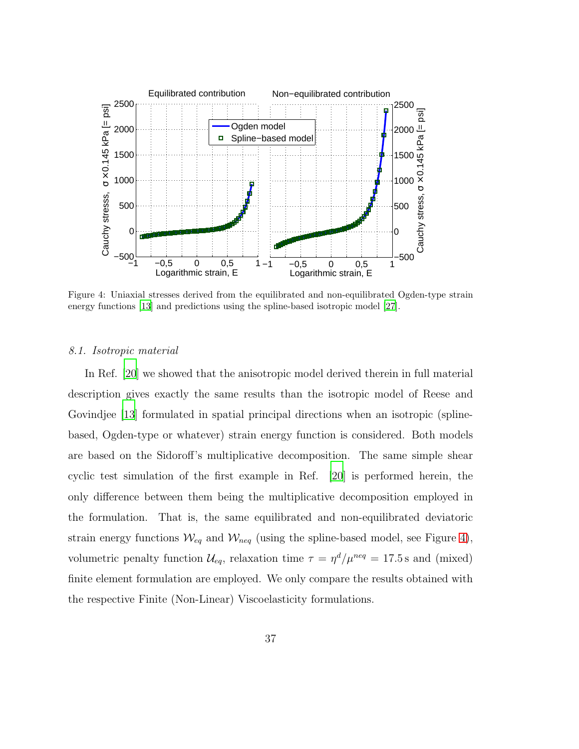Figure 4: Uniaxial stresses derived from the equilibrated and non-equilibrated Ogden-type strain energy functions [13] and predictions using the spline-based isotropic model [27].

### *8.1. Isotropic material*

In Ref. [20] we showed that the anisotropic model derived therein in full material description gives exactly the same results than the isotropic model of Reese and Govindjee [13] formulated in spatial principal directions when an isotropic (spline-based, Ogden-type or whatever) strain energy function is considered. Both models are based on the Sidoroff's multiplicative decomposition. The same simple shear cyclic test simulation of the first example in Ref. [20] is performed herein, the only difference between them being the multiplicative decomposition employed in the formulation. That is, the same equilibrated and non-equilibrated deviatoric strain energy functions $\mathcal{W}_{eq}$ and $\mathcal{W}_{neq}$ (using the spline-based model, see Figure 4), volumetric penalty function $\mathcal{U}_{eq}$, relaxation time $\tau = \eta^d/\mu^{neq} = 17.5\,\mathrm{s}$ and (mixed) finite element formulation are employed. We only compare the results obtained with the respective Finite (Non-Linear) Viscoelasticity formulations.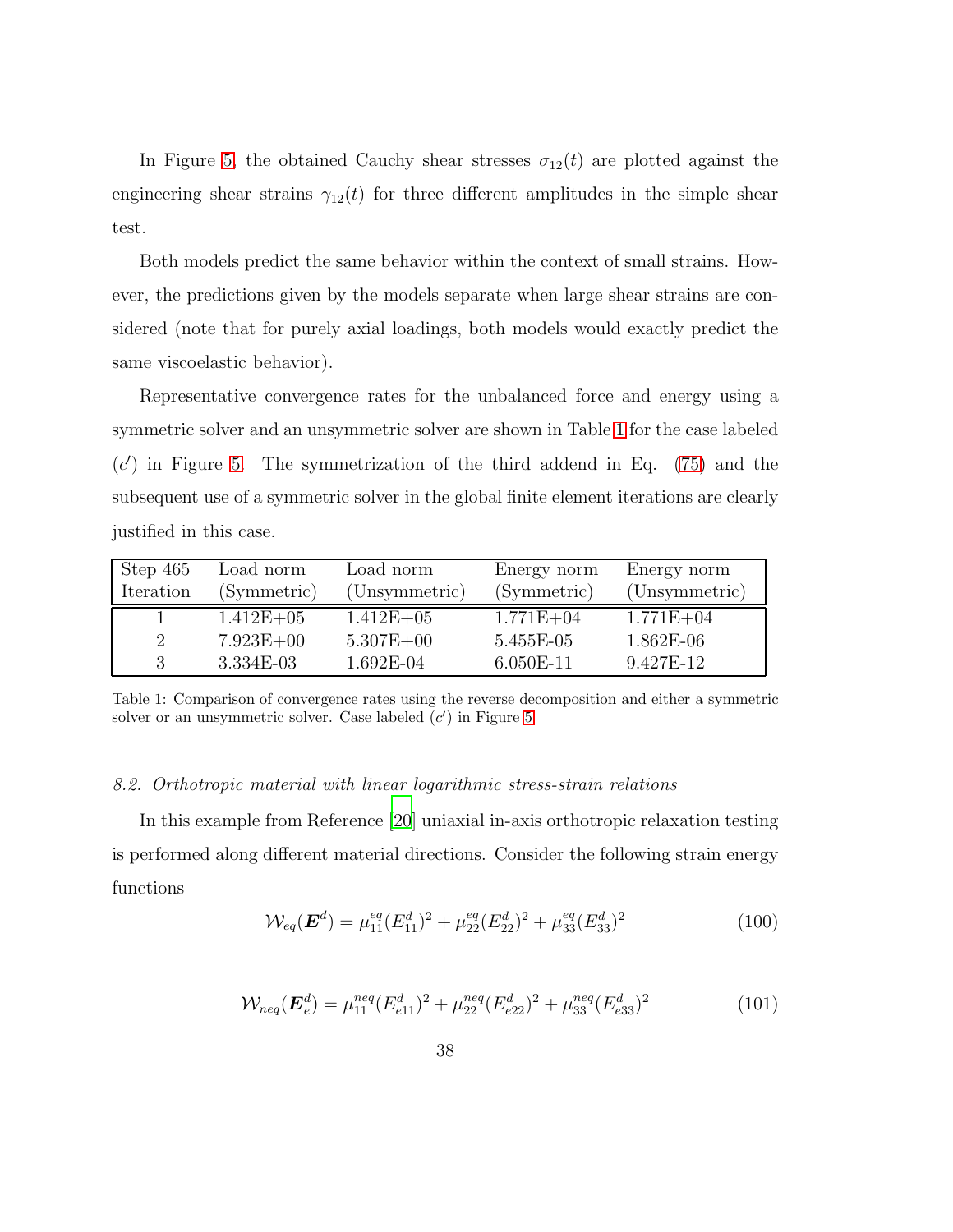In Figure 5, the obtained Cauchy shear stresses $\sigma_{12}(t)$ are plotted against the engineering shear strains $\gamma_{12}(t)$ for three different amplitudes in the simple shear test.

Both models predict the same behavior within the context of small strains. However, the predictions given by the models separate when large shear strains are considered (note that for purely axial loadings, both models would exactly predict the same viscoelastic behavior).

Representative convergence rates for the unbalanced force and energy using a symmetric solver and an unsymmetric solver are shown in Table 1 for the case labeled $(c')$ in Figure 5. The symmetrization of the third addend in Eq. (75) and the subsequent use of a symmetric solver in the global finite element iterations are clearly justified in this case.

| Step 465 Iteration | Load norm (Symmetric) | Load norm (Unsymmetric) | Energy norm (Symmetric) | Energy norm (Unsymmetric) |
|---|---|---|---|---|
| 1 | 1.412E+05 | 1.412E+05 | 1.771E+04 | 1.771E+04 |
| 2 | 7.923E+00 | 5.307E+00 | 5.455E-05 | 1.862E-06 |
| 3 | 3.334E-03 | 1.692E-04 | 6.050E-11 | 9.427E-12 |

Table 1: Comparison of convergence rates using the reverse decomposition and either a symmetric solver or an unsymmetric solver. Case labeled $(c')$ in Figure 5

### *8.2. Orthotropic material with linear logarithmic stress-strain relations*

In this example from Reference [20] uniaxial in-axis orthotropic relaxation testing is performed along different material directions. Consider the following strain energy functions

$$\mathcal{W}_{eq}(\boldsymbol{E}^d) = \mu_{11}^{eq}(E_{11}^d)^2 + \mu_{22}^{eq}(E_{22}^d)^2 + \mu_{33}^{eq}(E_{33}^d)^2 \tag{100}$$

$$\mathcal{W}_{neq}(\boldsymbol{E}_e^d) = \mu_{11}^{neq}(E_{e11}^d)^2 + \mu_{22}^{neq}(E_{e22}^d)^2 + \mu_{33}^{neq}(E_{e33}^d)^2 \tag{101}$$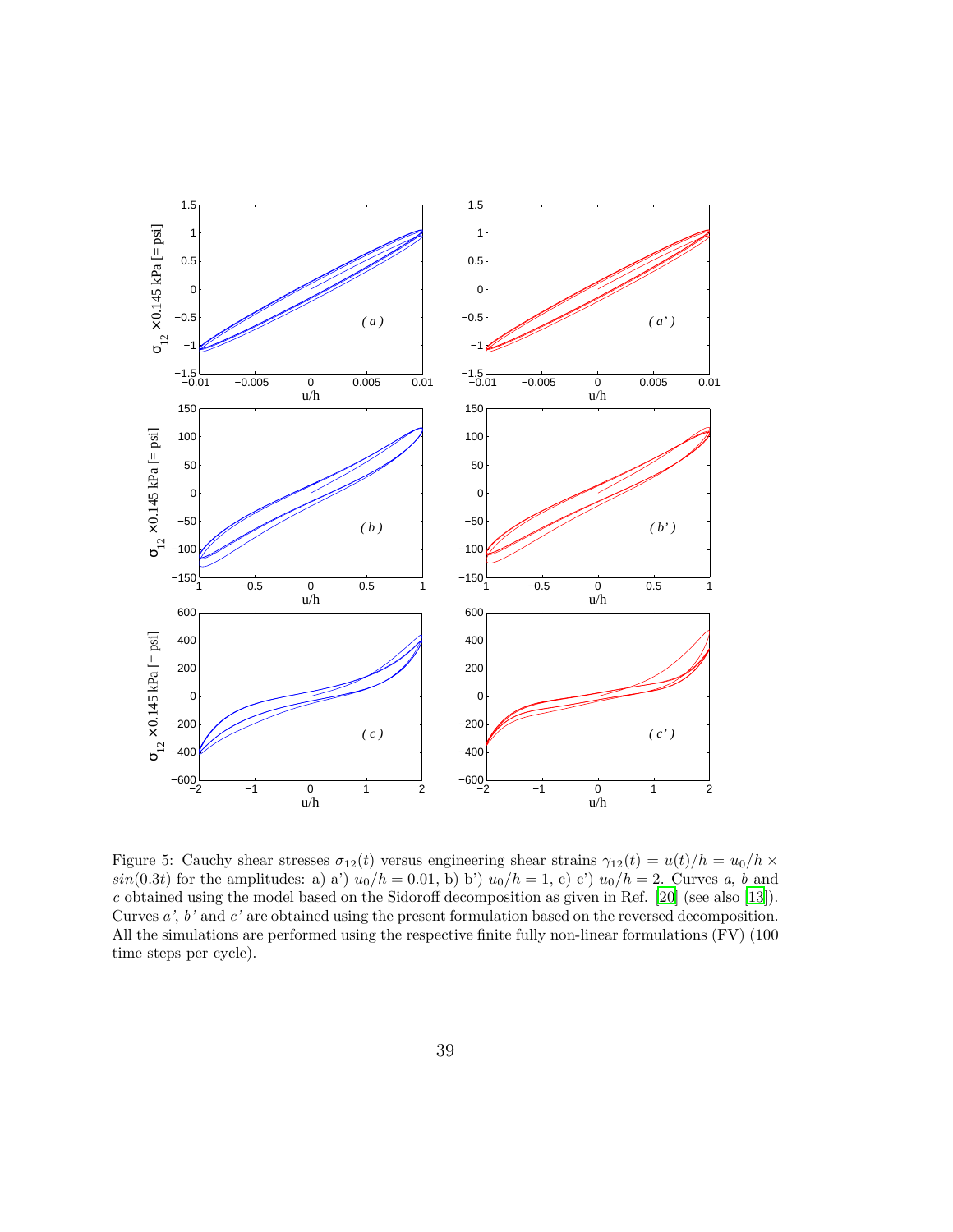Figure 5: Cauchy shear stresses $\sigma_{12}(t)$ versus engineering shear strains $\gamma_{12}(t) = u(t)/h = u_0/h \times sin(0.3t)$ for the amplitudes: a) a') $u_0/h = 0.01$, b) b') $u_0/h = 1$, c) c') $u_0/h = 2$. Curves *a*, *b* and *c* obtained using the model based on the Sidoroff decomposition as given in Ref. [20] (see also [13]). Curves *a'*, *b'* and *c'* are obtained using the present formulation based on the reversed decomposition. All the simulations are performed using the respective finite fully non-linear formulations (FV) (100 time steps per cycle).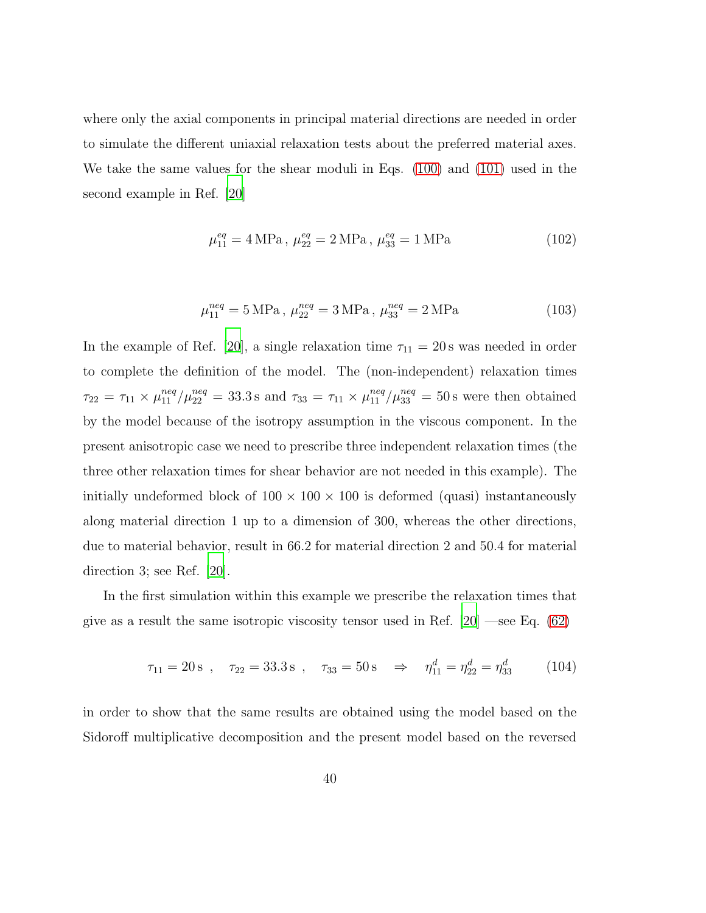where only the axial components in principal material directions are needed in order to simulate the different uniaxial relaxation tests about the preferred material axes. We take the same values for the shear moduli in Eqs. (100) and (101) used in the second example in Ref. [20]

$$\mu_{11}^{eq} = 4\,\text{MPa}\,,\ \mu_{22}^{eq} = 2\,\text{MPa}\,,\ \mu_{33}^{eq} = 1\,\text{MPa} \tag{102}$$

$$\mu_{11}^{neq} = 5\,\text{MPa}\,,\ \mu_{22}^{neq} = 3\,\text{MPa}\,,\ \mu_{33}^{neq} = 2\,\text{MPa} \tag{103}$$

In the example of Ref. [20], a single relaxation time $\tau_{11} = 20\,\text{s}$ was needed in order to complete the definition of the model. The (non-independent) relaxation times $\tau_{22} = \tau_{11} \times \mu_{11}^{neq}/\mu_{22}^{neq} = 33.3\,\text{s}$ and $\tau_{33} = \tau_{11} \times \mu_{11}^{neq}/\mu_{33}^{neq} = 50\,\text{s}$ were then obtained by the model because of the isotropy assumption in the viscous component. In the present anisotropic case we need to prescribe three independent relaxation times (the three other relaxation times for shear behavior are not needed in this example). The initially undeformed block of $100 \times 100 \times 100$ is deformed (quasi) instantaneously along material direction 1 up to a dimension of 300, whereas the other directions, due to material behavior, result in 66.2 for material direction 2 and 50.4 for material direction 3; see Ref. [20].

In the first simulation within this example we prescribe the relaxation times that give as a result the same isotropic viscosity tensor used in Ref. [20] —see Eq. (62)

$$\tau_{11} = 20\,\text{s}\ ,\quad \tau_{22} = 33.3\,\text{s}\ ,\quad \tau_{33} = 50\,\text{s} \quad \Rightarrow \quad \eta_{11}^{d} = \eta_{22}^{d} = \eta_{33}^{d} \tag{104}$$

in order to show that the same results are obtained using the model based on the Sidoroff multiplicative decomposition and the present model based on the reversed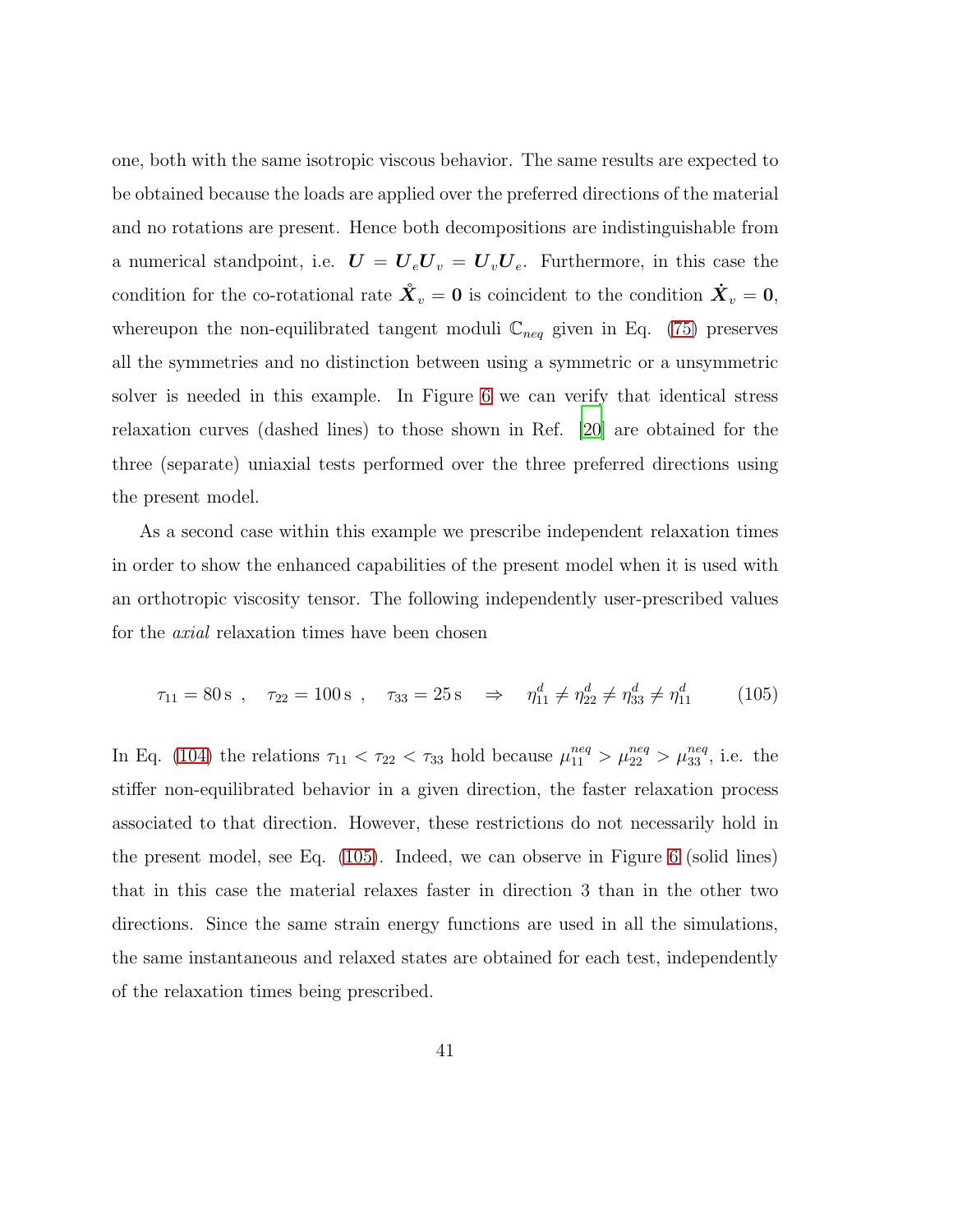one, both with the same isotropic viscous behavior. The same results are expected to be obtained because the loads are applied over the preferred directions of the material and no rotations are present. Hence both decompositions are indistinguishable from a numerical standpoint, i.e. $\boldsymbol{U} = \boldsymbol{U}_e \boldsymbol{U}_v = \boldsymbol{U}_v \boldsymbol{U}_e$. Furthermore, in this case the condition for the co-rotational rate $\mathring{\boldsymbol{X}}_v = \boldsymbol{0}$ is coincident to the condition $\dot{\boldsymbol{X}}_v = \boldsymbol{0}$, whereupon the non-equilibrated tangent moduli $\mathbb{C}_{neq}$ given in Eq. (75) preserves all the symmetries and no distinction between using a symmetric or a unsymmetric solver is needed in this example. In Figure 6 we can verify that identical stress relaxation curves (dashed lines) to those shown in Ref. [20] are obtained for the three (separate) uniaxial tests performed over the three preferred directions using the present model.

As a second case within this example we prescribe independent relaxation times in order to show the enhanced capabilities of the present model when it is used with an orthotropic viscosity tensor. The following independently user-prescribed values for the *axial* relaxation times have been chosen

$$
\tau_{11} = 80\,\mathrm{s} \;, \quad \tau_{22} = 100\,\mathrm{s} \;, \quad \tau_{33} = 25\,\mathrm{s} \quad \Rightarrow \quad \eta^d_{11} \neq \eta^d_{22} \neq \eta^d_{33} \neq \eta^d_{11} \tag{105}
$$

In Eq. (104) the relations $\tau_{11} < \tau_{22} < \tau_{33}$ hold because $\mu^{neq}_{11} > \mu^{neq}_{22} > \mu^{neq}_{33}$, i.e. the stiffer non-equilibrated behavior in a given direction, the faster relaxation process associated to that direction. However, these restrictions do not necessarily hold in the present model, see Eq. (105). Indeed, we can observe in Figure 6 (solid lines) that in this case the material relaxes faster in direction 3 than in the other two directions. Since the same strain energy functions are used in all the simulations, the same instantaneous and relaxed states are obtained for each test, independently of the relaxation times being prescribed.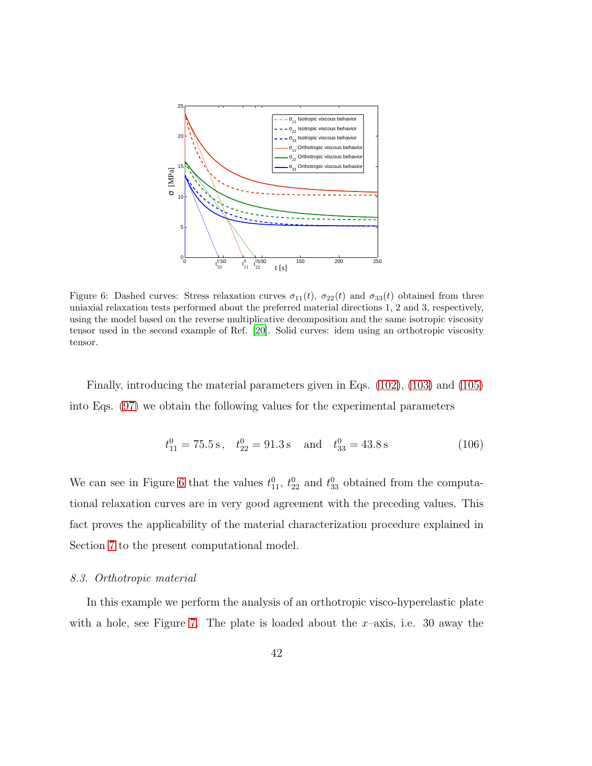Figure 6: Dashed curves: Stress relaxation curves $\sigma_{11}(t)$, $\sigma_{22}(t)$ and $\sigma_{33}(t)$ obtained from three uniaxial relaxation tests performed about the preferred material directions 1, 2 and 3, respectively, using the model based on the reverse multiplicative decomposition and the same isotropic viscosity tensor used in the second example of Ref. [20]. Solid curves: idem using an orthotropic viscosity tensor.

Finally, introducing the material parameters given in Eqs. (102), (103) and (105) into Eqs. (97) we obtain the following values for the experimental parameters

$$t_{11}^0 = 75.5\,\mathrm{s}\,, \quad t_{22}^0 = 91.3\,\mathrm{s} \quad \text{and} \quad t_{33}^0 = 43.8\,\mathrm{s} \tag{106}$$

We can see in Figure 6 that the values $t_{11}^0$, $t_{22}^0$ and $t_{33}^0$ obtained from the computational relaxation curves are in very good agreement with the preceding values. This fact proves the applicability of the material characterization procedure explained in Section 7 to the present computational model.

### 8.3. Orthotropic material

In this example we perform the analysis of an orthotropic visco-hyperelastic plate with a hole, see Figure 7. The plate is loaded about the $x$–axis, i.e. 30 away the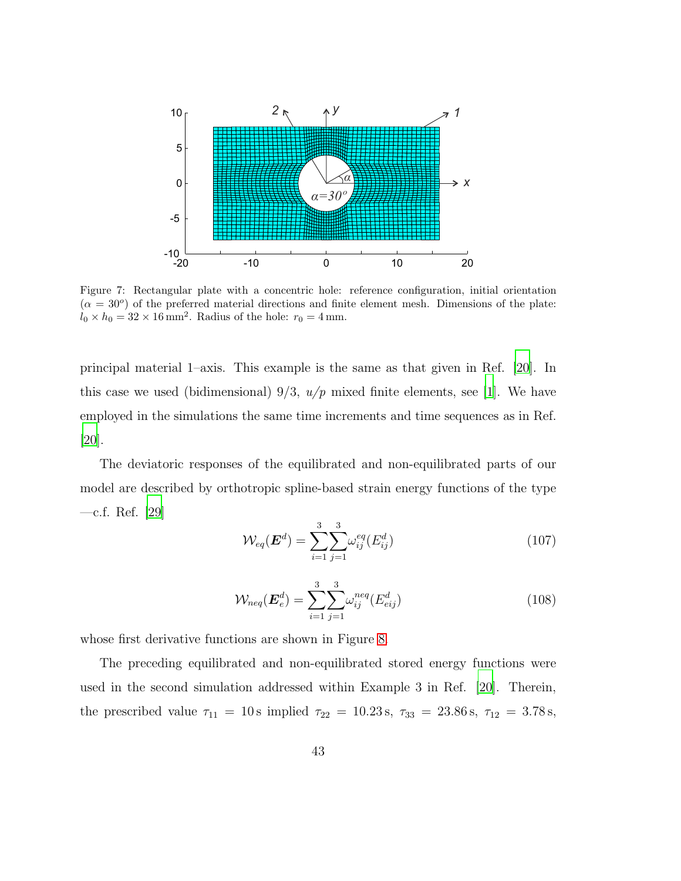Figure 7: Rectangular plate with a concentric hole: reference configuration, initial orientation ($\alpha = 30^o$) of the preferred material directions and finite element mesh. Dimensions of the plate: $l_0 \times h_0 = 32 \times 16\,\text{mm}^2$. Radius of the hole: $r_0 = 4\,\text{mm}$.

principal material 1–axis. This example is the same as that given in Ref. [20]. In this case we used (bidimensional) 9/3, $u/p$ mixed finite elements, see [1]. We have employed in the simulations the same time increments and time sequences as in Ref. [20].

The deviatoric responses of the equilibrated and non-equilibrated parts of our model are described by orthotropic spline-based strain energy functions of the type —c.f. Ref. [29]

$$\mathcal{W}_{eq}(\boldsymbol{E}^d) = \sum_{i=1}^{3}\sum_{j=1}^{3} \omega_{ij}^{eq}(E_{ij}^d) \tag{107}$$

$$\mathcal{W}_{neq}(\boldsymbol{E}_e^d) = \sum_{i=1}^{3}\sum_{j=1}^{3} \omega_{ij}^{neq}(E_{eij}^d) \tag{108}$$

whose first derivative functions are shown in Figure 8.

The preceding equilibrated and non-equilibrated stored energy functions were used in the second simulation addressed within Example 3 in Ref. [20]. Therein, the prescribed value $\tau_{11} = 10\,\text{s}$ implied $\tau_{22} = 10.23\,\text{s}$, $\tau_{33} = 23.86\,\text{s}$, $\tau_{12} = 3.78\,\text{s}$,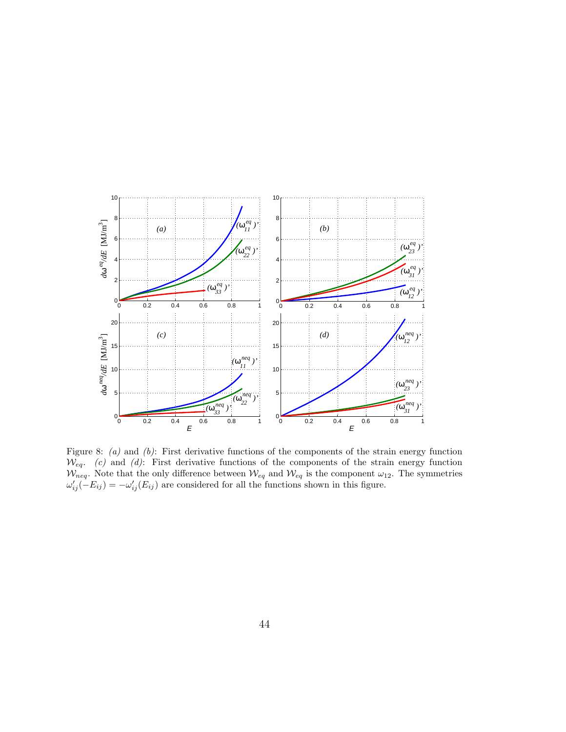Figure 8: *(a)* and *(b)*: First derivative functions of the components of the strain energy function $\mathcal{W}_{eq}$. *(c)* and *(d)*: First derivative functions of the components of the strain energy function $\mathcal{W}_{neq}$. Note that the only difference between $\mathcal{W}_{eq}$ and $\mathcal{W}_{eq}$ is the component $\omega_{12}$. The symmetries $\omega'_{ij}(-E_{ij}) = -\omega'_{ij}(E_{ij})$ are considered for all the functions shown in this figure.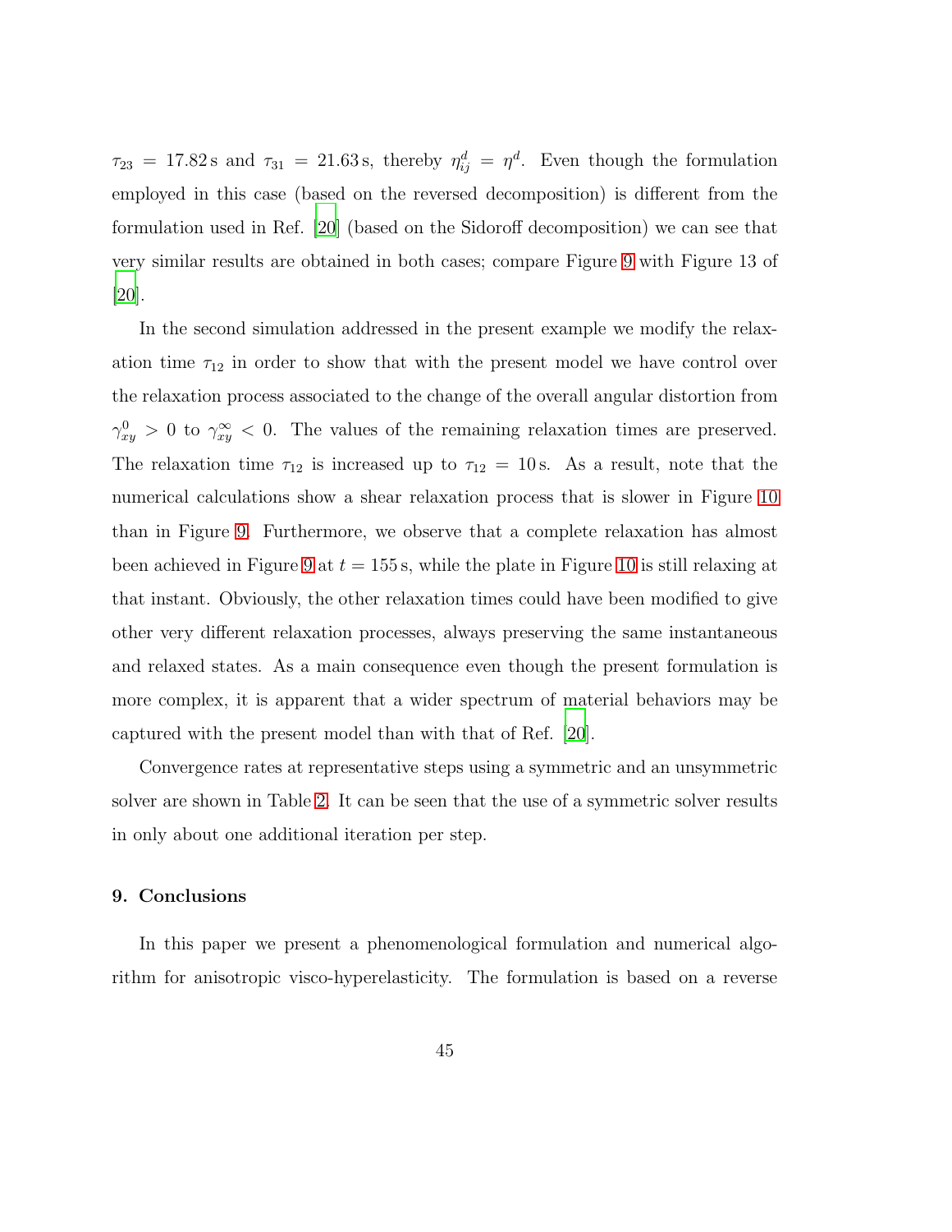$\tau_{23} = 17.82\,\mathrm{s}$ and $\tau_{31} = 21.63\,\mathrm{s}$, thereby $\eta^d_{ij} = \eta^d$. Even though the formulation employed in this case (based on the reversed decomposition) is different from the formulation used in Ref. [20] (based on the Sidoroff decomposition) we can see that very similar results are obtained in both cases; compare Figure 9 with Figure 13 of [20].

In the second simulation addressed in the present example we modify the relaxation time $\tau_{12}$ in order to show that with the present model we have control over the relaxation process associated to the change of the overall angular distortion from $\gamma^0_{xy} > 0$ to $\gamma^\infty_{xy} < 0$. The values of the remaining relaxation times are preserved. The relaxation time $\tau_{12}$ is increased up to $\tau_{12} = 10\,\mathrm{s}$. As a result, note that the numerical calculations show a shear relaxation process that is slower in Figure 10 than in Figure 9. Furthermore, we observe that a complete relaxation has almost been achieved in Figure 9 at $t = 155\,\mathrm{s}$, while the plate in Figure 10 is still relaxing at that instant. Obviously, the other relaxation times could have been modified to give other very different relaxation processes, always preserving the same instantaneous and relaxed states. As a main consequence even though the present formulation is more complex, it is apparent that a wider spectrum of material behaviors may be captured with the present model than with that of Ref. [20].

Convergence rates at representative steps using a symmetric and an unsymmetric solver are shown in Table 2. It can be seen that the use of a symmetric solver results in only about one additional iteration per step.

## 9. Conclusions

In this paper we present a phenomenological formulation and numerical algorithm for anisotropic visco-hyperelasticity. The formulation is based on a reverse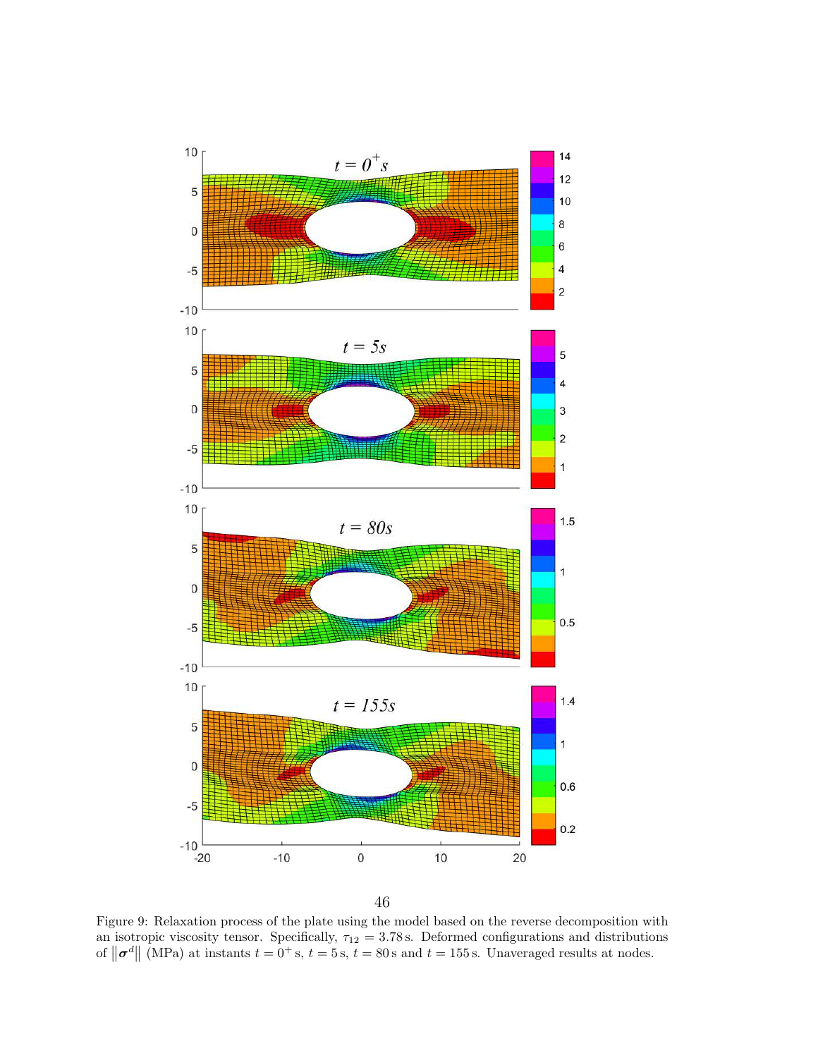Figure 9: Relaxation process of the plate using the model based on the reverse decomposition with an isotropic viscosity tensor. Specifically, $\tau_{12} = 3.78\,\text{s}$. Deformed configurations and distributions of $\|\boldsymbol{\sigma}^d\|$ (MPa) at instants $t = 0^+\,\text{s}$, $t = 5\,\text{s}$, $t = 80\,\text{s}$ and $t = 155\,\text{s}$. Unaveraged results at nodes.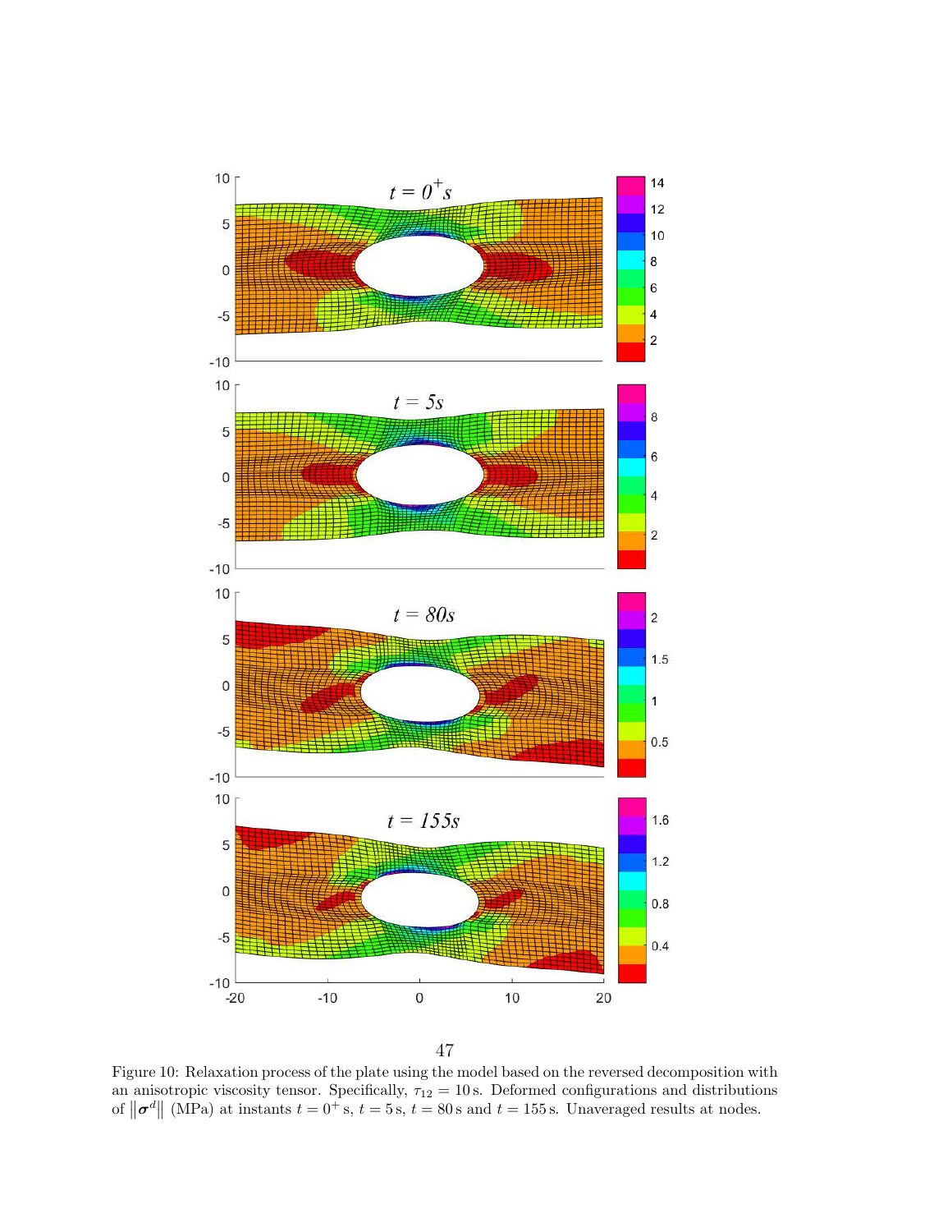Figure 10: Relaxation process of the plate using the model based on the reversed decomposition with an anisotropic viscosity tensor. Specifically, $\tau_{12} = 10\,\text{s}$. Deformed configurations and distributions of $\|\boldsymbol{\sigma}^d\|$ (MPa) at instants $t = 0^+\,\text{s}$, $t = 5\,\text{s}$, $t = 80\,\text{s}$ and $t = 155\,\text{s}$. Unaveraged results at nodes.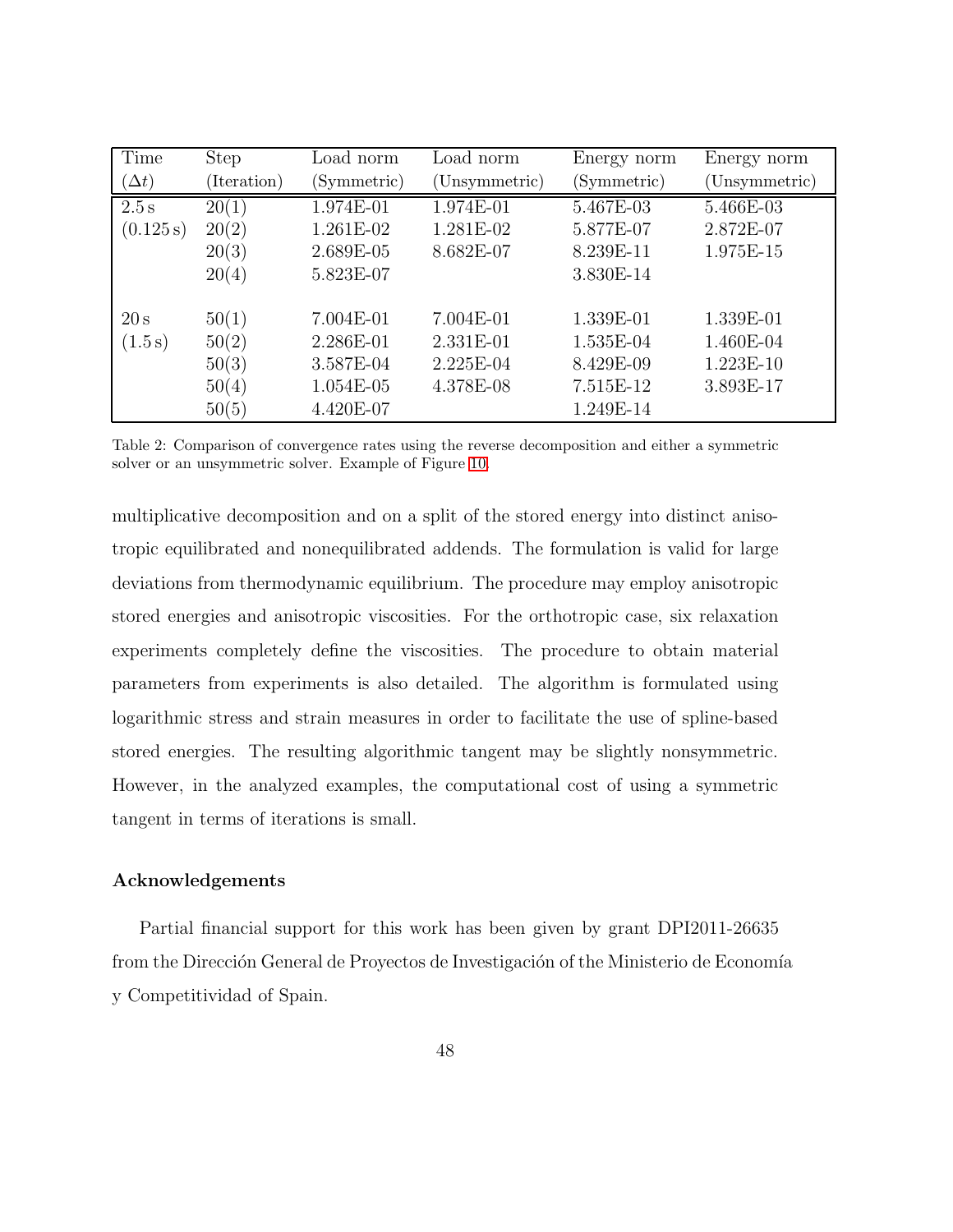| Time ($\Delta t$) | Step (Iteration) | Load norm (Symmetric) | Load norm (Unsymmetric) | Energy norm (Symmetric) | Energy norm (Unsymmetric) |
|---|---|---|---|---|---|
| 2.5 s | 20(1) | 1.974E-01 | 1.974E-01 | 5.467E-03 | 5.466E-03 |
| (0.125 s) | 20(2) | 1.261E-02 | 1.281E-02 | 5.877E-07 | 2.872E-07 |
| | 20(3) | 2.689E-05 | 8.682E-07 | 8.239E-11 | 1.975E-15 |
| | 20(4) | 5.823E-07 | | 3.830E-14 | |
| 20 s | 50(1) | 7.004E-01 | 7.004E-01 | 1.339E-01 | 1.339E-01 |
| (1.5 s) | 50(2) | 2.286E-01 | 2.331E-01 | 1.535E-04 | 1.460E-04 |
| | 50(3) | 3.587E-04 | 2.225E-04 | 8.429E-09 | 1.223E-10 |
| | 50(4) | 1.054E-05 | 4.378E-08 | 7.515E-12 | 3.893E-17 |
| | 50(5) | 4.420E-07 | | 1.249E-14 | |

Table 2: Comparison of convergence rates using the reverse decomposition and either a symmetric solver or an unsymmetric solver. Example of Figure 10.

multiplicative decomposition and on a split of the stored energy into distinct anisotropic equilibrated and nonequilibrated addends. The formulation is valid for large deviations from thermodynamic equilibrium. The procedure may employ anisotropic stored energies and anisotropic viscosities. For the orthotropic case, six relaxation experiments completely define the viscosities. The procedure to obtain material parameters from experiments is also detailed. The algorithm is formulated using logarithmic stress and strain measures in order to facilitate the use of spline-based stored energies. The resulting algorithmic tangent may be slightly nonsymmetric. However, in the analyzed examples, the computational cost of using a symmetric tangent in terms of iterations is small.

## Acknowledgements

Partial financial support for this work has been given by grant DPI2011-26635 from the Dirección General de Proyectos de Investigación of the Ministerio de Economía y Competitividad of Spain.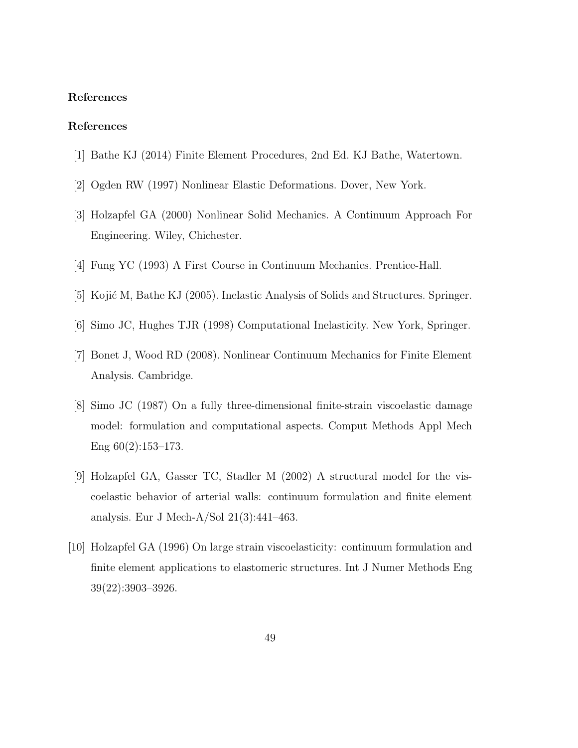## References

## References

[1] Bathe KJ (2014) Finite Element Procedures, 2nd Ed. KJ Bathe, Watertown.

[2] Ogden RW (1997) Nonlinear Elastic Deformations. Dover, New York.

[3] Holzapfel GA (2000) Nonlinear Solid Mechanics. A Continuum Approach For Engineering. Wiley, Chichester.

[4] Fung YC (1993) A First Course in Continuum Mechanics. Prentice-Hall.

[5] Kojić M, Bathe KJ (2005). Inelastic Analysis of Solids and Structures. Springer.

[6] Simo JC, Hughes TJR (1998) Computational Inelasticity. New York, Springer.

[7] Bonet J, Wood RD (2008). Nonlinear Continuum Mechanics for Finite Element Analysis. Cambridge.

[8] Simo JC (1987) On a fully three-dimensional finite-strain viscoelastic damage model: formulation and computational aspects. Comput Methods Appl Mech Eng 60(2):153–173.

[9] Holzapfel GA, Gasser TC, Stadler M (2002) A structural model for the viscoelastic behavior of arterial walls: continuum formulation and finite element analysis. Eur J Mech-A/Sol 21(3):441–463.

[10] Holzapfel GA (1996) On large strain viscoelasticity: continuum formulation and finite element applications to elastomeric structures. Int J Numer Methods Eng 39(22):3903–3926.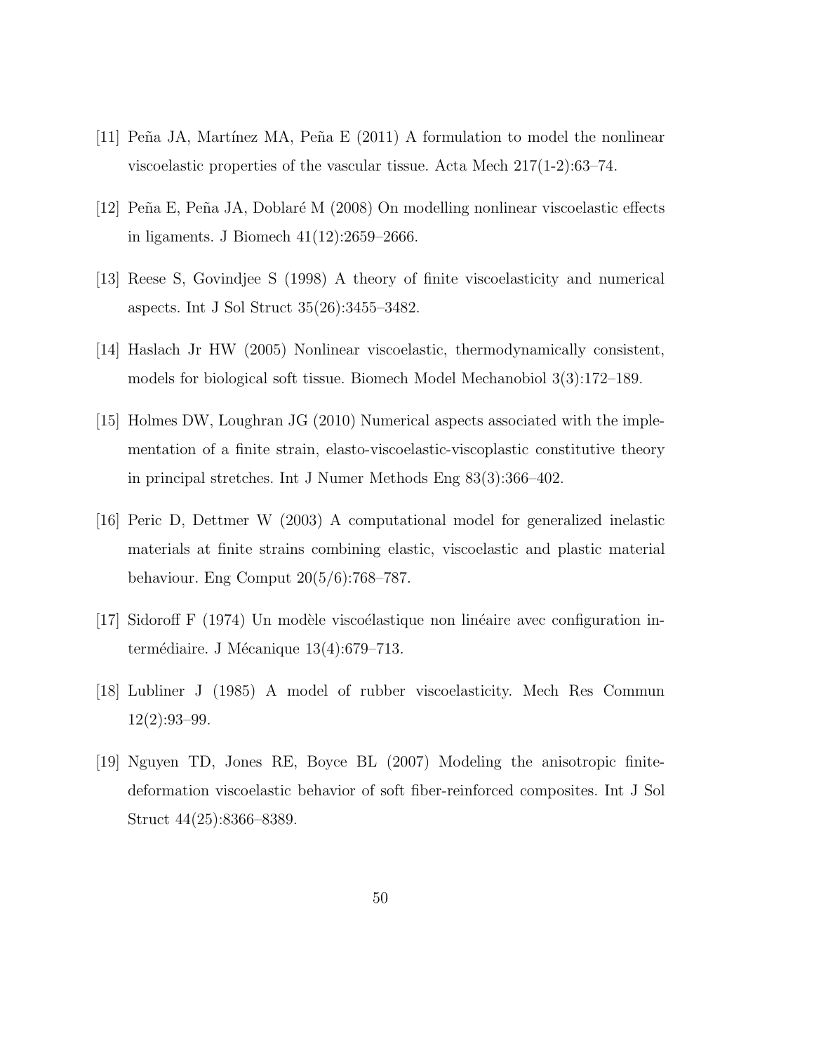[11] Peña JA, Martínez MA, Peña E (2011) A formulation to model the nonlinear viscoelastic properties of the vascular tissue. Acta Mech 217(1-2):63–74.

[12] Peña E, Peña JA, Doblaré M (2008) On modelling nonlinear viscoelastic effects in ligaments. J Biomech 41(12):2659–2666.

[13] Reese S, Govindjee S (1998) A theory of finite viscoelasticity and numerical aspects. Int J Sol Struct 35(26):3455–3482.

[14] Haslach Jr HW (2005) Nonlinear viscoelastic, thermodynamically consistent, models for biological soft tissue. Biomech Model Mechanobiol 3(3):172–189.

[15] Holmes DW, Loughran JG (2010) Numerical aspects associated with the implementation of a finite strain, elasto-viscoelastic-viscoplastic constitutive theory in principal stretches. Int J Numer Methods Eng 83(3):366–402.

[16] Peric D, Dettmer W (2003) A computational model for generalized inelastic materials at finite strains combining elastic, viscoelastic and plastic material behaviour. Eng Comput 20(5/6):768–787.

[17] Sidoroff F (1974) Un modèle viscoélastique non linéaire avec configuration intermédiaire. J Mécanique 13(4):679–713.

[18] Lubliner J (1985) A model of rubber viscoelasticity. Mech Res Commun 12(2):93–99.

[19] Nguyen TD, Jones RE, Boyce BL (2007) Modeling the anisotropic finite-deformation viscoelastic behavior of soft fiber-reinforced composites. Int J Sol Struct 44(25):8366–8389.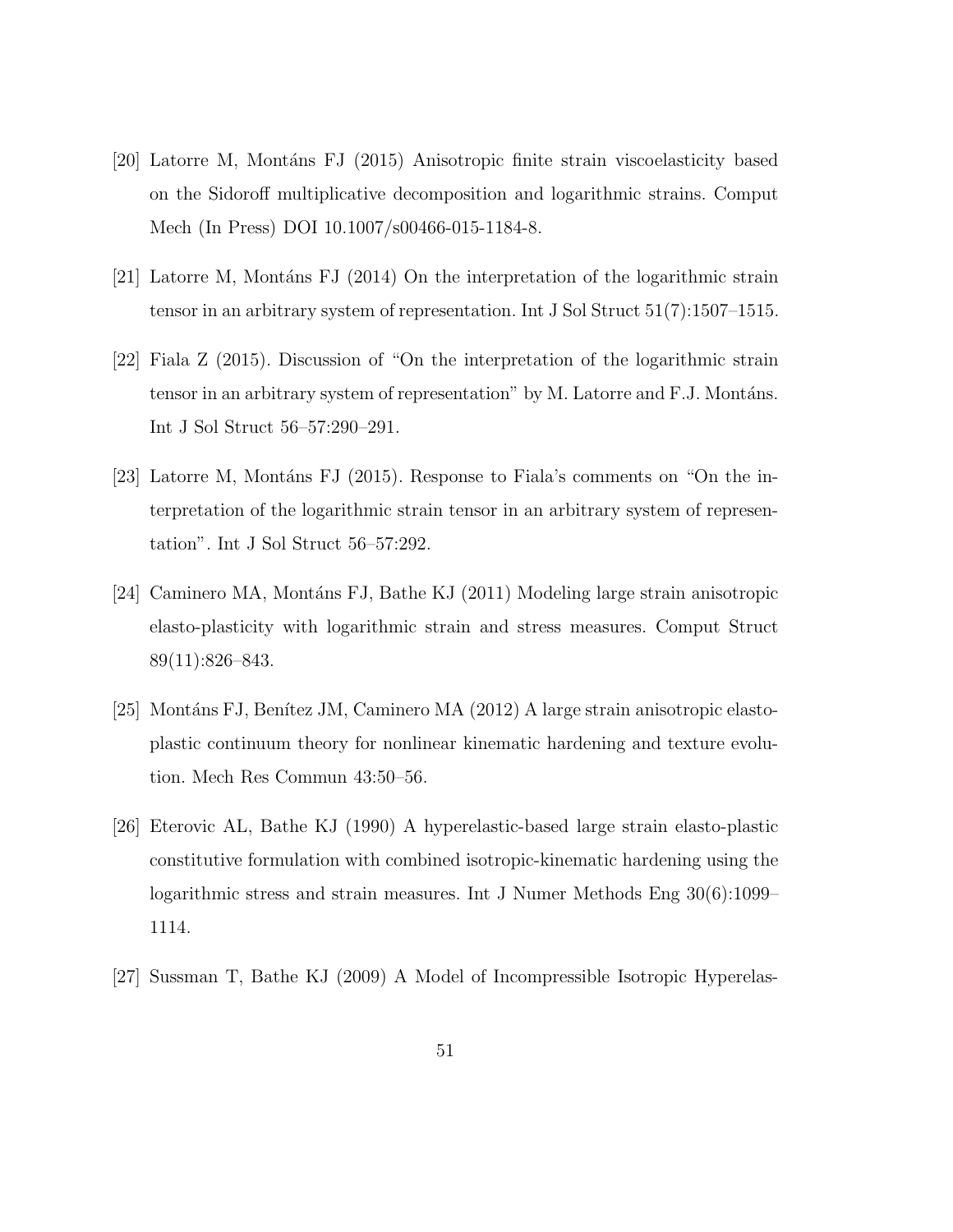[20] Latorre M, Montáns FJ (2015) Anisotropic finite strain viscoelasticity based on the Sidoroff multiplicative decomposition and logarithmic strains. Comput Mech (In Press) DOI 10.1007/s00466-015-1184-8.

[21] Latorre M, Montáns FJ (2014) On the interpretation of the logarithmic strain tensor in an arbitrary system of representation. Int J Sol Struct 51(7):1507–1515.

[22] Fiala Z (2015). Discussion of "On the interpretation of the logarithmic strain tensor in an arbitrary system of representation" by M. Latorre and F.J. Montáns. Int J Sol Struct 56–57:290–291.

[23] Latorre M, Montáns FJ (2015). Response to Fiala's comments on "On the interpretation of the logarithmic strain tensor in an arbitrary system of representation". Int J Sol Struct 56–57:292.

[24] Caminero MA, Montáns FJ, Bathe KJ (2011) Modeling large strain anisotropic elasto-plasticity with logarithmic strain and stress measures. Comput Struct 89(11):826–843.

[25] Montáns FJ, Benítez JM, Caminero MA (2012) A large strain anisotropic elasto-plastic continuum theory for nonlinear kinematic hardening and texture evolution. Mech Res Commun 43:50–56.

[26] Eterovic AL, Bathe KJ (1990) A hyperelastic-based large strain elasto-plastic constitutive formulation with combined isotropic-kinematic hardening using the logarithmic stress and strain measures. Int J Numer Methods Eng 30(6):1099–1114.

[27] Sussman T, Bathe KJ (2009) A Model of Incompressible Isotropic Hyperelas-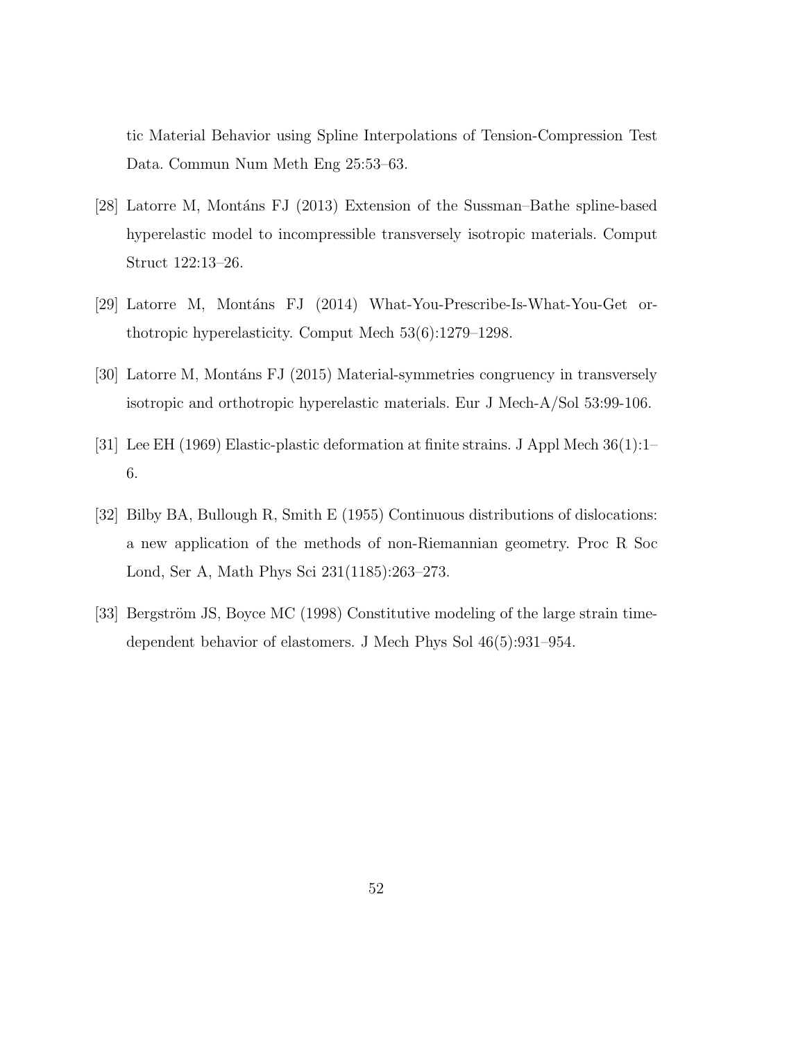tic Material Behavior using Spline Interpolations of Tension-Compression Test Data. Commun Num Meth Eng 25:53–63.

[28] Latorre M, Montáns FJ (2013) Extension of the Sussman–Bathe spline-based hyperelastic model to incompressible transversely isotropic materials. Comput Struct 122:13–26.

[29] Latorre M, Montáns FJ (2014) What-You-Prescribe-Is-What-You-Get orthotropic hyperelasticity. Comput Mech 53(6):1279–1298.

[30] Latorre M, Montáns FJ (2015) Material-symmetries congruency in transversely isotropic and orthotropic hyperelastic materials. Eur J Mech-A/Sol 53:99-106.

[31] Lee EH (1969) Elastic-plastic deformation at finite strains. J Appl Mech 36(1):1–6.

[32] Bilby BA, Bullough R, Smith E (1955) Continuous distributions of dislocations: a new application of the methods of non-Riemannian geometry. Proc R Soc Lond, Ser A, Math Phys Sci 231(1185):263–273.

[33] Bergström JS, Boyce MC (1998) Constitutive modeling of the large strain time-dependent behavior of elastomers. J Mech Phys Sol 46(5):931–954.